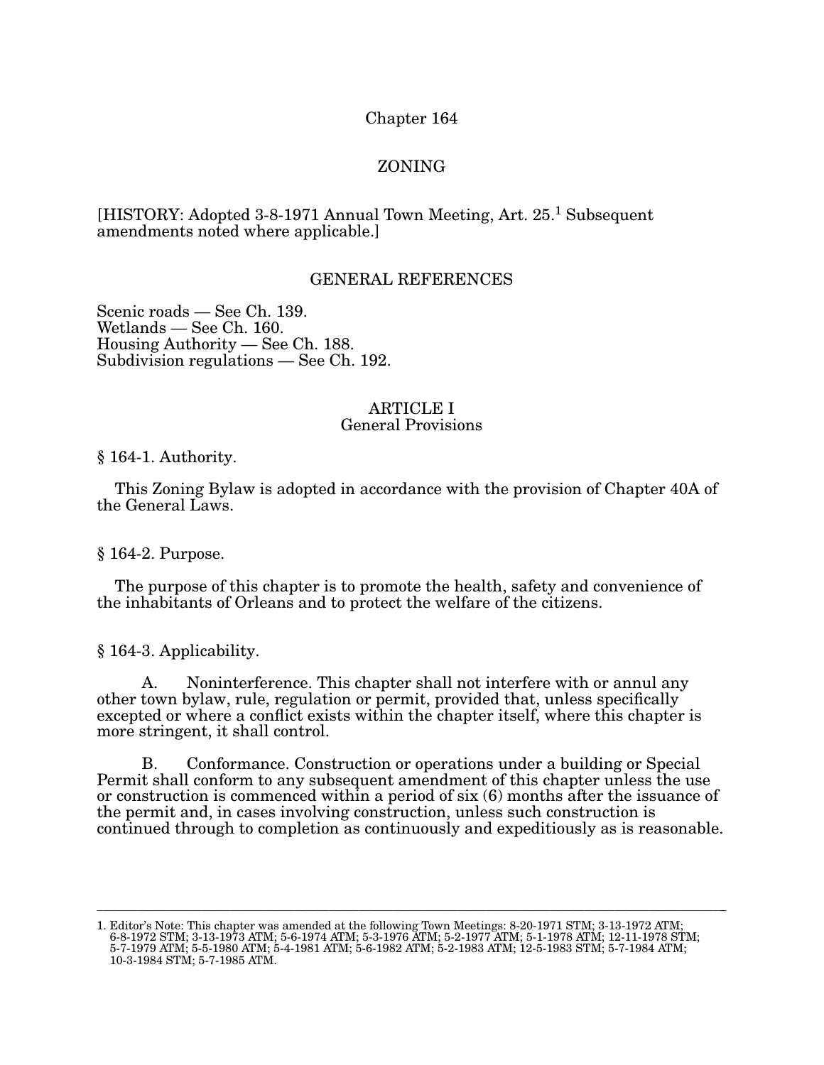# Chapter 164

# ZONING

[HISTORY: Adopted 3-8-1971 Annual Town Meeting, Art. 25.[1] Subsequent amendments noted where applicable.]

## GENERAL REFERENCES

Scenic roads — See Ch. 139.
Wetlands — See Ch. 160.
Housing Authority — See Ch. 188.
Subdivision regulations — See Ch. 192.

## ARTICLE I
## General Provisions

### § 164-1. Authority.

This Zoning Bylaw is adopted in accordance with the provision of Chapter 40A of the General Laws.

### § 164-2. Purpose.

The purpose of this chapter is to promote the health, safety and convenience of the inhabitants of Orleans and to protect the welfare of the citizens.

### § 164-3. Applicability.

A. Noninterference. This chapter shall not interfere with or annul any other town bylaw, rule, regulation or permit, provided that, unless specifically excepted or where a conflict exists within the chapter itself, where this chapter is more stringent, it shall control.

B. Conformance. Construction or operations under a building or Special Permit shall conform to any subsequent amendment of this chapter unless the use or construction is commenced within a period of six (6) months after the issuance of the permit and, in cases involving construction, unless such construction is continued through to completion as continuously and expeditiously as is reasonable.

---

1. Editor's Note: This chapter was amended at the following Town Meetings: 8-20-1971 STM; 3-13-1972 ATM; 6-8-1972 STM; 3-13-1973 ATM; 5-6-1974 ATM; 5-3-1976 ATM; 5-2-1977 ATM; 5-1-1978 ATM; 12-11-1978 STM; 5-7-1979 ATM; 5-5-1980 ATM; 5-4-1981 ATM; 5-6-1982 ATM; 5-2-1983 ATM; 12-5-1983 STM; 5-7-1984 ATM; 10-3-1984 STM; 5-7-1985 ATM.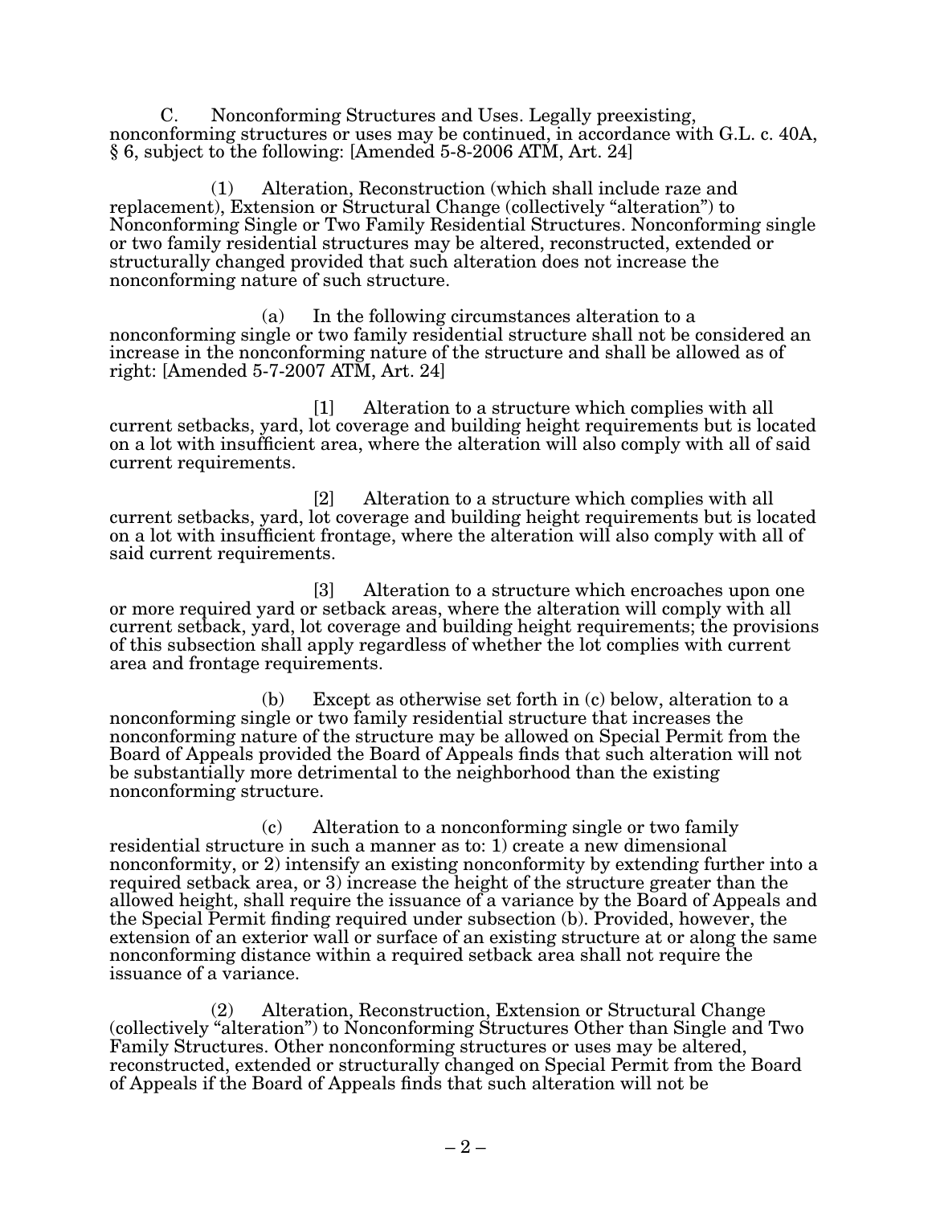C. Nonconforming Structures and Uses. Legally preexisting, nonconforming structures or uses may be continued, in accordance with G.L. c. 40A, § 6, subject to the following: [Amended 5-8-2006 ATM, Art. 24]

(1) Alteration, Reconstruction (which shall include raze and replacement), Extension or Structural Change (collectively "alteration") to Nonconforming Single or Two Family Residential Structures. Nonconforming single or two family residential structures may be altered, reconstructed, extended or structurally changed provided that such alteration does not increase the nonconforming nature of such structure.

(a) In the following circumstances alteration to a nonconforming single or two family residential structure shall not be considered an increase in the nonconforming nature of the structure and shall be allowed as of right: [Amended 5-7-2007 ATM, Art. 24]

[1] Alteration to a structure which complies with all current setbacks, yard, lot coverage and building height requirements but is located on a lot with insufficient area, where the alteration will also comply with all of said current requirements.

[2] Alteration to a structure which complies with all current setbacks, yard, lot coverage and building height requirements but is located on a lot with insufficient frontage, where the alteration will also comply with all of said current requirements.

[3] Alteration to a structure which encroaches upon one or more required yard or setback areas, where the alteration will comply with all current setback, yard, lot coverage and building height requirements; the provisions of this subsection shall apply regardless of whether the lot complies with current area and frontage requirements.

(b) Except as otherwise set forth in (c) below, alteration to a nonconforming single or two family residential structure that increases the nonconforming nature of the structure may be allowed on Special Permit from the Board of Appeals provided the Board of Appeals finds that such alteration will not be substantially more detrimental to the neighborhood than the existing nonconforming structure.

(c) Alteration to a nonconforming single or two family residential structure in such a manner as to: 1) create a new dimensional nonconformity, or 2) intensify an existing nonconformity by extending further into a required setback area, or 3) increase the height of the structure greater than the allowed height, shall require the issuance of a variance by the Board of Appeals and the Special Permit finding required under subsection (b). Provided, however, the extension of an exterior wall or surface of an existing structure at or along the same nonconforming distance within a required setback area shall not require the issuance of a variance.

(2) Alteration, Reconstruction, Extension or Structural Change (collectively "alteration") to Nonconforming Structures Other than Single and Two Family Structures. Other nonconforming structures or uses may be altered, reconstructed, extended or structurally changed on Special Permit from the Board of Appeals if the Board of Appeals finds that such alteration will not be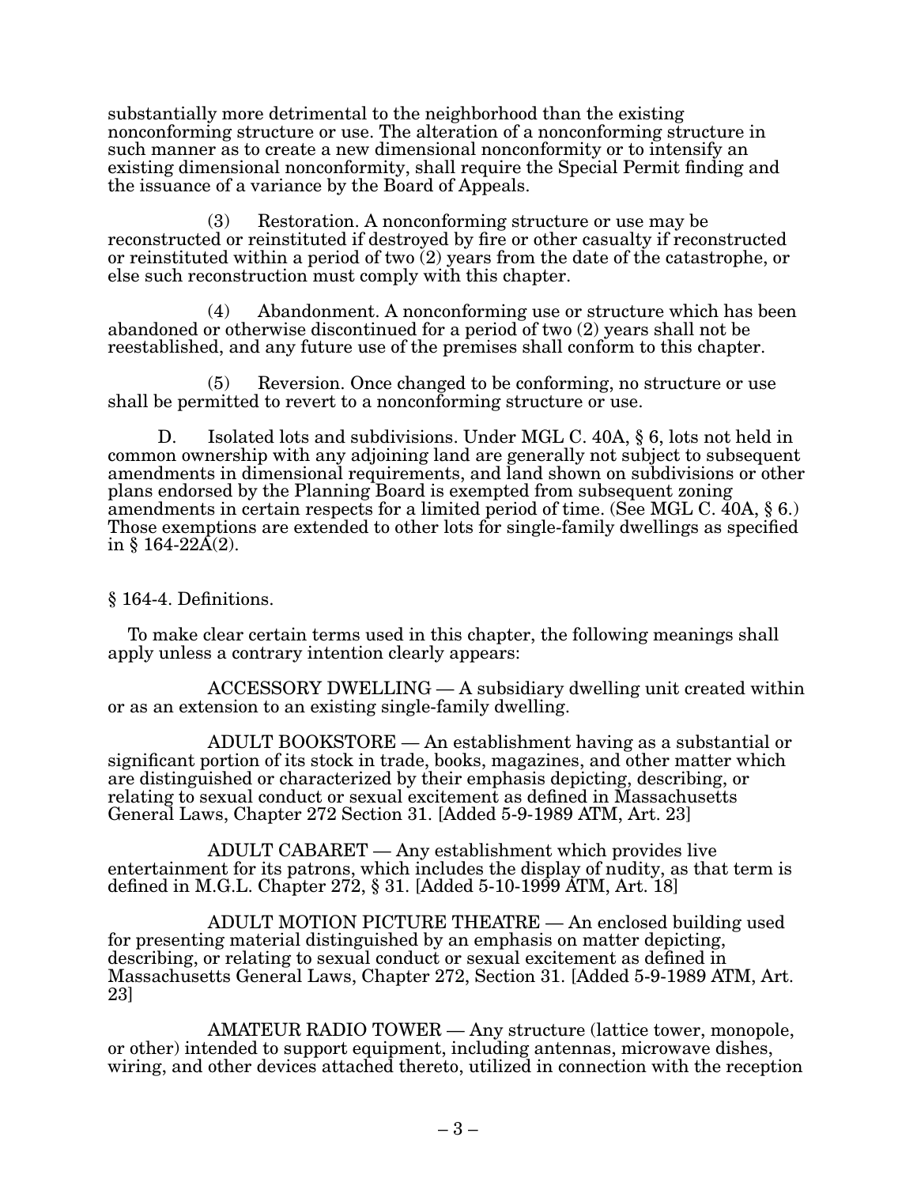substantially more detrimental to the neighborhood than the existing nonconforming structure or use. The alteration of a nonconforming structure in such manner as to create a new dimensional nonconformity or to intensify an existing dimensional nonconformity, shall require the Special Permit finding and the issuance of a variance by the Board of Appeals.

(3) Restoration. A nonconforming structure or use may be reconstructed or reinstituted if destroyed by fire or other casualty if reconstructed or reinstituted within a period of two (2) years from the date of the catastrophe, or else such reconstruction must comply with this chapter.

(4) Abandonment. A nonconforming use or structure which has been abandoned or otherwise discontinued for a period of two (2) years shall not be reestablished, and any future use of the premises shall conform to this chapter.

(5) Reversion. Once changed to be conforming, no structure or use shall be permitted to revert to a nonconforming structure or use.

D. Isolated lots and subdivisions. Under MGL C. 40A, § 6, lots not held in common ownership with any adjoining land are generally not subject to subsequent amendments in dimensional requirements, and land shown on subdivisions or other plans endorsed by the Planning Board is exempted from subsequent zoning amendments in certain respects for a limited period of time. (See MGL C. 40A, § 6.) Those exemptions are extended to other lots for single-family dwellings as specified in § 164-22A(2).

§ 164-4. Definitions.

To make clear certain terms used in this chapter, the following meanings shall apply unless a contrary intention clearly appears:

ACCESSORY DWELLING — A subsidiary dwelling unit created within or as an extension to an existing single-family dwelling.

ADULT BOOKSTORE — An establishment having as a substantial or significant portion of its stock in trade, books, magazines, and other matter which are distinguished or characterized by their emphasis depicting, describing, or relating to sexual conduct or sexual excitement as defined in Massachusetts General Laws, Chapter 272 Section 31. [Added 5-9-1989 ATM, Art. 23]

ADULT CABARET — Any establishment which provides live entertainment for its patrons, which includes the display of nudity, as that term is defined in M.G.L. Chapter 272, § 31. [Added 5-10-1999 ATM, Art. 18]

ADULT MOTION PICTURE THEATRE — An enclosed building used for presenting material distinguished by an emphasis on matter depicting, describing, or relating to sexual conduct or sexual excitement as defined in Massachusetts General Laws, Chapter 272, Section 31. [Added 5-9-1989 ATM, Art. 23]

AMATEUR RADIO TOWER — Any structure (lattice tower, monopole, or other) intended to support equipment, including antennas, microwave dishes, wiring, and other devices attached thereto, utilized in connection with the reception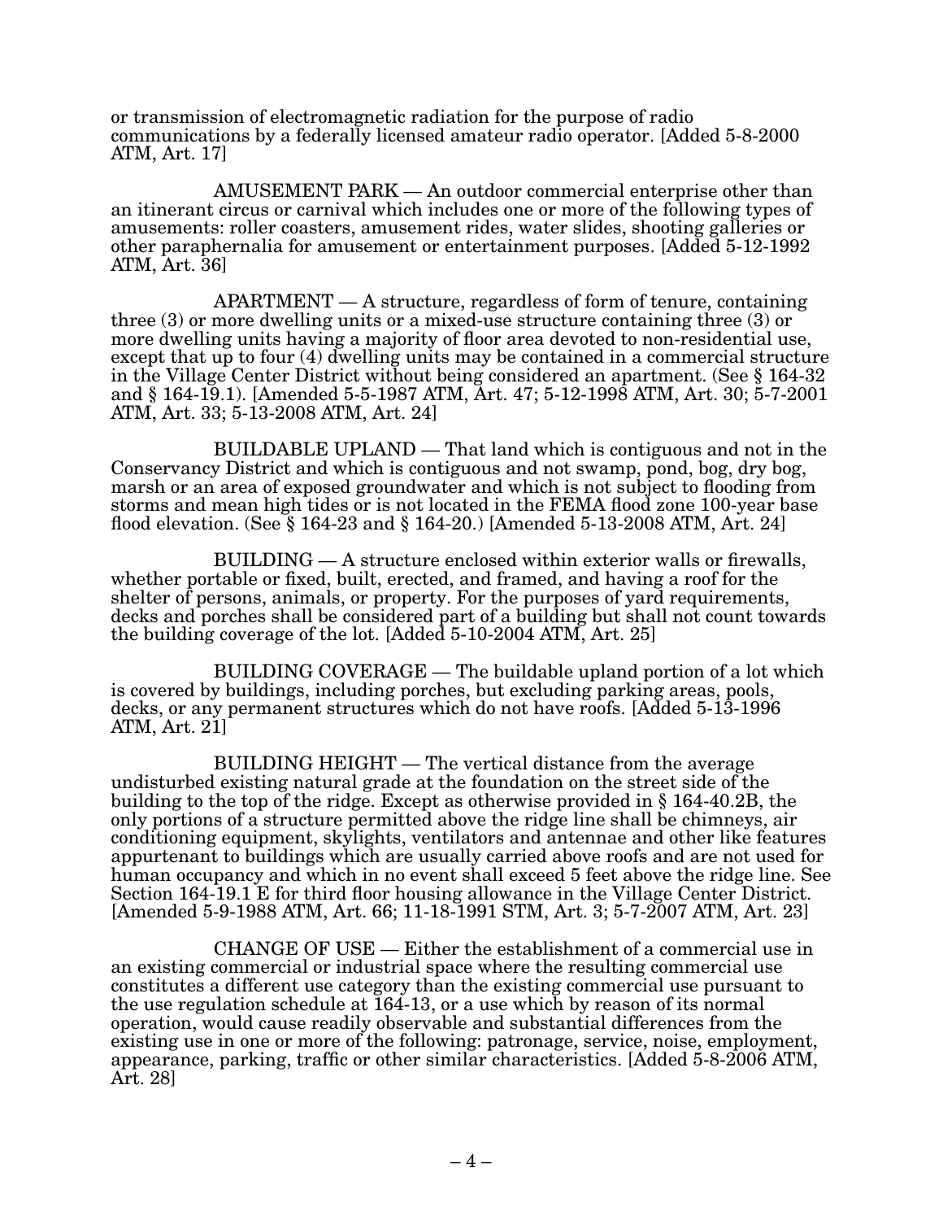or transmission of electromagnetic radiation for the purpose of radio communications by a federally licensed amateur radio operator. [Added 5-8-2000 ATM, Art. 17]

AMUSEMENT PARK — An outdoor commercial enterprise other than an itinerant circus or carnival which includes one or more of the following types of amusements: roller coasters, amusement rides, water slides, shooting galleries or other paraphernalia for amusement or entertainment purposes. [Added 5-12-1992 ATM, Art. 36]

APARTMENT — A structure, regardless of form of tenure, containing three (3) or more dwelling units or a mixed-use structure containing three (3) or more dwelling units having a majority of floor area devoted to non-residential use, except that up to four (4) dwelling units may be contained in a commercial structure in the Village Center District without being considered an apartment. (See § 164-32 and § 164-19.1). [Amended 5-5-1987 ATM, Art. 47; 5-12-1998 ATM, Art. 30; 5-7-2001 ATM, Art. 33; 5-13-2008 ATM, Art. 24]

BUILDABLE UPLAND — That land which is contiguous and not in the Conservancy District and which is contiguous and not swamp, pond, bog, dry bog, marsh or an area of exposed groundwater and which is not subject to flooding from storms and mean high tides or is not located in the FEMA flood zone 100-year base flood elevation. (See § 164-23 and § 164-20.) [Amended 5-13-2008 ATM, Art. 24]

BUILDING — A structure enclosed within exterior walls or firewalls, whether portable or fixed, built, erected, and framed, and having a roof for the shelter of persons, animals, or property. For the purposes of yard requirements, decks and porches shall be considered part of a building but shall not count towards the building coverage of the lot. [Added 5-10-2004 ATM, Art. 25]

BUILDING COVERAGE — The buildable upland portion of a lot which is covered by buildings, including porches, but excluding parking areas, pools, decks, or any permanent structures which do not have roofs. [Added 5-13-1996 ATM, Art. 21]

BUILDING HEIGHT — The vertical distance from the average undisturbed existing natural grade at the foundation on the street side of the building to the top of the ridge. Except as otherwise provided in § 164-40.2B, the only portions of a structure permitted above the ridge line shall be chimneys, air conditioning equipment, skylights, ventilators and antennae and other like features appurtenant to buildings which are usually carried above roofs and are not used for human occupancy and which in no event shall exceed 5 feet above the ridge line. See Section 164-19.1 E for third floor housing allowance in the Village Center District. [Amended 5-9-1988 ATM, Art. 66; 11-18-1991 STM, Art. 3; 5-7-2007 ATM, Art. 23]

CHANGE OF USE — Either the establishment of a commercial use in an existing commercial or industrial space where the resulting commercial use constitutes a different use category than the existing commercial use pursuant to the use regulation schedule at 164-13, or a use which by reason of its normal operation, would cause readily observable and substantial differences from the existing use in one or more of the following: patronage, service, noise, employment, appearance, parking, traffic or other similar characteristics. [Added 5-8-2006 ATM, Art. 28]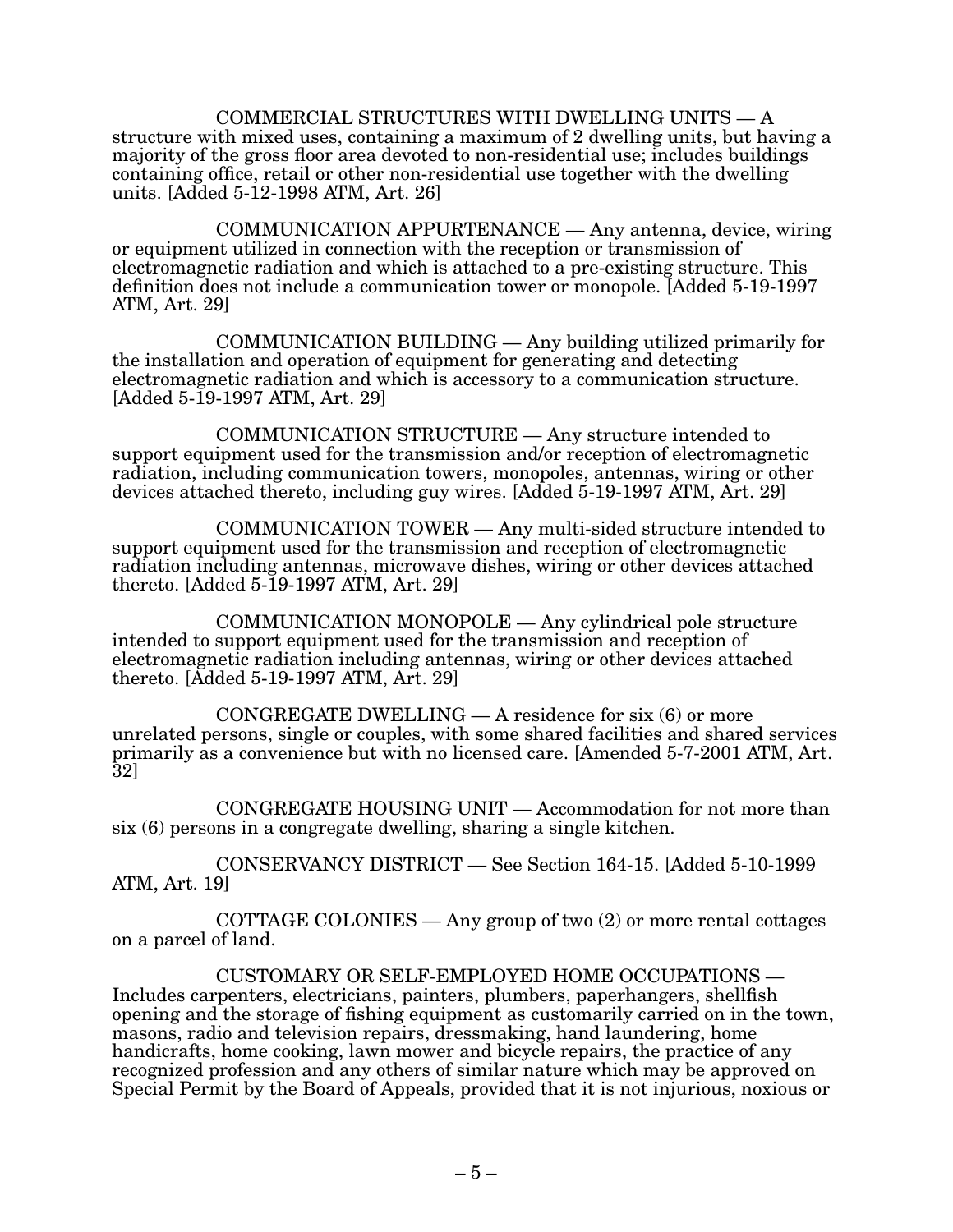COMMERCIAL STRUCTURES WITH DWELLING UNITS — A structure with mixed uses, containing a maximum of 2 dwelling units, but having a majority of the gross floor area devoted to non-residential use; includes buildings containing office, retail or other non-residential use together with the dwelling units. [Added 5-12-1998 ATM, Art. 26]

COMMUNICATION APPURTENANCE — Any antenna, device, wiring or equipment utilized in connection with the reception or transmission of electromagnetic radiation and which is attached to a pre-existing structure. This definition does not include a communication tower or monopole. [Added 5-19-1997 ATM, Art. 29]

COMMUNICATION BUILDING — Any building utilized primarily for the installation and operation of equipment for generating and detecting electromagnetic radiation and which is accessory to a communication structure. [Added 5-19-1997 ATM, Art. 29]

COMMUNICATION STRUCTURE — Any structure intended to support equipment used for the transmission and/or reception of electromagnetic radiation, including communication towers, monopoles, antennas, wiring or other devices attached thereto, including guy wires. [Added 5-19-1997 ATM, Art. 29]

COMMUNICATION TOWER — Any multi-sided structure intended to support equipment used for the transmission and reception of electromagnetic radiation including antennas, microwave dishes, wiring or other devices attached thereto. [Added 5-19-1997 ATM, Art. 29]

COMMUNICATION MONOPOLE — Any cylindrical pole structure intended to support equipment used for the transmission and reception of electromagnetic radiation including antennas, wiring or other devices attached thereto. [Added 5-19-1997 ATM, Art. 29]

CONGREGATE DWELLING — A residence for six (6) or more unrelated persons, single or couples, with some shared facilities and shared services primarily as a convenience but with no licensed care. [Amended 5-7-2001 ATM, Art. 32]

CONGREGATE HOUSING UNIT — Accommodation for not more than six (6) persons in a congregate dwelling, sharing a single kitchen.

CONSERVANCY DISTRICT — See Section 164-15. [Added 5-10-1999 ATM, Art. 19]

COTTAGE COLONIES — Any group of two (2) or more rental cottages on a parcel of land.

CUSTOMARY OR SELF-EMPLOYED HOME OCCUPATIONS — Includes carpenters, electricians, painters, plumbers, paperhangers, shellfish opening and the storage of fishing equipment as customarily carried on in the town, masons, radio and television repairs, dressmaking, hand laundering, home handicrafts, home cooking, lawn mower and bicycle repairs, the practice of any recognized profession and any others of similar nature which may be approved on Special Permit by the Board of Appeals, provided that it is not injurious, noxious or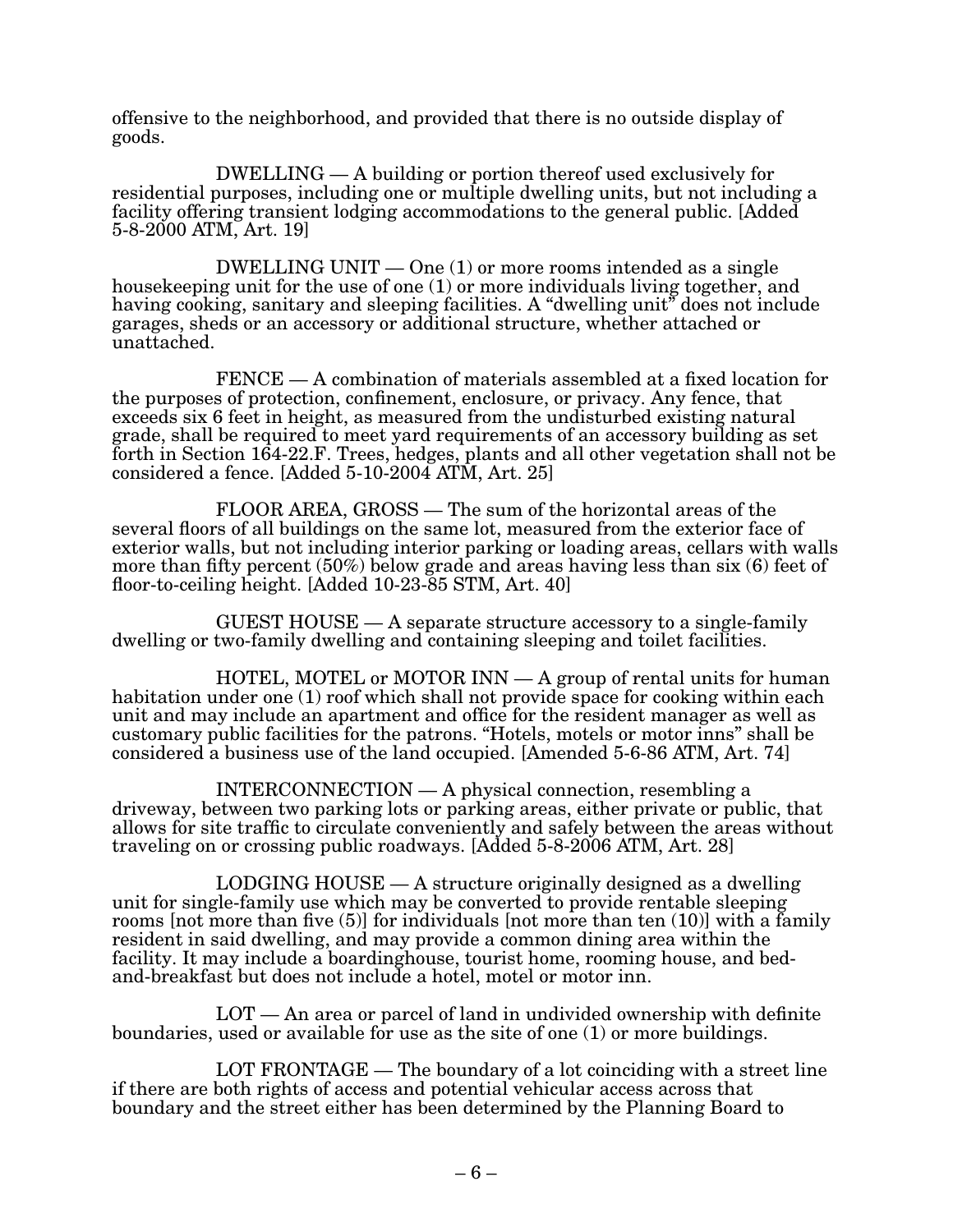offensive to the neighborhood, and provided that there is no outside display of goods.

DWELLING — A building or portion thereof used exclusively for residential purposes, including one or multiple dwelling units, but not including a facility offering transient lodging accommodations to the general public. [Added 5-8-2000 ATM, Art. 19]

DWELLING UNIT — One (1) or more rooms intended as a single housekeeping unit for the use of one (1) or more individuals living together, and having cooking, sanitary and sleeping facilities. A "dwelling unit" does not include garages, sheds or an accessory or additional structure, whether attached or unattached.

FENCE — A combination of materials assembled at a fixed location for the purposes of protection, confinement, enclosure, or privacy. Any fence, that exceeds six 6 feet in height, as measured from the undisturbed existing natural grade, shall be required to meet yard requirements of an accessory building as set forth in Section 164-22.F. Trees, hedges, plants and all other vegetation shall not be considered a fence. [Added 5-10-2004 ATM, Art. 25]

FLOOR AREA, GROSS — The sum of the horizontal areas of the several floors of all buildings on the same lot, measured from the exterior face of exterior walls, but not including interior parking or loading areas, cellars with walls more than fifty percent (50%) below grade and areas having less than six (6) feet of floor-to-ceiling height. [Added 10-23-85 STM, Art. 40]

GUEST HOUSE — A separate structure accessory to a single-family dwelling or two-family dwelling and containing sleeping and toilet facilities.

HOTEL, MOTEL or MOTOR INN — A group of rental units for human habitation under one (1) roof which shall not provide space for cooking within each unit and may include an apartment and office for the resident manager as well as customary public facilities for the patrons. "Hotels, motels or motor inns" shall be considered a business use of the land occupied. [Amended 5-6-86 ATM, Art. 74]

INTERCONNECTION — A physical connection, resembling a driveway, between two parking lots or parking areas, either private or public, that allows for site traffic to circulate conveniently and safely between the areas without traveling on or crossing public roadways. [Added 5-8-2006 ATM, Art. 28]

LODGING HOUSE — A structure originally designed as a dwelling unit for single-family use which may be converted to provide rentable sleeping rooms [not more than five (5)] for individuals [not more than ten (10)] with a family resident in said dwelling, and may provide a common dining area within the facility. It may include a boardinghouse, tourist home, rooming house, and bed-and-breakfast but does not include a hotel, motel or motor inn.

LOT — An area or parcel of land in undivided ownership with definite boundaries, used or available for use as the site of one (1) or more buildings.

LOT FRONTAGE — The boundary of a lot coinciding with a street line if there are both rights of access and potential vehicular access across that boundary and the street either has been determined by the Planning Board to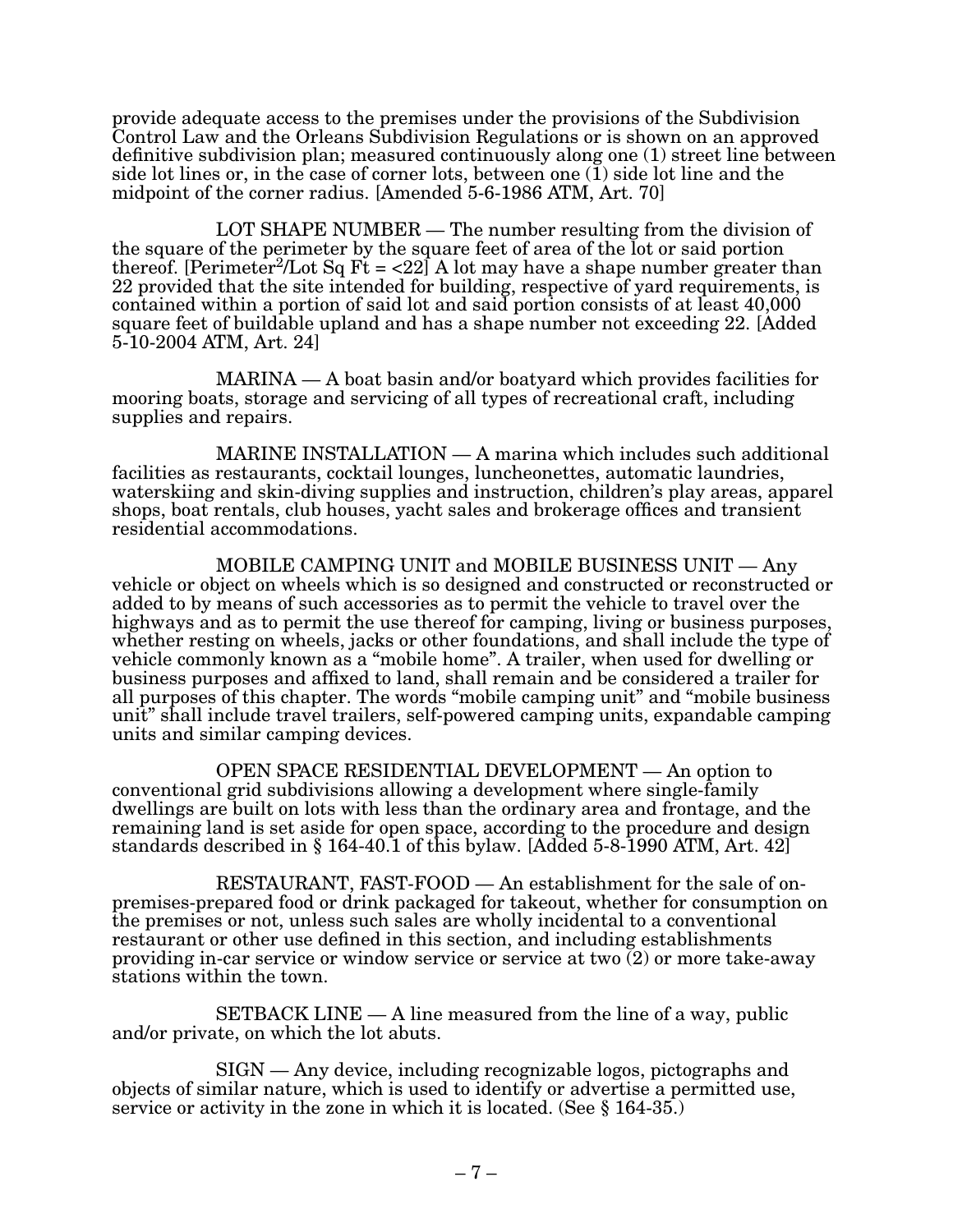provide adequate access to the premises under the provisions of the Subdivision Control Law and the Orleans Subdivision Regulations or is shown on an approved definitive subdivision plan; measured continuously along one (1) street line between side lot lines or, in the case of corner lots, between one (1) side lot line and the midpoint of the corner radius. [Amended 5-6-1986 ATM, Art. 70]

LOT SHAPE NUMBER — The number resulting from the division of the square of the perimeter by the square feet of area of the lot or said portion thereof. [$\text{Perimeter}^2/\text{Lot Sq Ft} = <22$] A lot may have a shape number greater than 22 provided that the site intended for building, respective of yard requirements, is contained within a portion of said lot and said portion consists of at least 40,000 square feet of buildable upland and has a shape number not exceeding 22. [Added 5-10-2004 ATM, Art. 24]

MARINA — A boat basin and/or boatyard which provides facilities for mooring boats, storage and servicing of all types of recreational craft, including supplies and repairs.

MARINE INSTALLATION — A marina which includes such additional facilities as restaurants, cocktail lounges, luncheonettes, automatic laundries, waterskiing and skin-diving supplies and instruction, children's play areas, apparel shops, boat rentals, club houses, yacht sales and brokerage offices and transient residential accommodations.

MOBILE CAMPING UNIT and MOBILE BUSINESS UNIT — Any vehicle or object on wheels which is so designed and constructed or reconstructed or added to by means of such accessories as to permit the vehicle to travel over the highways and as to permit the use thereof for camping, living or business purposes, whether resting on wheels, jacks or other foundations, and shall include the type of vehicle commonly known as a "mobile home". A trailer, when used for dwelling or business purposes and affixed to land, shall remain and be considered a trailer for all purposes of this chapter. The words "mobile camping unit" and "mobile business unit" shall include travel trailers, self-powered camping units, expandable camping units and similar camping devices.

OPEN SPACE RESIDENTIAL DEVELOPMENT — An option to conventional grid subdivisions allowing a development where single-family dwellings are built on lots with less than the ordinary area and frontage, and the remaining land is set aside for open space, according to the procedure and design standards described in § 164-40.1 of this bylaw. [Added 5-8-1990 ATM, Art. 42]

RESTAURANT, FAST-FOOD — An establishment for the sale of on-premises-prepared food or drink packaged for takeout, whether for consumption on the premises or not, unless such sales are wholly incidental to a conventional restaurant or other use defined in this section, and including establishments providing in-car service or window service or service at two (2) or more take-away stations within the town.

SETBACK LINE — A line measured from the line of a way, public and/or private, on which the lot abuts.

SIGN — Any device, including recognizable logos, pictographs and objects of similar nature, which is used to identify or advertise a permitted use, service or activity in the zone in which it is located. (See § 164-35.)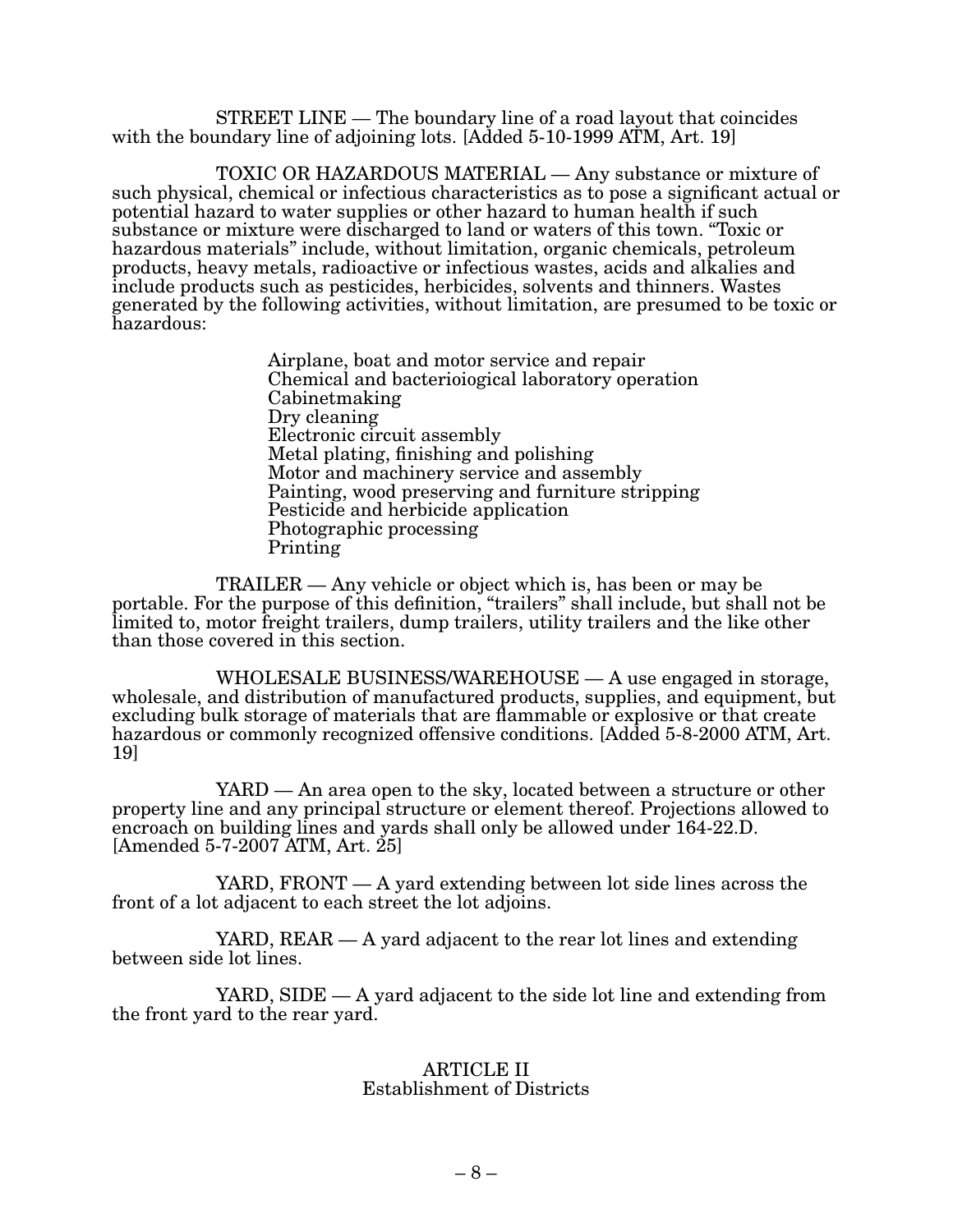STREET LINE — The boundary line of a road layout that coincides with the boundary line of adjoining lots. [Added 5-10-1999 ATM, Art. 19]

TOXIC OR HAZARDOUS MATERIAL — Any substance or mixture of such physical, chemical or infectious characteristics as to pose a significant actual or potential hazard to water supplies or other hazard to human health if such substance or mixture were discharged to land or waters of this town. "Toxic or hazardous materials" include, without limitation, organic chemicals, petroleum products, heavy metals, radioactive or infectious wastes, acids and alkalies and include products such as pesticides, herbicides, solvents and thinners. Wastes generated by the following activities, without limitation, are presumed to be toxic or hazardous:

Airplane, boat and motor service and repair
Chemical and bacterioiogical laboratory operation
Cabinetmaking
Dry cleaning
Electronic circuit assembly
Metal plating, finishing and polishing
Motor and machinery service and assembly
Painting, wood preserving and furniture stripping
Pesticide and herbicide application
Photographic processing
Printing

TRAILER — Any vehicle or object which is, has been or may be portable. For the purpose of this definition, "trailers" shall include, but shall not be limited to, motor freight trailers, dump trailers, utility trailers and the like other than those covered in this section.

WHOLESALE BUSINESS/WAREHOUSE — A use engaged in storage, wholesale, and distribution of manufactured products, supplies, and equipment, but excluding bulk storage of materials that are flammable or explosive or that create hazardous or commonly recognized offensive conditions. [Added 5-8-2000 ATM, Art. 19]

YARD — An area open to the sky, located between a structure or other property line and any principal structure or element thereof. Projections allowed to encroach on building lines and yards shall only be allowed under 164-22.D. [Amended 5-7-2007 ATM, Art. 25]

YARD, FRONT — A yard extending between lot side lines across the front of a lot adjacent to each street the lot adjoins.

YARD, REAR — A yard adjacent to the rear lot lines and extending between side lot lines.

YARD, SIDE — A yard adjacent to the side lot line and extending from the front yard to the rear yard.

## ARTICLE II
## Establishment of Districts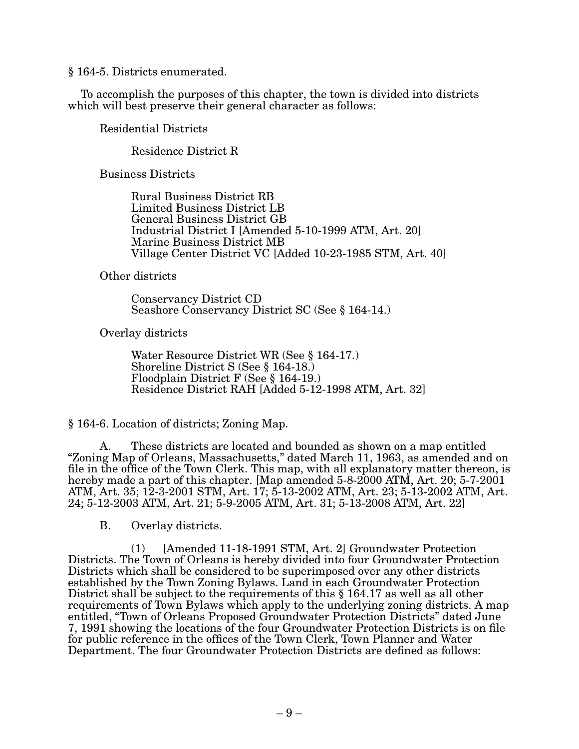§ 164-5. Districts enumerated.

To accomplish the purposes of this chapter, the town is divided into districts which will best preserve their general character as follows:

Residential Districts

Residence District R

Business Districts

Rural Business District RB
Limited Business District LB
General Business District GB
Industrial District I [Amended 5-10-1999 ATM, Art. 20]
Marine Business District MB
Village Center District VC [Added 10-23-1985 STM, Art. 40]

Other districts

Conservancy District CD
Seashore Conservancy District SC (See § 164-14.)

Overlay districts

Water Resource District WR (See § 164-17.)
Shoreline District S (See § 164-18.)
Floodplain District F (See § 164-19.)
Residence District RAH [Added 5-12-1998 ATM, Art. 32]

§ 164-6. Location of districts; Zoning Map.

A. These districts are located and bounded as shown on a map entitled "Zoning Map of Orleans, Massachusetts," dated March 11, 1963, as amended and on file in the office of the Town Clerk. This map, with all explanatory matter thereon, is hereby made a part of this chapter. [Map amended 5-8-2000 ATM, Art. 20; 5-7-2001 ATM, Art. 35; 12-3-2001 STM, Art. 17; 5-13-2002 ATM, Art. 23; 5-13-2002 ATM, Art. 24; 5-12-2003 ATM, Art. 21; 5-9-2005 ATM, Art. 31; 5-13-2008 ATM, Art. 22]

B. Overlay districts.

(1) [Amended 11-18-1991 STM, Art. 2] Groundwater Protection Districts. The Town of Orleans is hereby divided into four Groundwater Protection Districts which shall be considered to be superimposed over any other districts established by the Town Zoning Bylaws. Land in each Groundwater Protection District shall be subject to the requirements of this § 164.17 as well as all other requirements of Town Bylaws which apply to the underlying zoning districts. A map entitled, "Town of Orleans Proposed Groundwater Protection Districts" dated June 7, 1991 showing the locations of the four Groundwater Protection Districts is on file for public reference in the offices of the Town Clerk, Town Planner and Water Department. The four Groundwater Protection Districts are defined as follows: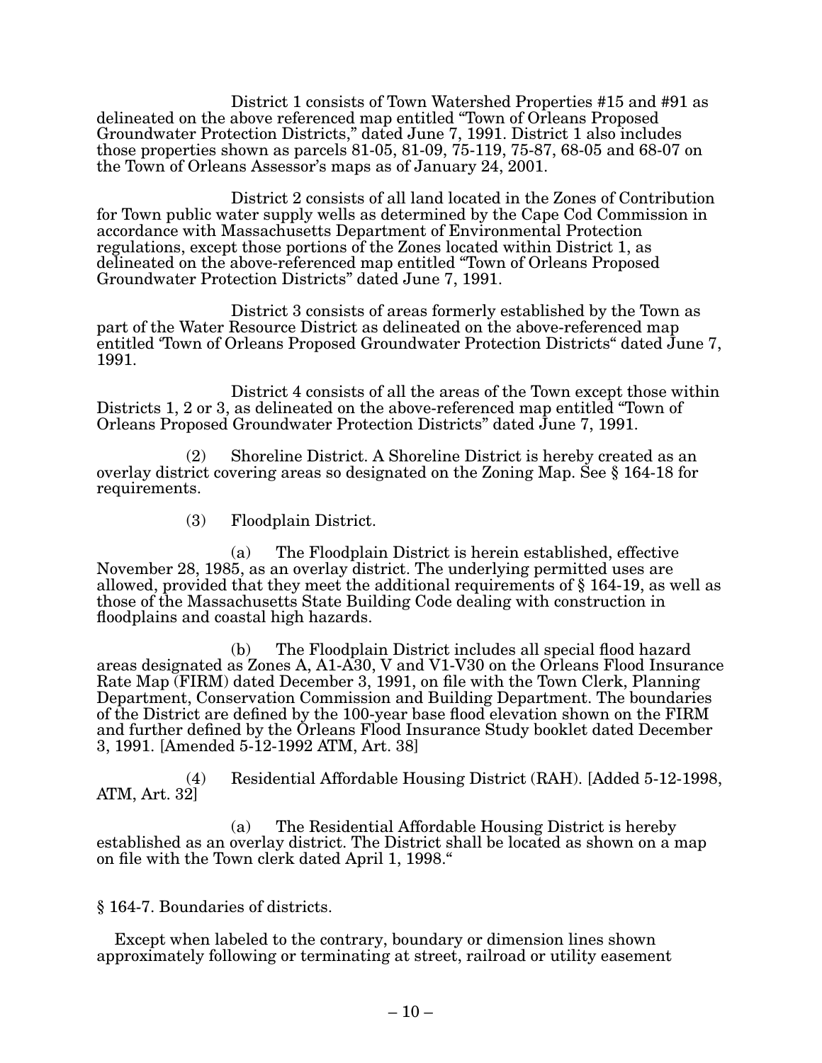District 1 consists of Town Watershed Properties #15 and #91 as delineated on the above referenced map entitled "Town of Orleans Proposed Groundwater Protection Districts," dated June 7, 1991. District 1 also includes those properties shown as parcels 81-05, 81-09, 75-119, 75-87, 68-05 and 68-07 on the Town of Orleans Assessor's maps as of January 24, 2001.

District 2 consists of all land located in the Zones of Contribution for Town public water supply wells as determined by the Cape Cod Commission in accordance with Massachusetts Department of Environmental Protection regulations, except those portions of the Zones located within District 1, as delineated on the above-referenced map entitled "Town of Orleans Proposed Groundwater Protection Districts" dated June 7, 1991.

District 3 consists of areas formerly established by the Town as part of the Water Resource District as delineated on the above-referenced map entitled 'Town of Orleans Proposed Groundwater Protection Districts" dated June 7, 1991.

District 4 consists of all the areas of the Town except those within Districts 1, 2 or 3, as delineated on the above-referenced map entitled "Town of Orleans Proposed Groundwater Protection Districts" dated June 7, 1991.

(2) Shoreline District. A Shoreline District is hereby created as an overlay district covering areas so designated on the Zoning Map. See § 164-18 for requirements.

(3) Floodplain District.

(a) The Floodplain District is herein established, effective November 28, 1985, as an overlay district. The underlying permitted uses are allowed, provided that they meet the additional requirements of § 164-19, as well as those of the Massachusetts State Building Code dealing with construction in floodplains and coastal high hazards.

(b) The Floodplain District includes all special flood hazard areas designated as Zones A, A1-A30, V and V1-V30 on the Orleans Flood Insurance Rate Map (FIRM) dated December 3, 1991, on file with the Town Clerk, Planning Department, Conservation Commission and Building Department. The boundaries of the District are defined by the 100-year base flood elevation shown on the FIRM and further defined by the Orleans Flood Insurance Study booklet dated December 3, 1991. [Amended 5-12-1992 ATM, Art. 38]

(4) Residential Affordable Housing District (RAH). [Added 5-12-1998, ATM, Art. 32]

(a) The Residential Affordable Housing District is hereby established as an overlay district. The District shall be located as shown on a map on file with the Town clerk dated April 1, 1998."

§ 164-7. Boundaries of districts.

Except when labeled to the contrary, boundary or dimension lines shown approximately following or terminating at street, railroad or utility easement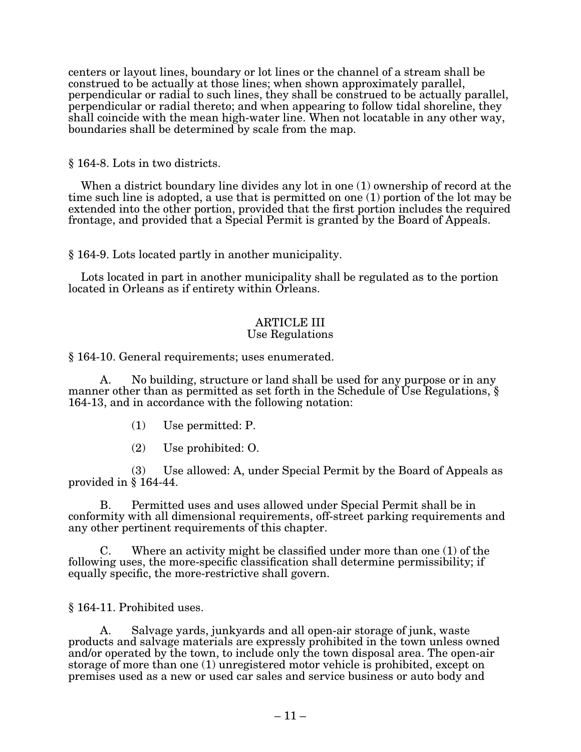centers or layout lines, boundary or lot lines or the channel of a stream shall be construed to be actually at those lines; when shown approximately parallel, perpendicular or radial to such lines, they shall be construed to be actually parallel, perpendicular or radial thereto; and when appearing to follow tidal shoreline, they shall coincide with the mean high-water line. When not locatable in any other way, boundaries shall be determined by scale from the map.

§ 164-8. Lots in two districts.

When a district boundary line divides any lot in one (1) ownership of record at the time such line is adopted, a use that is permitted on one (1) portion of the lot may be extended into the other portion, provided that the first portion includes the required frontage, and provided that a Special Permit is granted by the Board of Appeals.

§ 164-9. Lots located partly in another municipality.

Lots located in part in another municipality shall be regulated as to the portion located in Orleans as if entirety within Orleans.

## ARTICLE III
## Use Regulations

§ 164-10. General requirements; uses enumerated.

A. No building, structure or land shall be used for any purpose or in any manner other than as permitted as set forth in the Schedule of Use Regulations, § 164-13, and in accordance with the following notation:

(1) Use permitted: P.

(2) Use prohibited: O.

(3) Use allowed: A, under Special Permit by the Board of Appeals as provided in § 164-44.

B. Permitted uses and uses allowed under Special Permit shall be in conformity with all dimensional requirements, off-street parking requirements and any other pertinent requirements of this chapter.

C. Where an activity might be classified under more than one (1) of the following uses, the more-specific classification shall determine permissibility; if equally specific, the more-restrictive shall govern.

§ 164-11. Prohibited uses.

A. Salvage yards, junkyards and all open-air storage of junk, waste products and salvage materials are expressly prohibited in the town unless owned and/or operated by the town, to include only the town disposal area. The open-air storage of more than one (1) unregistered motor vehicle is prohibited, except on premises used as a new or used car sales and service business or auto body and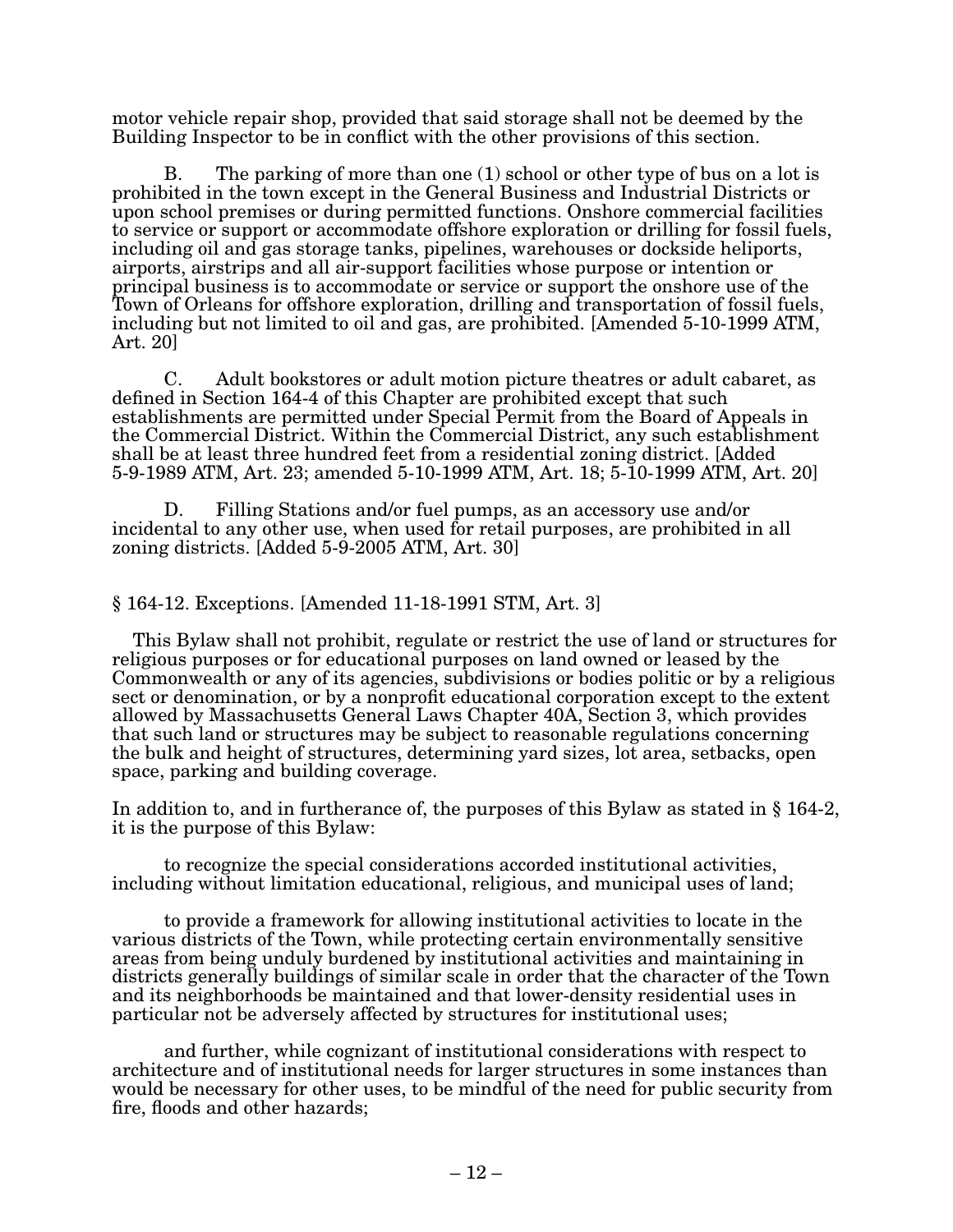motor vehicle repair shop, provided that said storage shall not be deemed by the Building Inspector to be in conflict with the other provisions of this section.

B. The parking of more than one (1) school or other type of bus on a lot is prohibited in the town except in the General Business and Industrial Districts or upon school premises or during permitted functions. Onshore commercial facilities to service or support or accommodate offshore exploration or drilling for fossil fuels, including oil and gas storage tanks, pipelines, warehouses or dockside heliports, airports, airstrips and all air-support facilities whose purpose or intention or principal business is to accommodate or service or support the onshore use of the Town of Orleans for offshore exploration, drilling and transportation of fossil fuels, including but not limited to oil and gas, are prohibited. [Amended 5-10-1999 ATM, Art. 20]

C. Adult bookstores or adult motion picture theatres or adult cabaret, as defined in Section 164-4 of this Chapter are prohibited except that such establishments are permitted under Special Permit from the Board of Appeals in the Commercial District. Within the Commercial District, any such establishment shall be at least three hundred feet from a residential zoning district. [Added 5-9-1989 ATM, Art. 23; amended 5-10-1999 ATM, Art. 18; 5-10-1999 ATM, Art. 20]

D. Filling Stations and/or fuel pumps, as an accessory use and/or incidental to any other use, when used for retail purposes, are prohibited in all zoning districts. [Added 5-9-2005 ATM, Art. 30]

## § 164-12. Exceptions. [Amended 11-18-1991 STM, Art. 3]

This Bylaw shall not prohibit, regulate or restrict the use of land or structures for religious purposes or for educational purposes on land owned or leased by the Commonwealth or any of its agencies, subdivisions or bodies politic or by a religious sect or denomination, or by a nonprofit educational corporation except to the extent allowed by Massachusetts General Laws Chapter 40A, Section 3, which provides that such land or structures may be subject to reasonable regulations concerning the bulk and height of structures, determining yard sizes, lot area, setbacks, open space, parking and building coverage.

In addition to, and in furtherance of, the purposes of this Bylaw as stated in § 164-2, it is the purpose of this Bylaw:

to recognize the special considerations accorded institutional activities, including without limitation educational, religious, and municipal uses of land;

to provide a framework for allowing institutional activities to locate in the various districts of the Town, while protecting certain environmentally sensitive areas from being unduly burdened by institutional activities and maintaining in districts generally buildings of similar scale in order that the character of the Town and its neighborhoods be maintained and that lower-density residential uses in particular not be adversely affected by structures for institutional uses;

and further, while cognizant of institutional considerations with respect to architecture and of institutional needs for larger structures in some instances than would be necessary for other uses, to be mindful of the need for public security from fire, floods and other hazards;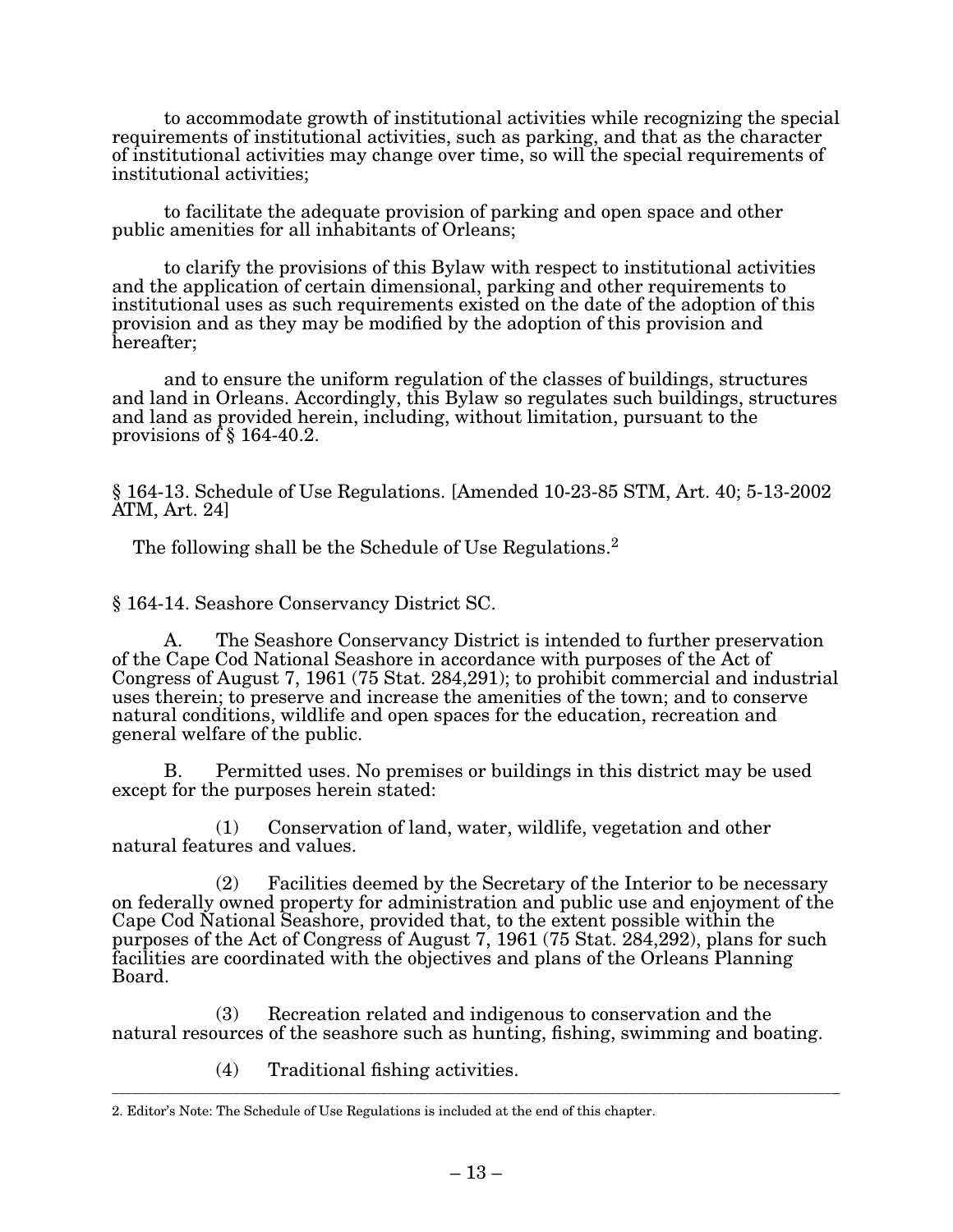to accommodate growth of institutional activities while recognizing the special requirements of institutional activities, such as parking, and that as the character of institutional activities may change over time, so will the special requirements of institutional activities;

to facilitate the adequate provision of parking and open space and other public amenities for all inhabitants of Orleans;

to clarify the provisions of this Bylaw with respect to institutional activities and the application of certain dimensional, parking and other requirements to institutional uses as such requirements existed on the date of the adoption of this provision and as they may be modified by the adoption of this provision and hereafter;

and to ensure the uniform regulation of the classes of buildings, structures and land in Orleans. Accordingly, this Bylaw so regulates such buildings, structures and land as provided herein, including, without limitation, pursuant to the provisions of § 164-40.2.

§ 164-13. Schedule of Use Regulations. [Amended 10-23-85 STM, Art. 40; 5-13-2002 ATM, Art. 24]

The following shall be the Schedule of Use Regulations.[2]

§ 164-14. Seashore Conservancy District SC.

A. The Seashore Conservancy District is intended to further preservation of the Cape Cod National Seashore in accordance with purposes of the Act of Congress of August 7, 1961 (75 Stat. 284,291); to prohibit commercial and industrial uses therein; to preserve and increase the amenities of the town; and to conserve natural conditions, wildlife and open spaces for the education, recreation and general welfare of the public.

B. Permitted uses. No premises or buildings in this district may be used except for the purposes herein stated:

(1) Conservation of land, water, wildlife, vegetation and other natural features and values.

(2) Facilities deemed by the Secretary of the Interior to be necessary on federally owned property for administration and public use and enjoyment of the Cape Cod National Seashore, provided that, to the extent possible within the purposes of the Act of Congress of August 7, 1961 (75 Stat. 284,292), plans for such facilities are coordinated with the objectives and plans of the Orleans Planning Board.

(3) Recreation related and indigenous to conservation and the natural resources of the seashore such as hunting, fishing, swimming and boating.

(4) Traditional fishing activities.

---

2. Editor's Note: The Schedule of Use Regulations is included at the end of this chapter.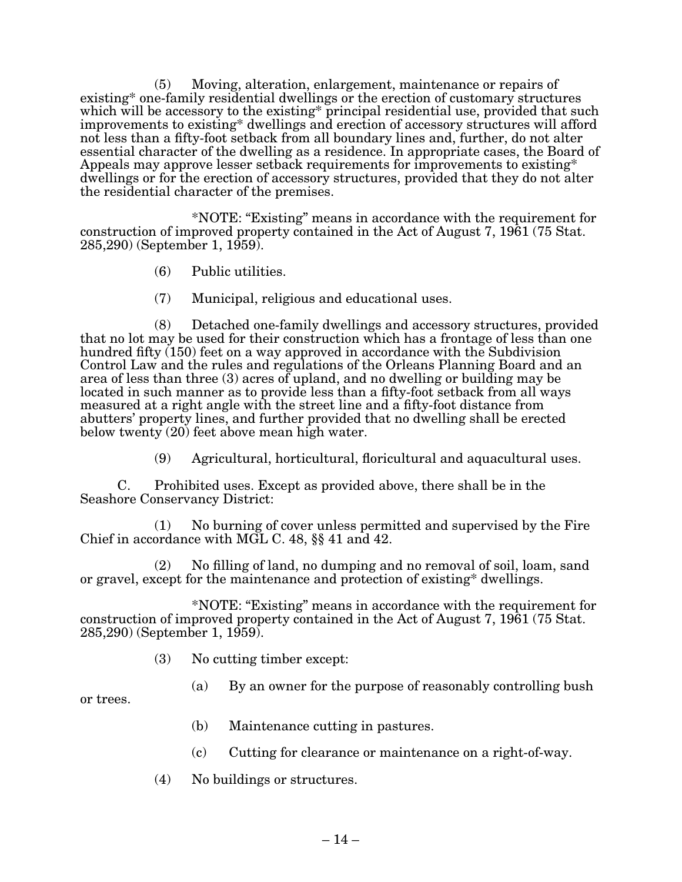(5) Moving, alteration, enlargement, maintenance or repairs of existing* one-family residential dwellings or the erection of customary structures which will be accessory to the existing* principal residential use, provided that such improvements to existing* dwellings and erection of accessory structures will afford not less than a fifty-foot setback from all boundary lines and, further, do not alter essential character of the dwelling as a residence. In appropriate cases, the Board of Appeals may approve lesser setback requirements for improvements to existing* dwellings or for the erection of accessory structures, provided that they do not alter the residential character of the premises.

*NOTE: "Existing" means in accordance with the requirement for construction of improved property contained in the Act of August 7, 1961 (75 Stat. 285,290) (September 1, 1959).

(6) Public utilities.

(7) Municipal, religious and educational uses.

(8) Detached one-family dwellings and accessory structures, provided that no lot may be used for their construction which has a frontage of less than one hundred fifty (150) feet on a way approved in accordance with the Subdivision Control Law and the rules and regulations of the Orleans Planning Board and an area of less than three (3) acres of upland, and no dwelling or building may be located in such manner as to provide less than a fifty-foot setback from all ways measured at a right angle with the street line and a fifty-foot distance from abutters' property lines, and further provided that no dwelling shall be erected below twenty (20) feet above mean high water.

(9) Agricultural, horticultural, floricultural and aquacultural uses.

C. Prohibited uses. Except as provided above, there shall be in the Seashore Conservancy District:

(1) No burning of cover unless permitted and supervised by the Fire Chief in accordance with MGL C. 48, §§ 41 and 42.

(2) No filling of land, no dumping and no removal of soil, loam, sand or gravel, except for the maintenance and protection of existing* dwellings.

*NOTE: "Existing" means in accordance with the requirement for construction of improved property contained in the Act of August 7, 1961 (75 Stat. 285,290) (September 1, 1959).

(3) No cutting timber except:

(a) By an owner for the purpose of reasonably controlling bush or trees.

(b) Maintenance cutting in pastures.

(c) Cutting for clearance or maintenance on a right-of-way.

(4) No buildings or structures.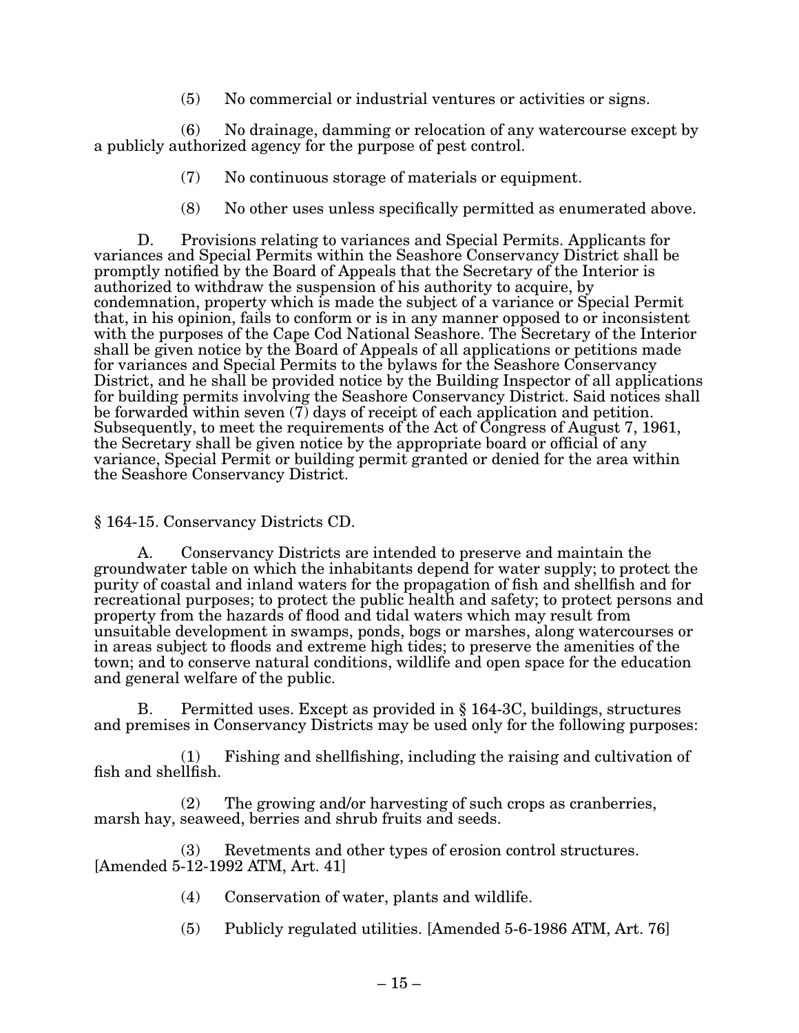(5) No commercial or industrial ventures or activities or signs.

(6) No drainage, damming or relocation of any watercourse except by a publicly authorized agency for the purpose of pest control.

(7) No continuous storage of materials or equipment.

(8) No other uses unless specifically permitted as enumerated above.

D. Provisions relating to variances and Special Permits. Applicants for variances and Special Permits within the Seashore Conservancy District shall be promptly notified by the Board of Appeals that the Secretary of the Interior is authorized to withdraw the suspension of his authority to acquire, by condemnation, property which is made the subject of a variance or Special Permit that, in his opinion, fails to conform or is in any manner opposed to or inconsistent with the purposes of the Cape Cod National Seashore. The Secretary of the Interior shall be given notice by the Board of Appeals of all applications or petitions made for variances and Special Permits to the bylaws for the Seashore Conservancy District, and he shall be provided notice by the Building Inspector of all applications for building permits involving the Seashore Conservancy District. Said notices shall be forwarded within seven (7) days of receipt of each application and petition. Subsequently, to meet the requirements of the Act of Congress of August 7, 1961, the Secretary shall be given notice by the appropriate board or official of any variance, Special Permit or building permit granted or denied for the area within the Seashore Conservancy District.

## § 164-15. Conservancy Districts CD.

A. Conservancy Districts are intended to preserve and maintain the groundwater table on which the inhabitants depend for water supply; to protect the purity of coastal and inland waters for the propagation of fish and shellfish and for recreational purposes; to protect the public health and safety; to protect persons and property from the hazards of flood and tidal waters which may result from unsuitable development in swamps, ponds, bogs or marshes, along watercourses or in areas subject to floods and extreme high tides; to preserve the amenities of the town; and to conserve natural conditions, wildlife and open space for the education and general welfare of the public.

B. Permitted uses. Except as provided in § 164-3C, buildings, structures and premises in Conservancy Districts may be used only for the following purposes:

(1) Fishing and shellfishing, including the raising and cultivation of fish and shellfish.

(2) The growing and/or harvesting of such crops as cranberries, marsh hay, seaweed, berries and shrub fruits and seeds.

(3) Revetments and other types of erosion control structures. [Amended 5-12-1992 ATM, Art. 41]

(4) Conservation of water, plants and wildlife.

(5) Publicly regulated utilities. [Amended 5-6-1986 ATM, Art. 76]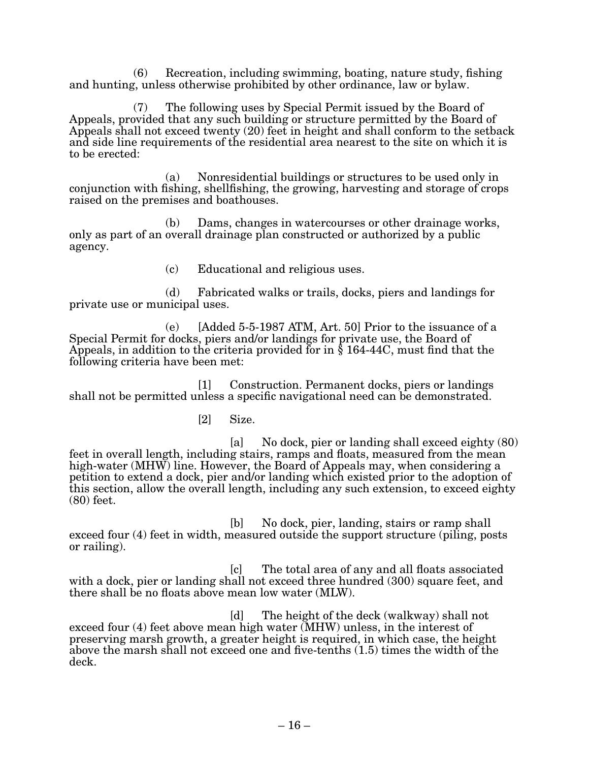(6) Recreation, including swimming, boating, nature study, fishing and hunting, unless otherwise prohibited by other ordinance, law or bylaw.

(7) The following uses by Special Permit issued by the Board of Appeals, provided that any such building or structure permitted by the Board of Appeals shall not exceed twenty (20) feet in height and shall conform to the setback and side line requirements of the residential area nearest to the site on which it is to be erected:

(a) Nonresidential buildings or structures to be used only in conjunction with fishing, shellfishing, the growing, harvesting and storage of crops raised on the premises and boathouses.

(b) Dams, changes in watercourses or other drainage works, only as part of an overall drainage plan constructed or authorized by a public agency.

(c) Educational and religious uses.

(d) Fabricated walks or trails, docks, piers and landings for private use or municipal uses.

(e) [Added 5-5-1987 ATM, Art. 50] Prior to the issuance of a Special Permit for docks, piers and/or landings for private use, the Board of Appeals, in addition to the criteria provided for in § 164-44C, must find that the following criteria have been met:

[1] Construction. Permanent docks, piers or landings shall not be permitted unless a specific navigational need can be demonstrated.

[2] Size.

[a] No dock, pier or landing shall exceed eighty (80) feet in overall length, including stairs, ramps and floats, measured from the mean high-water (MHW) line. However, the Board of Appeals may, when considering a petition to extend a dock, pier and/or landing which existed prior to the adoption of this section, allow the overall length, including any such extension, to exceed eighty (80) feet.

[b] No dock, pier, landing, stairs or ramp shall exceed four (4) feet in width, measured outside the support structure (piling, posts or railing).

[c] The total area of any and all floats associated with a dock, pier or landing shall not exceed three hundred (300) square feet, and there shall be no floats above mean low water (MLW).

[d] The height of the deck (walkway) shall not exceed four (4) feet above mean high water (MHW) unless, in the interest of preserving marsh growth, a greater height is required, in which case, the height above the marsh shall not exceed one and five-tenths (1.5) times the width of the deck.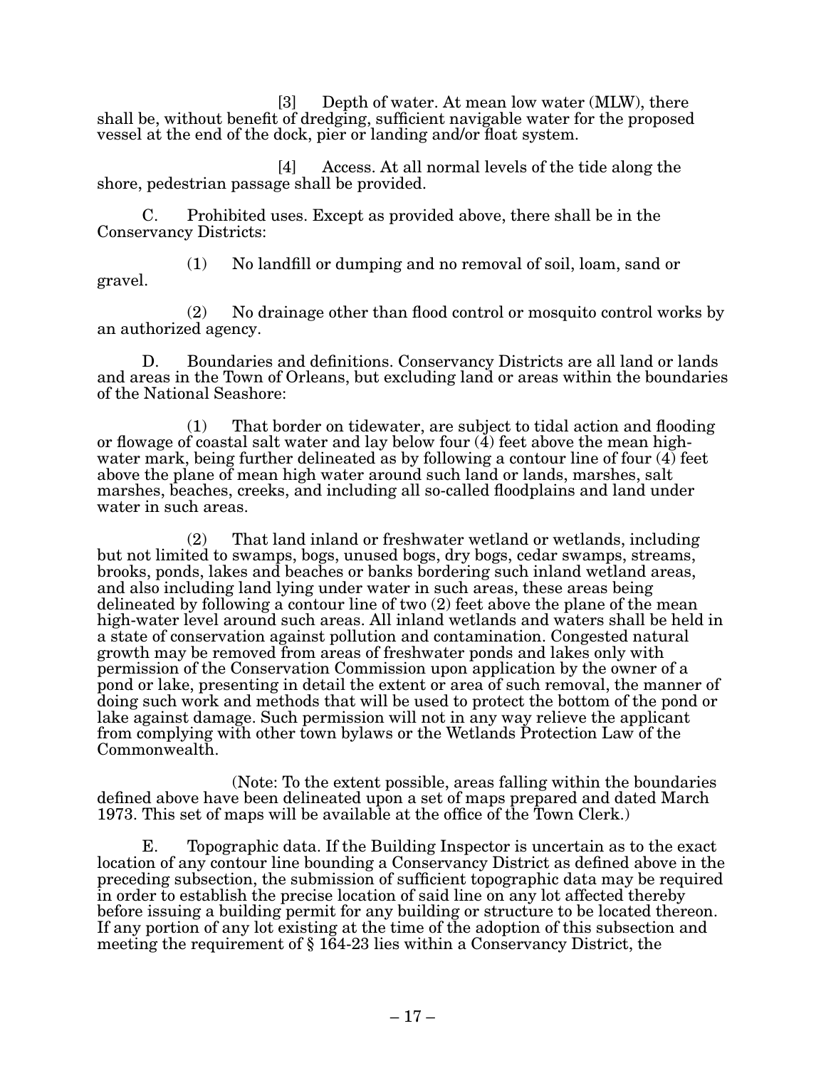[3] Depth of water. At mean low water (MLW), there shall be, without benefit of dredging, sufficient navigable water for the proposed vessel at the end of the dock, pier or landing and/or float system.

[4] Access. At all normal levels of the tide along the shore, pedestrian passage shall be provided.

C. Prohibited uses. Except as provided above, there shall be in the Conservancy Districts:

(1) No landfill or dumping and no removal of soil, loam, sand or gravel.

(2) No drainage other than flood control or mosquito control works by an authorized agency.

D. Boundaries and definitions. Conservancy Districts are all land or lands and areas in the Town of Orleans, but excluding land or areas within the boundaries of the National Seashore:

(1) That border on tidewater, are subject to tidal action and flooding or flowage of coastal salt water and lay below four (4) feet above the mean high-water mark, being further delineated as by following a contour line of four (4) feet above the plane of mean high water around such land or lands, marshes, salt marshes, beaches, creeks, and including all so-called floodplains and land under water in such areas.

(2) That land inland or freshwater wetland or wetlands, including but not limited to swamps, bogs, unused bogs, dry bogs, cedar swamps, streams, brooks, ponds, lakes and beaches or banks bordering such inland wetland areas, and also including land lying under water in such areas, these areas being delineated by following a contour line of two (2) feet above the plane of the mean high-water level around such areas. All inland wetlands and waters shall be held in a state of conservation against pollution and contamination. Congested natural growth may be removed from areas of freshwater ponds and lakes only with permission of the Conservation Commission upon application by the owner of a pond or lake, presenting in detail the extent or area of such removal, the manner of doing such work and methods that will be used to protect the bottom of the pond or lake against damage. Such permission will not in any way relieve the applicant from complying with other town bylaws or the Wetlands Protection Law of the Commonwealth.

(Note: To the extent possible, areas falling within the boundaries defined above have been delineated upon a set of maps prepared and dated March 1973. This set of maps will be available at the office of the Town Clerk.)

E. Topographic data. If the Building Inspector is uncertain as to the exact location of any contour line bounding a Conservancy District as defined above in the preceding subsection, the submission of sufficient topographic data may be required in order to establish the precise location of said line on any lot affected thereby before issuing a building permit for any building or structure to be located thereon. If any portion of any lot existing at the time of the adoption of this subsection and meeting the requirement of § 164-23 lies within a Conservancy District, the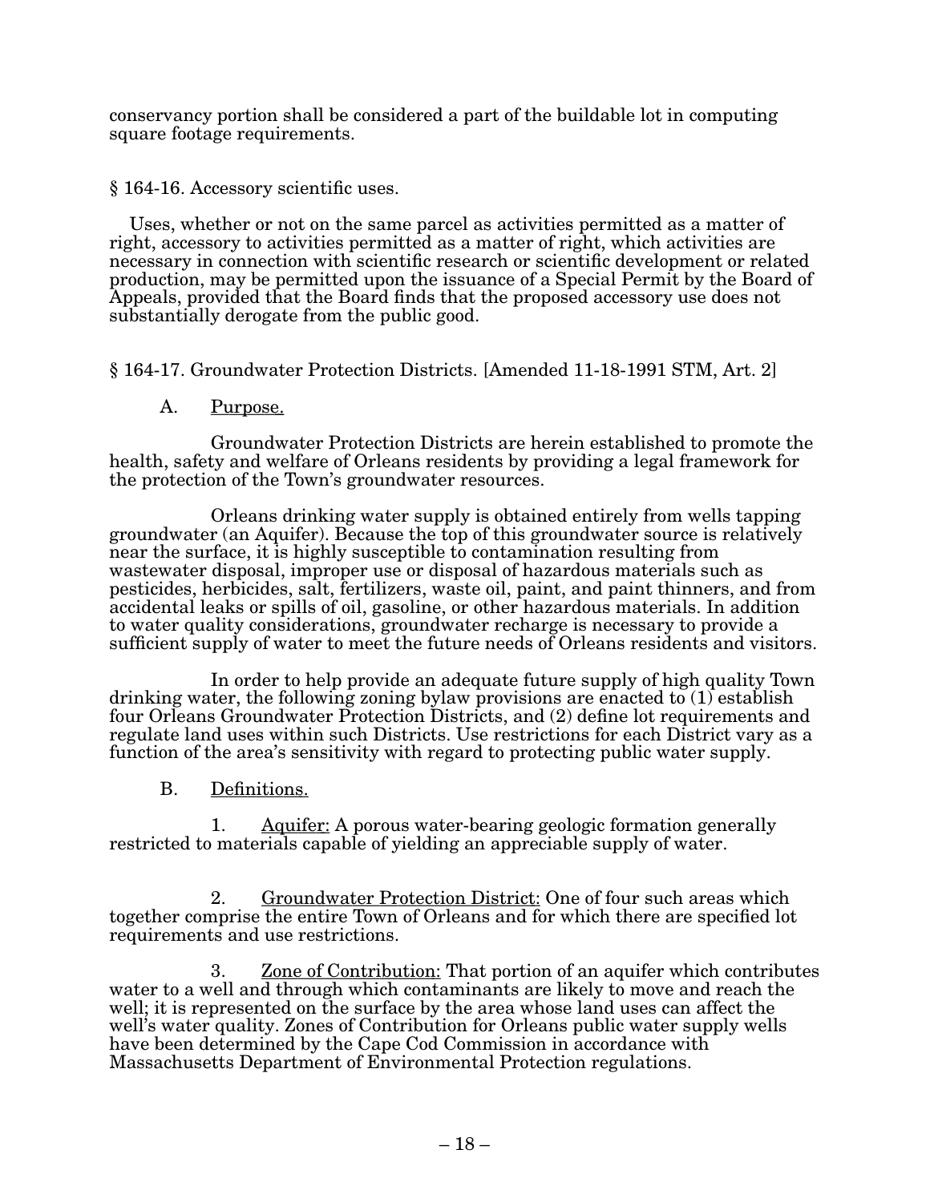conservancy portion shall be considered a part of the buildable lot in computing square footage requirements.

## § 164-16. Accessory scientific uses.

Uses, whether or not on the same parcel as activities permitted as a matter of right, accessory to activities permitted as a matter of right, which activities are necessary in connection with scientific research or scientific development or related production, may be permitted upon the issuance of a Special Permit by the Board of Appeals, provided that the Board finds that the proposed accessory use does not substantially derogate from the public good.

## § 164-17. Groundwater Protection Districts. [Amended 11-18-1991 STM, Art. 2]

### A. Purpose.

Groundwater Protection Districts are herein established to promote the health, safety and welfare of Orleans residents by providing a legal framework for the protection of the Town's groundwater resources.

Orleans drinking water supply is obtained entirely from wells tapping groundwater (an Aquifer). Because the top of this groundwater source is relatively near the surface, it is highly susceptible to contamination resulting from wastewater disposal, improper use or disposal of hazardous materials such as pesticides, herbicides, salt, fertilizers, waste oil, paint, and paint thinners, and from accidental leaks or spills of oil, gasoline, or other hazardous materials. In addition to water quality considerations, groundwater recharge is necessary to provide a sufficient supply of water to meet the future needs of Orleans residents and visitors.

In order to help provide an adequate future supply of high quality Town drinking water, the following zoning bylaw provisions are enacted to (1) establish four Orleans Groundwater Protection Districts, and (2) define lot requirements and regulate land uses within such Districts. Use restrictions for each District vary as a function of the area's sensitivity with regard to protecting public water supply.

### B. Definitions.

1. Aquifer: A porous water-bearing geologic formation generally restricted to materials capable of yielding an appreciable supply of water.

2. Groundwater Protection District: One of four such areas which together comprise the entire Town of Orleans and for which there are specified lot requirements and use restrictions.

3. Zone of Contribution: That portion of an aquifer which contributes water to a well and through which contaminants are likely to move and reach the well; it is represented on the surface by the area whose land uses can affect the well's water quality. Zones of Contribution for Orleans public water supply wells have been determined by the Cape Cod Commission in accordance with Massachusetts Department of Environmental Protection regulations.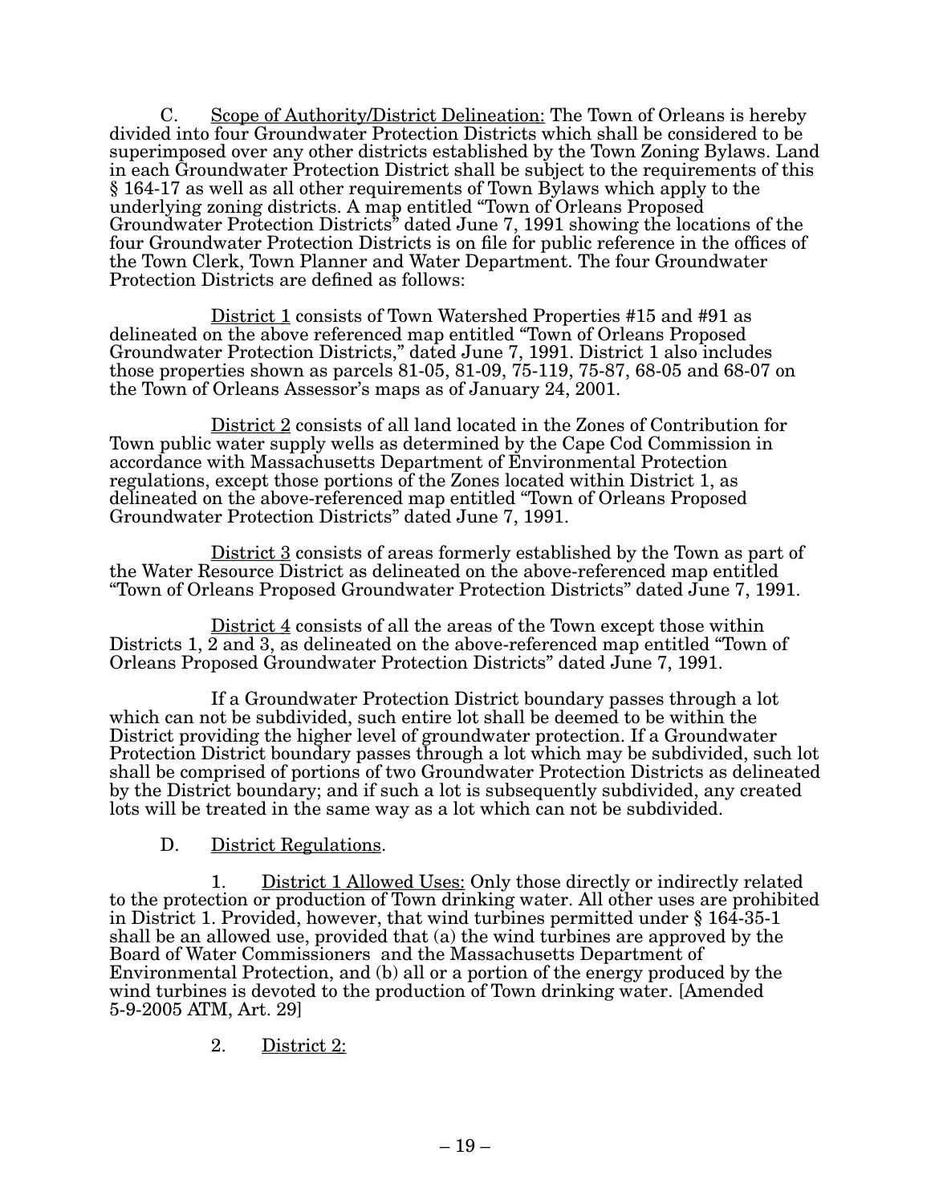C. Scope of Authority/District Delineation: The Town of Orleans is hereby divided into four Groundwater Protection Districts which shall be considered to be superimposed over any other districts established by the Town Zoning Bylaws. Land in each Groundwater Protection District shall be subject to the requirements of this § 164-17 as well as all other requirements of Town Bylaws which apply to the underlying zoning districts. A map entitled "Town of Orleans Proposed Groundwater Protection Districts" dated June 7, 1991 showing the locations of the four Groundwater Protection Districts is on file for public reference in the offices of the Town Clerk, Town Planner and Water Department. The four Groundwater Protection Districts are defined as follows:

District 1 consists of Town Watershed Properties #15 and #91 as delineated on the above referenced map entitled "Town of Orleans Proposed Groundwater Protection Districts," dated June 7, 1991. District 1 also includes those properties shown as parcels 81-05, 81-09, 75-119, 75-87, 68-05 and 68-07 on the Town of Orleans Assessor's maps as of January 24, 2001.

District 2 consists of all land located in the Zones of Contribution for Town public water supply wells as determined by the Cape Cod Commission in accordance with Massachusetts Department of Environmental Protection regulations, except those portions of the Zones located within District 1, as delineated on the above-referenced map entitled "Town of Orleans Proposed Groundwater Protection Districts" dated June 7, 1991.

District 3 consists of areas formerly established by the Town as part of the Water Resource District as delineated on the above-referenced map entitled "Town of Orleans Proposed Groundwater Protection Districts" dated June 7, 1991.

District 4 consists of all the areas of the Town except those within Districts 1, 2 and 3, as delineated on the above-referenced map entitled "Town of Orleans Proposed Groundwater Protection Districts" dated June 7, 1991.

If a Groundwater Protection District boundary passes through a lot which can not be subdivided, such entire lot shall be deemed to be within the District providing the higher level of groundwater protection. If a Groundwater Protection District boundary passes through a lot which may be subdivided, such lot shall be comprised of portions of two Groundwater Protection Districts as delineated by the District boundary; and if such a lot is subsequently subdivided, any created lots will be treated in the same way as a lot which can not be subdivided.

D. District Regulations.

1. District 1 Allowed Uses: Only those directly or indirectly related to the protection or production of Town drinking water. All other uses are prohibited in District 1. Provided, however, that wind turbines permitted under § 164-35-1 shall be an allowed use, provided that (a) the wind turbines are approved by the Board of Water Commissioners and the Massachusetts Department of Environmental Protection, and (b) all or a portion of the energy produced by the wind turbines is devoted to the production of Town drinking water. [Amended 5-9-2005 ATM, Art. 29]

2. District 2: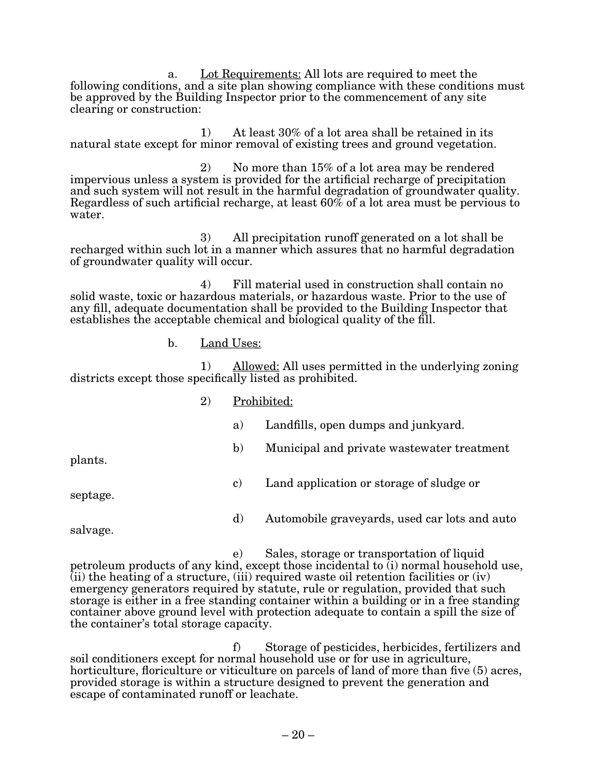a. Lot Requirements: All lots are required to meet the following conditions, and a site plan showing compliance with these conditions must be approved by the Building Inspector prior to the commencement of any site clearing or construction:

1) At least 30% of a lot area shall be retained in its natural state except for minor removal of existing trees and ground vegetation.

2) No more than 15% of a lot area may be rendered impervious unless a system is provided for the artificial recharge of precipitation and such system will not result in the harmful degradation of groundwater quality. Regardless of such artificial recharge, at least 60% of a lot area must be pervious to water.

3) All precipitation runoff generated on a lot shall be recharged within such lot in a manner which assures that no harmful degradation of groundwater quality will occur.

4) Fill material used in construction shall contain no solid waste, toxic or hazardous materials, or hazardous waste. Prior to the use of any fill, adequate documentation shall be provided to the Building Inspector that establishes the acceptable chemical and biological quality of the fill.

b. Land Uses:

1) Allowed: All uses permitted in the underlying zoning districts except those specifically listed as prohibited.

2) Prohibited:

a) Landfills, open dumps and junkyard.

b) Municipal and private wastewater treatment plants.

c) Land application or storage of sludge or septage.

d) Automobile graveyards, used car lots and auto salvage.

e) Sales, storage or transportation of liquid petroleum products of any kind, except those incidental to (i) normal household use, (ii) the heating of a structure, (iii) required waste oil retention facilities or (iv) emergency generators required by statute, rule or regulation, provided that such storage is either in a free standing container within a building or in a free standing container above ground level with protection adequate to contain a spill the size of the container's total storage capacity.

f) Storage of pesticides, herbicides, fertilizers and soil conditioners except for normal household use or for use in agriculture, horticulture, floriculture or viticulture on parcels of land of more than five (5) acres, provided storage is within a structure designed to prevent the generation and escape of contaminated runoff or leachate.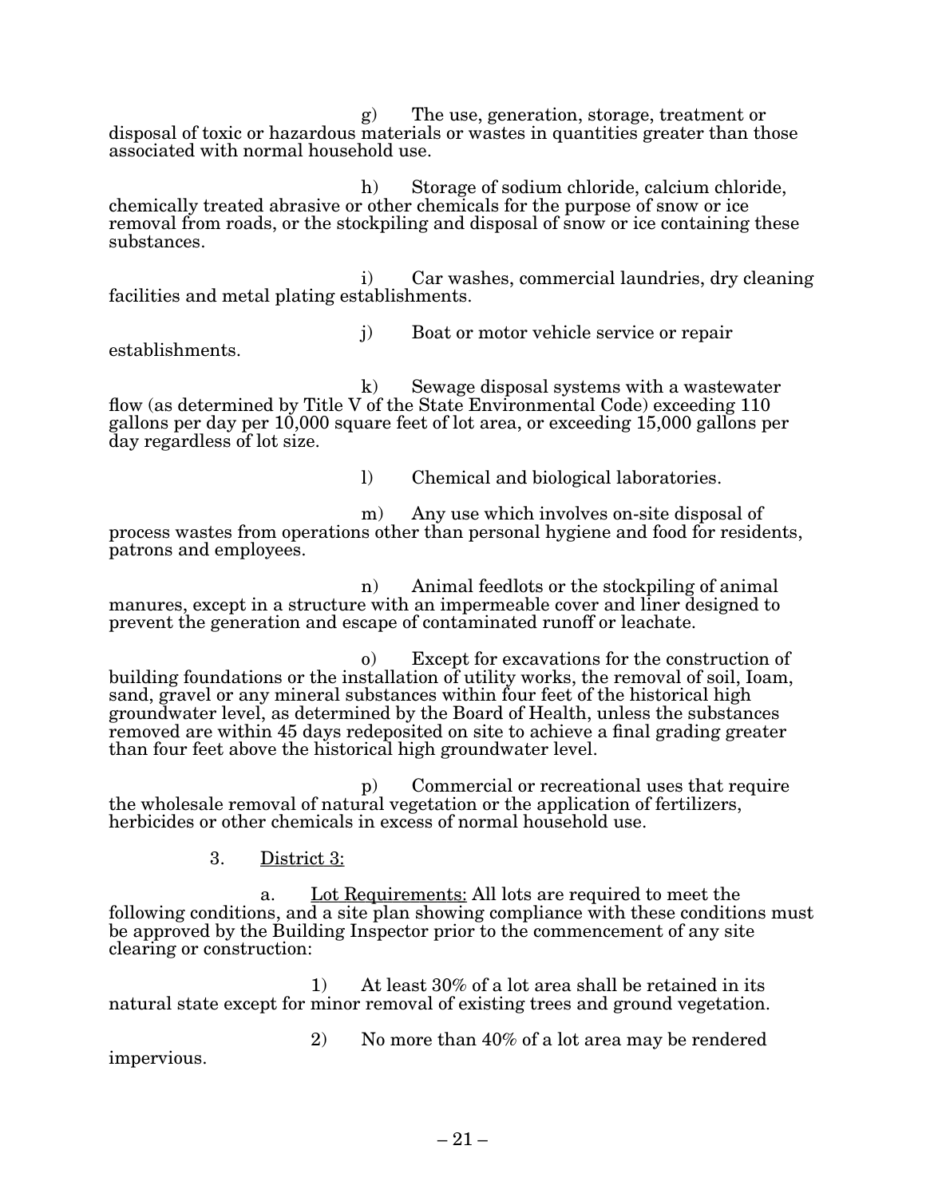g) The use, generation, storage, treatment or disposal of toxic or hazardous materials or wastes in quantities greater than those associated with normal household use.

h) Storage of sodium chloride, calcium chloride, chemically treated abrasive or other chemicals for the purpose of snow or ice removal from roads, or the stockpiling and disposal of snow or ice containing these substances.

i) Car washes, commercial laundries, dry cleaning facilities and metal plating establishments.

j) Boat or motor vehicle service or repair establishments.

k) Sewage disposal systems with a wastewater flow (as determined by Title V of the State Environmental Code) exceeding 110 gallons per day per 10,000 square feet of lot area, or exceeding 15,000 gallons per day regardless of lot size.

l) Chemical and biological laboratories.

m) Any use which involves on-site disposal of process wastes from operations other than personal hygiene and food for residents, patrons and employees.

n) Animal feedlots or the stockpiling of animal manures, except in a structure with an impermeable cover and liner designed to prevent the generation and escape of contaminated runoff or leachate.

o) Except for excavations for the construction of building foundations or the installation of utility works, the removal of soil, Ioam, sand, gravel or any mineral substances within four feet of the historical high groundwater level, as determined by the Board of Health, unless the substances removed are within 45 days redeposited on site to achieve a final grading greater than four feet above the historical high groundwater level.

p) Commercial or recreational uses that require the wholesale removal of natural vegetation or the application of fertilizers, herbicides or other chemicals in excess of normal household use.

3. <u>District 3:</u>

a. <u>Lot Requirements:</u> All lots are required to meet the following conditions, and a site plan showing compliance with these conditions must be approved by the Building Inspector prior to the commencement of any site clearing or construction:

1) At least 30% of a lot area shall be retained in its natural state except for minor removal of existing trees and ground vegetation.

2) No more than 40% of a lot area may be rendered impervious.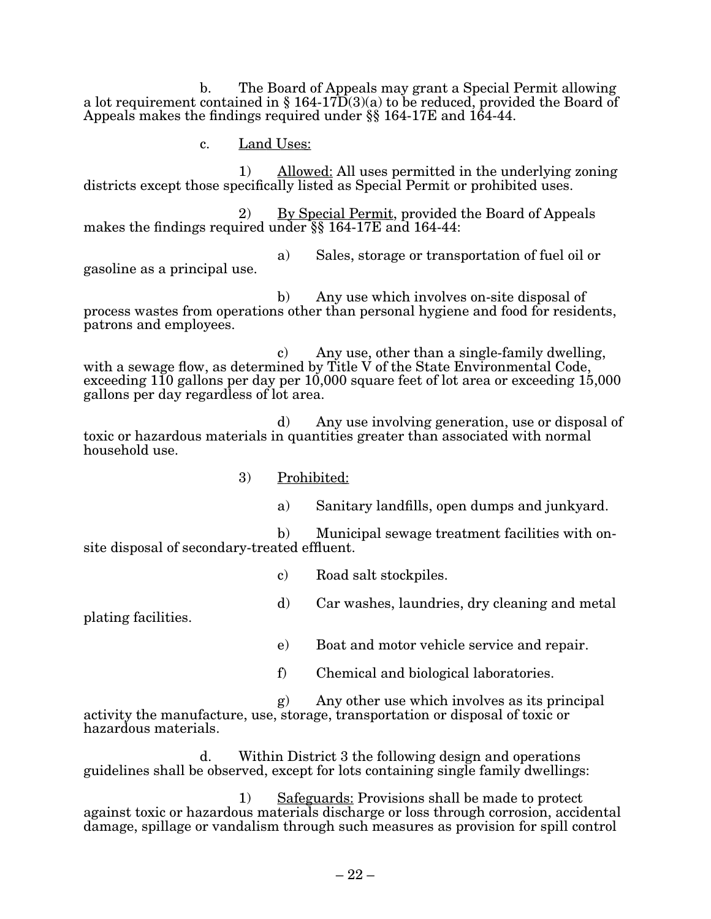b. The Board of Appeals may grant a Special Permit allowing a lot requirement contained in § 164-17D(3)(a) to be reduced, provided the Board of Appeals makes the findings required under §§ 164-17E and 164-44.

c. <u>Land Uses:</u>

1) <u>Allowed:</u> All uses permitted in the underlying zoning districts except those specifically listed as Special Permit or prohibited uses.

2) <u>By Special Permit</u>, provided the Board of Appeals makes the findings required under §§ 164-17E and 164-44:

a) Sales, storage or transportation of fuel oil or gasoline as a principal use.

b) Any use which involves on-site disposal of process wastes from operations other than personal hygiene and food for residents, patrons and employees.

c) Any use, other than a single-family dwelling, with a sewage flow, as determined by Title V of the State Environmental Code, exceeding 110 gallons per day per 10,000 square feet of lot area or exceeding 15,000 gallons per day regardless of lot area.

d) Any use involving generation, use or disposal of toxic or hazardous materials in quantities greater than associated with normal household use.

3) <u>Prohibited:</u>

a) Sanitary landfills, open dumps and junkyard.

b) Municipal sewage treatment facilities with on-site disposal of secondary-treated effluent.

c) Road salt stockpiles.

d) Car washes, laundries, dry cleaning and metal plating facilities.

e) Boat and motor vehicle service and repair.

f) Chemical and biological laboratories.

g) Any other use which involves as its principal activity the manufacture, use, storage, transportation or disposal of toxic or hazardous materials.

d. Within District 3 the following design and operations guidelines shall be observed, except for lots containing single family dwellings:

1) <u>Safeguards:</u> Provisions shall be made to protect against toxic or hazardous materials discharge or loss through corrosion, accidental damage, spillage or vandalism through such measures as provision for spill control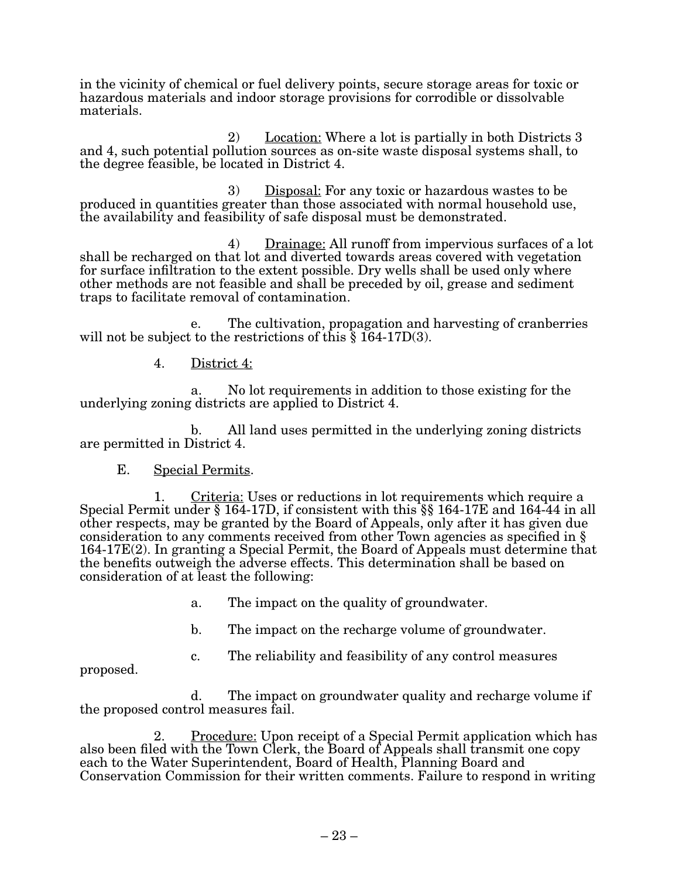in the vicinity of chemical or fuel delivery points, secure storage areas for toxic or hazardous materials and indoor storage provisions for corrodible or dissolvable materials.

2) Location: Where a lot is partially in both Districts 3 and 4, such potential pollution sources as on-site waste disposal systems shall, to the degree feasible, be located in District 4.

3) Disposal: For any toxic or hazardous wastes to be produced in quantities greater than those associated with normal household use, the availability and feasibility of safe disposal must be demonstrated.

4) Drainage: All runoff from impervious surfaces of a lot shall be recharged on that lot and diverted towards areas covered with vegetation for surface infiltration to the extent possible. Dry wells shall be used only where other methods are not feasible and shall be preceded by oil, grease and sediment traps to facilitate removal of contamination.

e. The cultivation, propagation and harvesting of cranberries will not be subject to the restrictions of this § 164-17D(3).

4. District 4:

a. No lot requirements in addition to those existing for the underlying zoning districts are applied to District 4.

b. All land uses permitted in the underlying zoning districts are permitted in District 4.

E. Special Permits.

1. Criteria: Uses or reductions in lot requirements which require a Special Permit under § 164-17D, if consistent with this §§ 164-17E and 164-44 in all other respects, may be granted by the Board of Appeals, only after it has given due consideration to any comments received from other Town agencies as specified in § 164-17E(2). In granting a Special Permit, the Board of Appeals must determine that the benefits outweigh the adverse effects. This determination shall be based on consideration of at least the following:

a. The impact on the quality of groundwater.

b. The impact on the recharge volume of groundwater.

c. The reliability and feasibility of any control measures proposed.

d. The impact on groundwater quality and recharge volume if the proposed control measures fail.

2. Procedure: Upon receipt of a Special Permit application which has also been filed with the Town Clerk, the Board of Appeals shall transmit one copy each to the Water Superintendent, Board of Health, Planning Board and Conservation Commission for their written comments. Failure to respond in writing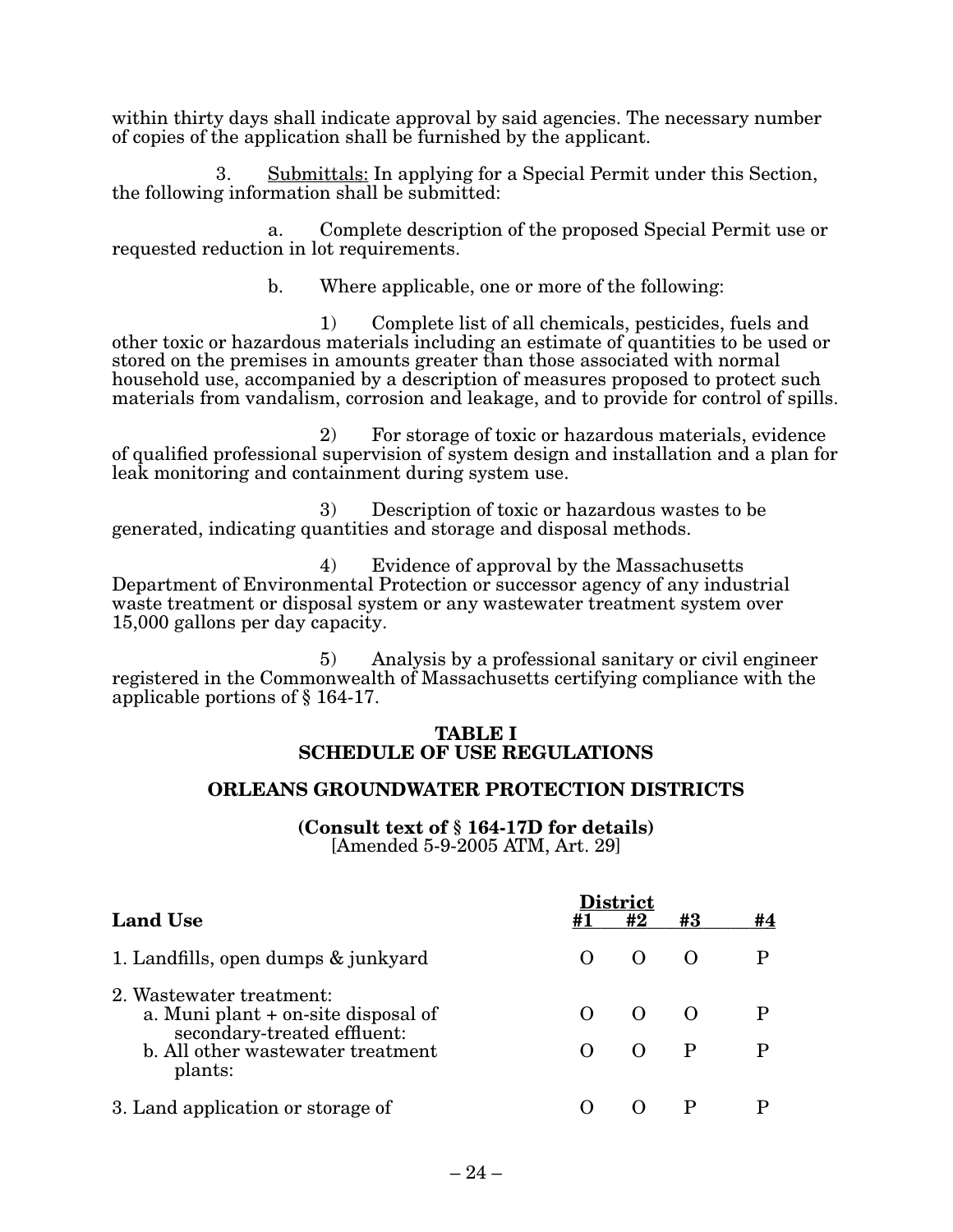within thirty days shall indicate approval by said agencies. The necessary number of copies of the application shall be furnished by the applicant.

3. Submittals: In applying for a Special Permit under this Section, the following information shall be submitted:

a. Complete description of the proposed Special Permit use or requested reduction in lot requirements.

b. Where applicable, one or more of the following:

1) Complete list of all chemicals, pesticides, fuels and other toxic or hazardous materials including an estimate of quantities to be used or stored on the premises in amounts greater than those associated with normal household use, accompanied by a description of measures proposed to protect such materials from vandalism, corrosion and leakage, and to provide for control of spills.

2) For storage of toxic or hazardous materials, evidence of qualified professional supervision of system design and installation and a plan for leak monitoring and containment during system use.

3) Description of toxic or hazardous wastes to be generated, indicating quantities and storage and disposal methods.

4) Evidence of approval by the Massachusetts Department of Environmental Protection or successor agency of any industrial waste treatment or disposal system or any wastewater treatment system over 15,000 gallons per day capacity.

5) Analysis by a professional sanitary or civil engineer registered in the Commonwealth of Massachusetts certifying compliance with the applicable portions of § 164-17.

**TABLE I**
**SCHEDULE OF USE REGULATIONS**

**ORLEANS GROUNDWATER PROTECTION DISTRICTS**

**(Consult text of § 164-17D for details)**
[Amended 5-9-2005 ATM, Art. 29]

| **Land Use** | **District #1** | **#2** | **#3** | **#4** |
|---|---|---|---|---|
| 1. Landfills, open dumps & junkyard | O | O | O | P |
| 2. Wastewater treatment: | | | | |
| a. Muni plant + on-site disposal of secondary-treated effluent: | O | O | O | P |
| b. All other wastewater treatment plants: | O | O | P | P |
| 3. Land application or storage of | O | O | P | P |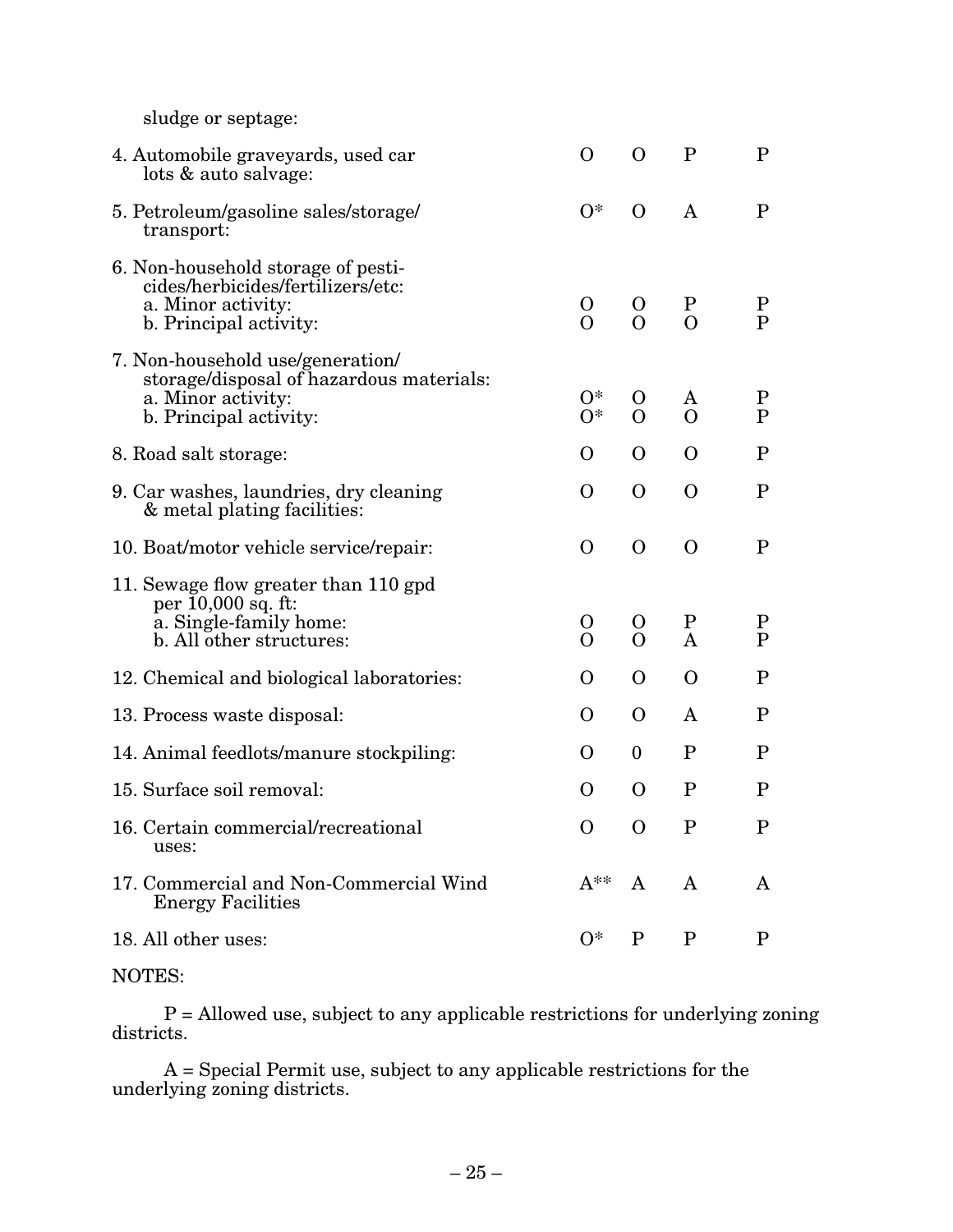sludge or septage:

| | | | | |
|---|---|---|---|---|
| 4. Automobile graveyards, used car lots & auto salvage: | O | O | P | P |
| 5. Petroleum/gasoline sales/storage/ transport: | O* | O | A | P |
| 6. Non-household storage of pesticides/herbicides/fertilizers/etc: | | | | |
| a. Minor activity: | O | O | P | P |
| b. Principal activity: | O | O | O | P |
| 7. Non-household use/generation/ storage/disposal of hazardous materials: | | | | |
| a. Minor activity: | O* | O | A | P |
| b. Principal activity: | O* | O | O | P |
| 8. Road salt storage: | O | O | O | P |
| 9. Car washes, laundries, dry cleaning & metal plating facilities: | O | O | O | P |
| 10. Boat/motor vehicle service/repair: | O | O | O | P |
| 11. Sewage flow greater than 110 gpd per 10,000 sq. ft: | | | | |
| a. Single-family home: | O | O | P | P |
| b. All other structures: | O | O | A | P |
| 12. Chemical and biological laboratories: | O | O | O | P |
| 13. Process waste disposal: | O | O | A | P |
| 14. Animal feedlots/manure stockpiling: | O | 0 | P | P |
| 15. Surface soil removal: | O | O | P | P |
| 16. Certain commercial/recreational uses: | O | O | P | P |
| 17. Commercial and Non-Commercial Wind Energy Facilities | A** | A | A | A |
| 18. All other uses: | O* | P | P | P |

NOTES:

P = Allowed use, subject to any applicable restrictions for underlying zoning districts.

A = Special Permit use, subject to any applicable restrictions for the underlying zoning districts.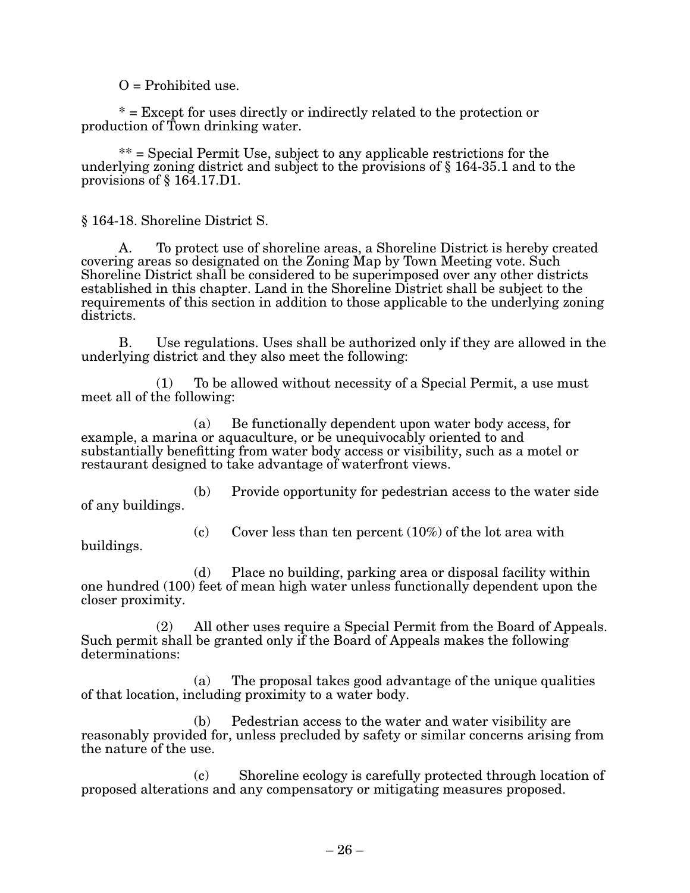O = Prohibited use.

* = Except for uses directly or indirectly related to the protection or production of Town drinking water.

** = Special Permit Use, subject to any applicable restrictions for the underlying zoning district and subject to the provisions of § 164-35.1 and to the provisions of § 164.17.D1.

## § 164-18. Shoreline District S.

A. To protect use of shoreline areas, a Shoreline District is hereby created covering areas so designated on the Zoning Map by Town Meeting vote. Such Shoreline District shall be considered to be superimposed over any other districts established in this chapter. Land in the Shoreline District shall be subject to the requirements of this section in addition to those applicable to the underlying zoning districts.

B. Use regulations. Uses shall be authorized only if they are allowed in the underlying district and they also meet the following:

(1) To be allowed without necessity of a Special Permit, a use must meet all of the following:

(a) Be functionally dependent upon water body access, for example, a marina or aquaculture, or be unequivocably oriented to and substantially benefitting from water body access or visibility, such as a motel or restaurant designed to take advantage of waterfront views.

(b) Provide opportunity for pedestrian access to the water side of any buildings.

(c) Cover less than ten percent (10%) of the lot area with buildings.

(d) Place no building, parking area or disposal facility within one hundred (100) feet of mean high water unless functionally dependent upon the closer proximity.

(2) All other uses require a Special Permit from the Board of Appeals. Such permit shall be granted only if the Board of Appeals makes the following determinations:

(a) The proposal takes good advantage of the unique qualities of that location, including proximity to a water body.

(b) Pedestrian access to the water and water visibility are reasonably provided for, unless precluded by safety or similar concerns arising from the nature of the use.

(c) Shoreline ecology is carefully protected through location of proposed alterations and any compensatory or mitigating measures proposed.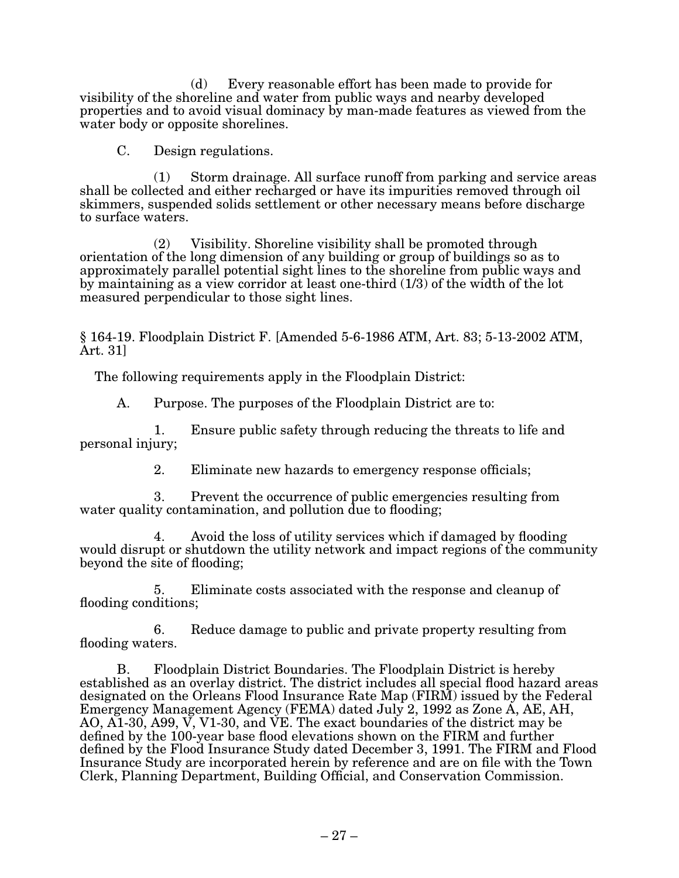(d) Every reasonable effort has been made to provide for visibility of the shoreline and water from public ways and nearby developed properties and to avoid visual dominacy by man-made features as viewed from the water body or opposite shorelines.

C. Design regulations.

(1) Storm drainage. All surface runoff from parking and service areas shall be collected and either recharged or have its impurities removed through oil skimmers, suspended solids settlement or other necessary means before discharge to surface waters.

(2) Visibility. Shoreline visibility shall be promoted through orientation of the long dimension of any building or group of buildings so as to approximately parallel potential sight lines to the shoreline from public ways and by maintaining as a view corridor at least one-third (1/3) of the width of the lot measured perpendicular to those sight lines.

§ 164-19. Floodplain District F. [Amended 5-6-1986 ATM, Art. 83; 5-13-2002 ATM, Art. 31]

The following requirements apply in the Floodplain District:

A. Purpose. The purposes of the Floodplain District are to:

1. Ensure public safety through reducing the threats to life and personal injury;

2. Eliminate new hazards to emergency response officials;

3. Prevent the occurrence of public emergencies resulting from water quality contamination, and pollution due to flooding;

4. Avoid the loss of utility services which if damaged by flooding would disrupt or shutdown the utility network and impact regions of the community beyond the site of flooding;

5. Eliminate costs associated with the response and cleanup of flooding conditions;

6. Reduce damage to public and private property resulting from flooding waters.

B. Floodplain District Boundaries. The Floodplain District is hereby established as an overlay district. The district includes all special flood hazard areas designated on the Orleans Flood Insurance Rate Map (FIRM) issued by the Federal Emergency Management Agency (FEMA) dated July 2, 1992 as Zone A, AE, AH, AO, A1-30, A99, V, V1-30, and VE. The exact boundaries of the district may be defined by the 100-year base flood elevations shown on the FIRM and further defined by the Flood Insurance Study dated December 3, 1991. The FIRM and Flood Insurance Study are incorporated herein by reference and are on file with the Town Clerk, Planning Department, Building Official, and Conservation Commission.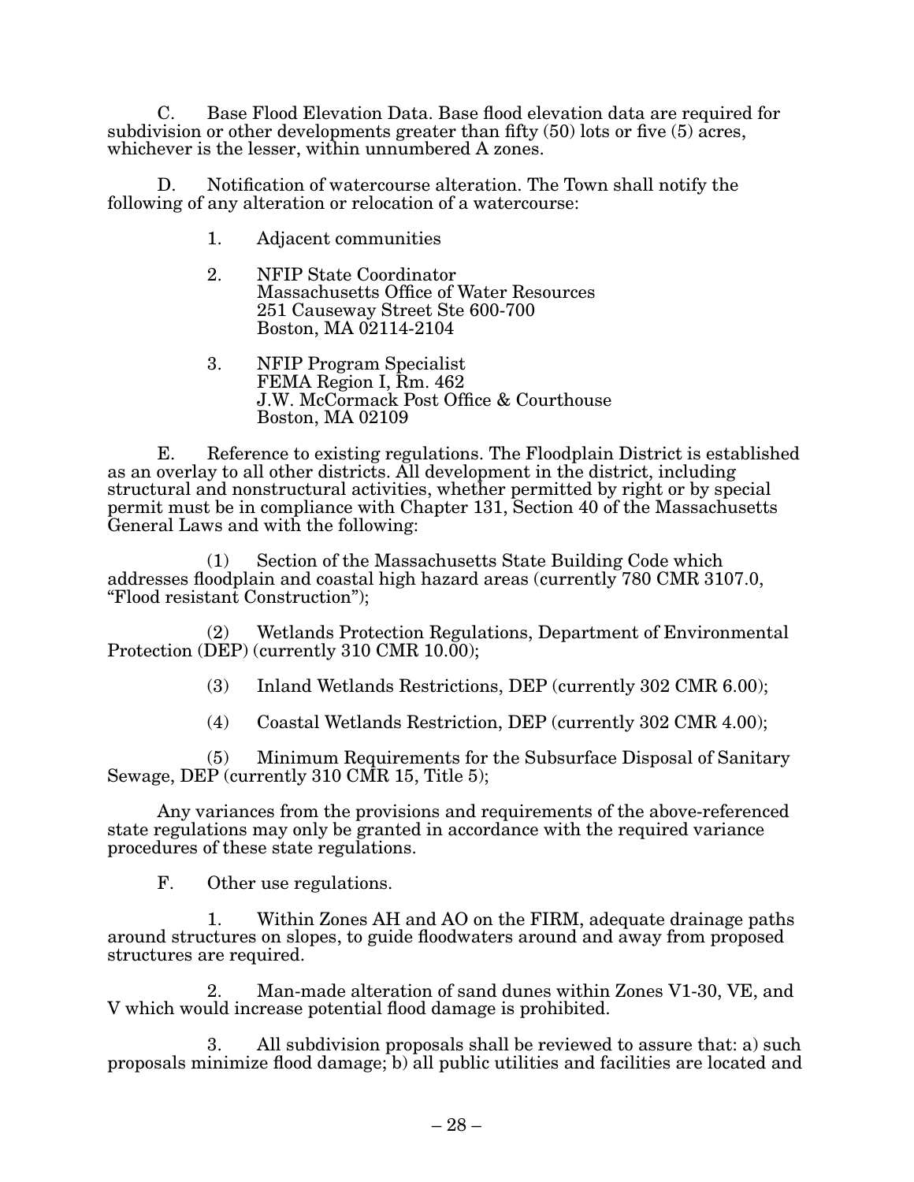C. Base Flood Elevation Data. Base flood elevation data are required for subdivision or other developments greater than fifty (50) lots or five (5) acres, whichever is the lesser, within unnumbered A zones.

D. Notification of watercourse alteration. The Town shall notify the following of any alteration or relocation of a watercourse:

1. Adjacent communities

2. NFIP State Coordinator
   Massachusetts Office of Water Resources
   251 Causeway Street Ste 600-700
   Boston, MA 02114-2104

3. NFIP Program Specialist
   FEMA Region I, Rm. 462
   J.W. McCormack Post Office & Courthouse
   Boston, MA 02109

E. Reference to existing regulations. The Floodplain District is established as an overlay to all other districts. All development in the district, including structural and nonstructural activities, whether permitted by right or by special permit must be in compliance with Chapter 131, Section 40 of the Massachusetts General Laws and with the following:

(1) Section of the Massachusetts State Building Code which addresses floodplain and coastal high hazard areas (currently 780 CMR 3107.0, "Flood resistant Construction");

(2) Wetlands Protection Regulations, Department of Environmental Protection (DEP) (currently 310 CMR 10.00);

(3) Inland Wetlands Restrictions, DEP (currently 302 CMR 6.00);

(4) Coastal Wetlands Restriction, DEP (currently 302 CMR 4.00);

(5) Minimum Requirements for the Subsurface Disposal of Sanitary Sewage, DEP (currently 310 CMR 15, Title 5);

Any variances from the provisions and requirements of the above-referenced state regulations may only be granted in accordance with the required variance procedures of these state regulations.

F. Other use regulations.

1. Within Zones AH and AO on the FIRM, adequate drainage paths around structures on slopes, to guide floodwaters around and away from proposed structures are required.

2. Man-made alteration of sand dunes within Zones V1-30, VE, and V which would increase potential flood damage is prohibited.

3. All subdivision proposals shall be reviewed to assure that: a) such proposals minimize flood damage; b) all public utilities and facilities are located and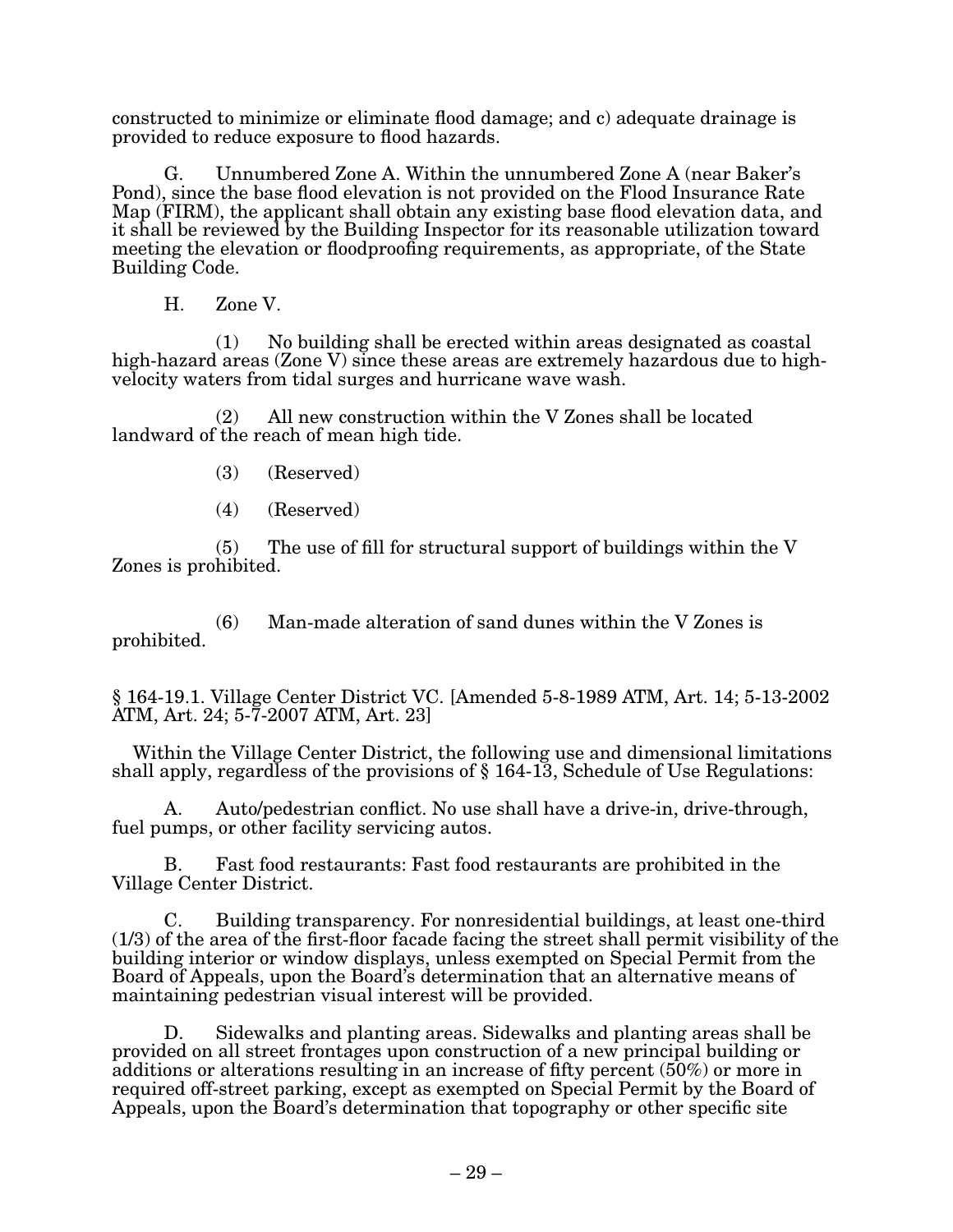constructed to minimize or eliminate flood damage; and c) adequate drainage is provided to reduce exposure to flood hazards.

G. Unnumbered Zone A. Within the unnumbered Zone A (near Baker's Pond), since the base flood elevation is not provided on the Flood Insurance Rate Map (FIRM), the applicant shall obtain any existing base flood elevation data, and it shall be reviewed by the Building Inspector for its reasonable utilization toward meeting the elevation or floodproofing requirements, as appropriate, of the State Building Code.

H. Zone V.

(1) No building shall be erected within areas designated as coastal high-hazard areas (Zone V) since these areas are extremely hazardous due to high-velocity waters from tidal surges and hurricane wave wash.

(2) All new construction within the V Zones shall be located landward of the reach of mean high tide.

(3) (Reserved)

(4) (Reserved)

(5) The use of fill for structural support of buildings within the V Zones is prohibited.

(6) Man-made alteration of sand dunes within the V Zones is prohibited.

§ 164-19.1. Village Center District VC. [Amended 5-8-1989 ATM, Art. 14; 5-13-2002 ATM, Art. 24; 5-7-2007 ATM, Art. 23]

Within the Village Center District, the following use and dimensional limitations shall apply, regardless of the provisions of § 164-13, Schedule of Use Regulations:

A. Auto/pedestrian conflict. No use shall have a drive-in, drive-through, fuel pumps, or other facility servicing autos.

B. Fast food restaurants: Fast food restaurants are prohibited in the Village Center District.

C. Building transparency. For nonresidential buildings, at least one-third (1/3) of the area of the first-floor facade facing the street shall permit visibility of the building interior or window displays, unless exempted on Special Permit from the Board of Appeals, upon the Board's determination that an alternative means of maintaining pedestrian visual interest will be provided.

D. Sidewalks and planting areas. Sidewalks and planting areas shall be provided on all street frontages upon construction of a new principal building or additions or alterations resulting in an increase of fifty percent (50%) or more in required off-street parking, except as exempted on Special Permit by the Board of Appeals, upon the Board's determination that topography or other specific site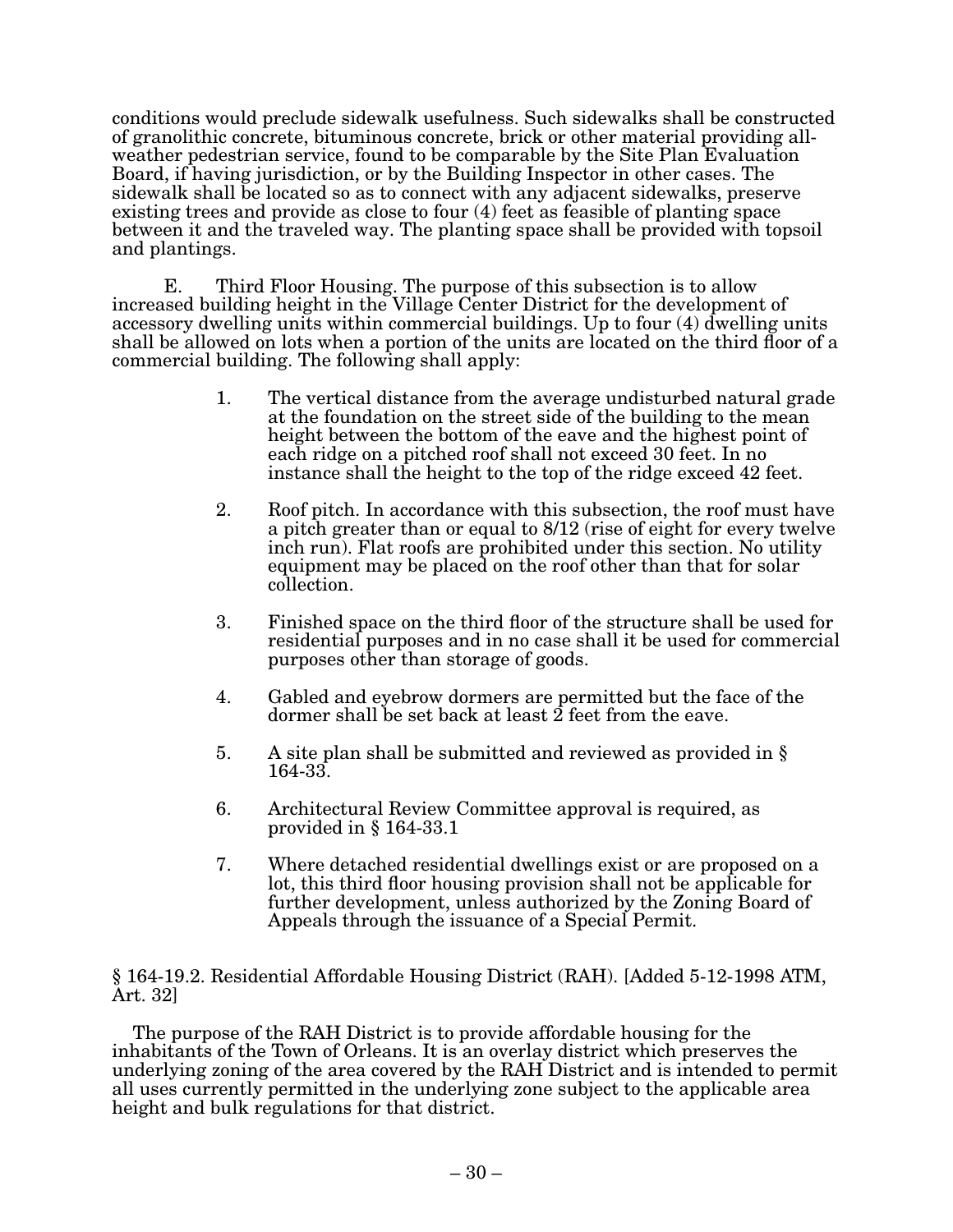conditions would preclude sidewalk usefulness. Such sidewalks shall be constructed of granolithic concrete, bituminous concrete, brick or other material providing all-weather pedestrian service, found to be comparable by the Site Plan Evaluation Board, if having jurisdiction, or by the Building Inspector in other cases. The sidewalk shall be located so as to connect with any adjacent sidewalks, preserve existing trees and provide as close to four (4) feet as feasible of planting space between it and the traveled way. The planting space shall be provided with topsoil and plantings.

E. Third Floor Housing. The purpose of this subsection is to allow increased building height in the Village Center District for the development of accessory dwelling units within commercial buildings. Up to four (4) dwelling units shall be allowed on lots when a portion of the units are located on the third floor of a commercial building. The following shall apply:

1. The vertical distance from the average undisturbed natural grade at the foundation on the street side of the building to the mean height between the bottom of the eave and the highest point of each ridge on a pitched roof shall not exceed 30 feet. In no instance shall the height to the top of the ridge exceed 42 feet.

2. Roof pitch. In accordance with this subsection, the roof must have a pitch greater than or equal to 8/12 (rise of eight for every twelve inch run). Flat roofs are prohibited under this section. No utility equipment may be placed on the roof other than that for solar collection.

3. Finished space on the third floor of the structure shall be used for residential purposes and in no case shall it be used for commercial purposes other than storage of goods.

4. Gabled and eyebrow dormers are permitted but the face of the dormer shall be set back at least 2 feet from the eave.

5. A site plan shall be submitted and reviewed as provided in § 164-33.

6. Architectural Review Committee approval is required, as provided in § 164-33.1

7. Where detached residential dwellings exist or are proposed on a lot, this third floor housing provision shall not be applicable for further development, unless authorized by the Zoning Board of Appeals through the issuance of a Special Permit.

§ 164-19.2. Residential Affordable Housing District (RAH). [Added 5-12-1998 ATM, Art. 32]

The purpose of the RAH District is to provide affordable housing for the inhabitants of the Town of Orleans. It is an overlay district which preserves the underlying zoning of the area covered by the RAH District and is intended to permit all uses currently permitted in the underlying zone subject to the applicable area height and bulk regulations for that district.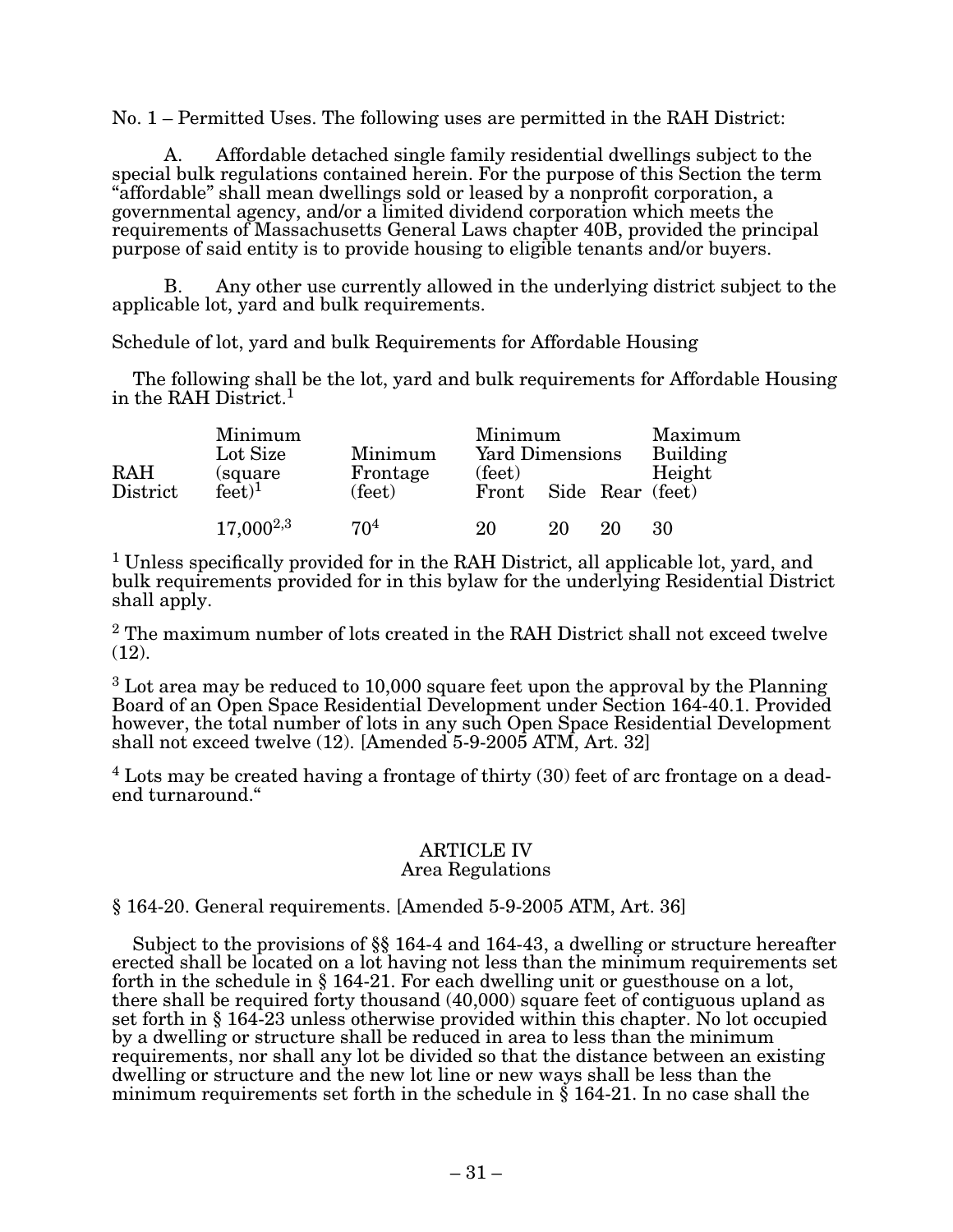No. 1 – Permitted Uses. The following uses are permitted in the RAH District:

A. Affordable detached single family residential dwellings subject to the special bulk regulations contained herein. For the purpose of this Section the term "affordable" shall mean dwellings sold or leased by a nonprofit corporation, a governmental agency, and/or a limited dividend corporation which meets the requirements of Massachusetts General Laws chapter 40B, provided the principal purpose of said entity is to provide housing to eligible tenants and/or buyers.

B. Any other use currently allowed in the underlying district subject to the applicable lot, yard and bulk requirements.

Schedule of lot, yard and bulk Requirements for Affordable Housing

The following shall be the lot, yard and bulk requirements for Affordable Housing in the RAH District.[1]

| RAH District | Minimum Lot Size (square feet)[1] | Minimum Frontage (feet) | Minimum Yard Dimensions (feet) Front | Side | Rear | Maximum Building Height (feet) |
|---|---|---|---|---|---|---|
| | 17,000[2,3] | 70[4] | 20 | 20 | 20 | 30 |

[1] Unless specifically provided for in the RAH District, all applicable lot, yard, and bulk requirements provided for in this bylaw for the underlying Residential District shall apply.

[2] The maximum number of lots created in the RAH District shall not exceed twelve (12).

[3] Lot area may be reduced to 10,000 square feet upon the approval by the Planning Board of an Open Space Residential Development under Section 164-40.1. Provided however, the total number of lots in any such Open Space Residential Development shall not exceed twelve (12). [Amended 5-9-2005 ATM, Art. 32]

[4] Lots may be created having a frontage of thirty (30) feet of arc frontage on a dead-end turnaround."

## ARTICLE IV
## Area Regulations

§ 164-20. General requirements. [Amended 5-9-2005 ATM, Art. 36]

Subject to the provisions of §§ 164-4 and 164-43, a dwelling or structure hereafter erected shall be located on a lot having not less than the minimum requirements set forth in the schedule in § 164-21. For each dwelling unit or guesthouse on a lot, there shall be required forty thousand (40,000) square feet of contiguous upland as set forth in § 164-23 unless otherwise provided within this chapter. No lot occupied by a dwelling or structure shall be reduced in area to less than the minimum requirements, nor shall any lot be divided so that the distance between an existing dwelling or structure and the new lot line or new ways shall be less than the minimum requirements set forth in the schedule in § 164-21. In no case shall the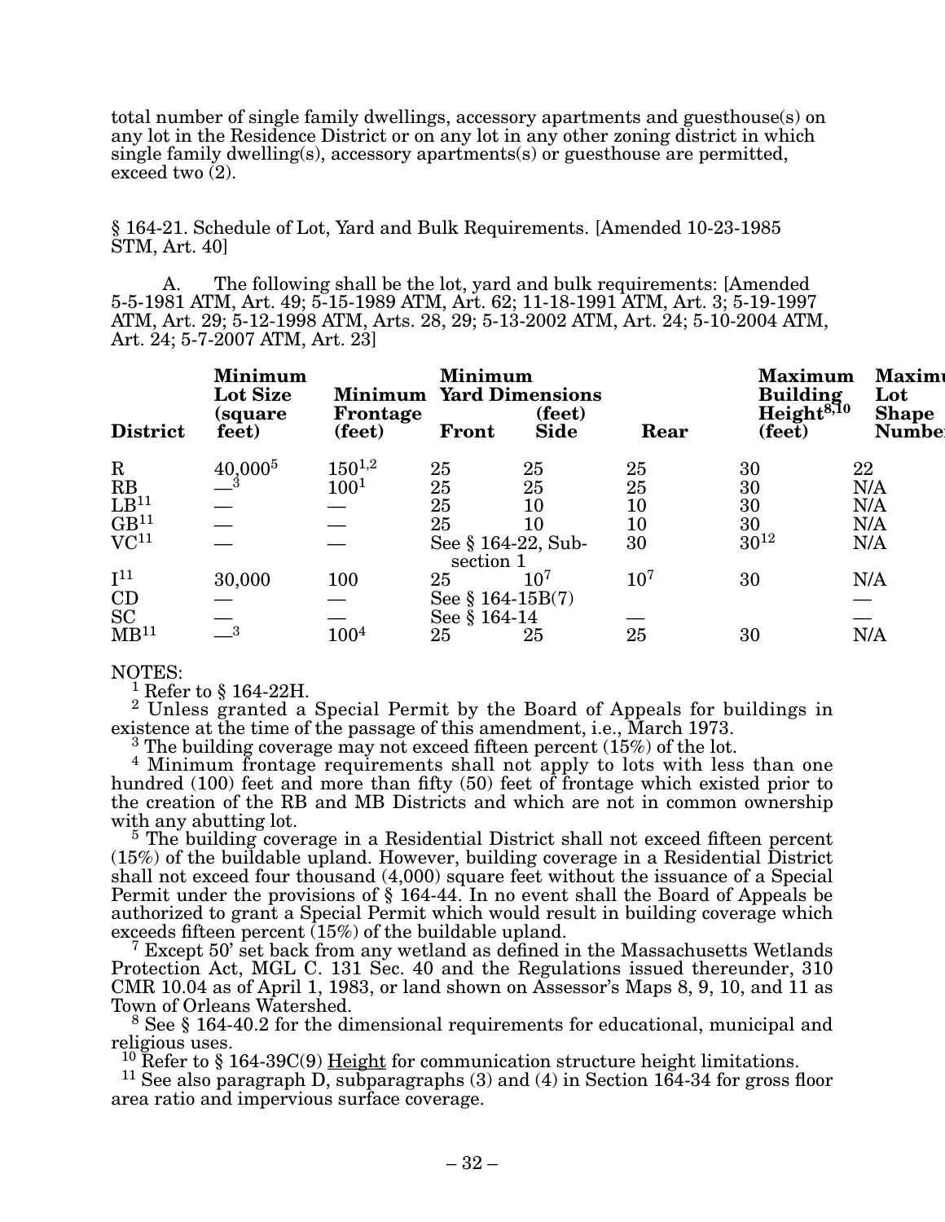total number of single family dwellings, accessory apartments and guesthouse(s) on any lot in the Residence District or on any lot in any other zoning district in which single family dwelling(s), accessory apartments(s) or guesthouse are permitted, exceed two (2).

§ 164-21. Schedule of Lot, Yard and Bulk Requirements. [Amended 10-23-1985 STM, Art. 40]

A. The following shall be the lot, yard and bulk requirements: [Amended 5-5-1981 ATM, Art. 49; 5-15-1989 ATM, Art. 62; 11-18-1991 ATM, Art. 3; 5-19-1997 ATM, Art. 29; 5-12-1998 ATM, Arts. 28, 29; 5-13-2002 ATM, Art. 24; 5-10-2004 ATM, Art. 24; 5-7-2007 ATM, Art. 23]

| District | Minimum Lot Size (square feet) | Minimum Frontage (feet) | Minimum Yard Dimensions (feet) Front | Side | Rear | Maximum Building Height[8,10] (feet) | Maximum Lot Shape Number |
|---|---|---|---|---|---|---|---|
| R | 40,000[5] | 150[1,2] | 25 | 25 | 25 | 30 | 22 |
| RB | —[3] | 100[1] | 25 | 25 | 25 | 30 | N/A |
| LB[11] | — | — | 25 | 10 | 10 | 30 | N/A |
| GB[11] | — | — | 25 | 10 | 10 | 30 | N/A |
| VC[11] | — | — | See § 164-22, Subsection 1 | | 30 | 30[12] | N/A |
| I[11] | 30,000 | 100 | 25 | 10[7] | 10[7] | 30 | N/A |
| CD | — | — | See § 164-15B(7) | | | | — |
| SC | — | — | See § 164-14 | | — | | — |
| MB[11] | —[3] | 100[4] | 25 | 25 | 25 | 30 | N/A |

NOTES:

[1] Refer to § 164-22H.

[2] Unless granted a Special Permit by the Board of Appeals for buildings in existence at the time of the passage of this amendment, i.e., March 1973.

[3] The building coverage may not exceed fifteen percent (15%) of the lot.

[4] Minimum frontage requirements shall not apply to lots with less than one hundred (100) feet and more than fifty (50) feet of frontage which existed prior to the creation of the RB and MB Districts and which are not in common ownership with any abutting lot.

[5] The building coverage in a Residential District shall not exceed fifteen percent (15%) of the buildable upland. However, building coverage in a Residential District shall not exceed four thousand (4,000) square feet without the issuance of a Special Permit under the provisions of § 164-44. In no event shall the Board of Appeals be authorized to grant a Special Permit which would result in building coverage which exceeds fifteen percent (15%) of the buildable upland.

[7] Except 50' set back from any wetland as defined in the Massachusetts Wetlands Protection Act, MGL C. 131 Sec. 40 and the Regulations issued thereunder, 310 CMR 10.04 as of April 1, 1983, or land shown on Assessor's Maps 8, 9, 10, and 11 as Town of Orleans Watershed.

[8] See § 164-40.2 for the dimensional requirements for educational, municipal and religious uses.

[10] Refer to § 164-39C(9) Height for communication structure height limitations.

[11] See also paragraph D, subparagraphs (3) and (4) in Section 164-34 for gross floor area ratio and impervious surface coverage.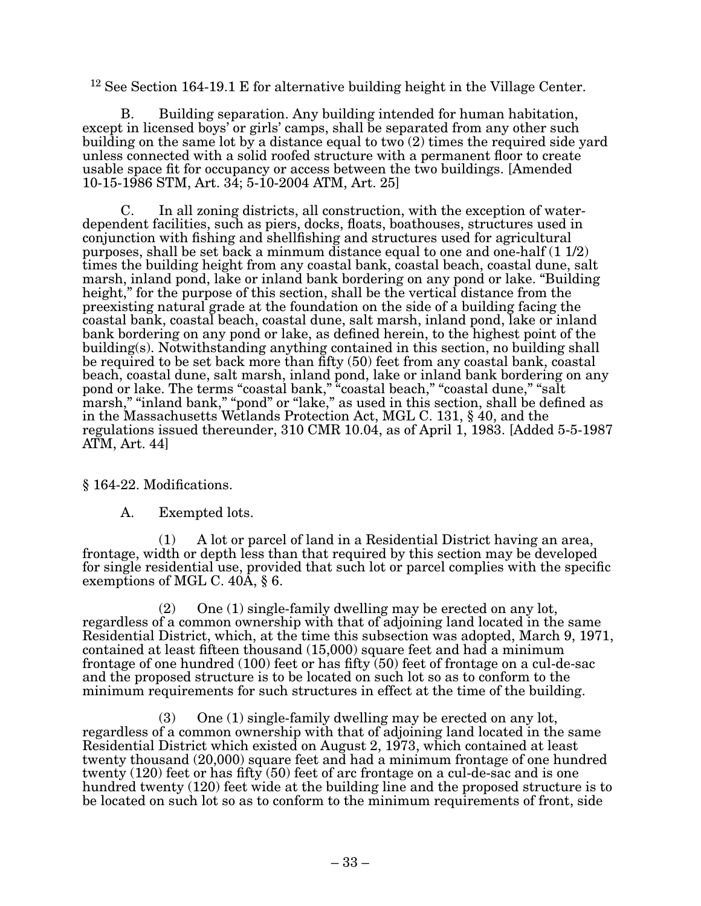[12] See Section 164-19.1 E for alternative building height in the Village Center.

B. Building separation. Any building intended for human habitation, except in licensed boys' or girls' camps, shall be separated from any other such building on the same lot by a distance equal to two (2) times the required side yard unless connected with a solid roofed structure with a permanent floor to create usable space fit for occupancy or access between the two buildings. [Amended 10-15-1986 STM, Art. 34; 5-10-2004 ATM, Art. 25]

C. In all zoning districts, all construction, with the exception of water-dependent facilities, such as piers, docks, floats, boathouses, structures used in conjunction with fishing and shellfishing and structures used for agricultural purposes, shall be set back a minmum distance equal to one and one-half (1 1/2) times the building height from any coastal bank, coastal beach, coastal dune, salt marsh, inland pond, lake or inland bank bordering on any pond or lake. "Building height," for the purpose of this section, shall be the vertical distance from the preexisting natural grade at the foundation on the side of a building facing the coastal bank, coastal beach, coastal dune, salt marsh, inland pond, lake or inland bank bordering on any pond or lake, as defined herein, to the highest point of the building(s). Notwithstanding anything contained in this section, no building shall be required to be set back more than fifty (50) feet from any coastal bank, coastal beach, coastal dune, salt marsh, inland pond, lake or inland bank bordering on any pond or lake. The terms "coastal bank," "coastal beach," "coastal dune," "salt marsh," "inland bank," "pond" or "lake," as used in this section, shall be defined as in the Massachusetts Wetlands Protection Act, MGL C. 131, § 40, and the regulations issued thereunder, 310 CMR 10.04, as of April 1, 1983. [Added 5-5-1987 ATM, Art. 44]

§ 164-22. Modifications.

A. Exempted lots.

(1) A lot or parcel of land in a Residential District having an area, frontage, width or depth less than that required by this section may be developed for single residential use, provided that such lot or parcel complies with the specific exemptions of MGL C. 40A, § 6.

(2) One (1) single-family dwelling may be erected on any lot, regardless of a common ownership with that of adjoining land located in the same Residential District, which, at the time this subsection was adopted, March 9, 1971, contained at least fifteen thousand (15,000) square feet and had a minimum frontage of one hundred (100) feet or has fifty (50) feet of frontage on a cul-de-sac and the proposed structure is to be located on such lot so as to conform to the minimum requirements for such structures in effect at the time of the building.

(3) One (1) single-family dwelling may be erected on any lot, regardless of a common ownership with that of adjoining land located in the same Residential District which existed on August 2, 1973, which contained at least twenty thousand (20,000) square feet and had a minimum frontage of one hundred twenty (120) feet or has fifty (50) feet of arc frontage on a cul-de-sac and is one hundred twenty (120) feet wide at the building line and the proposed structure is to be located on such lot so as to conform to the minimum requirements of front, side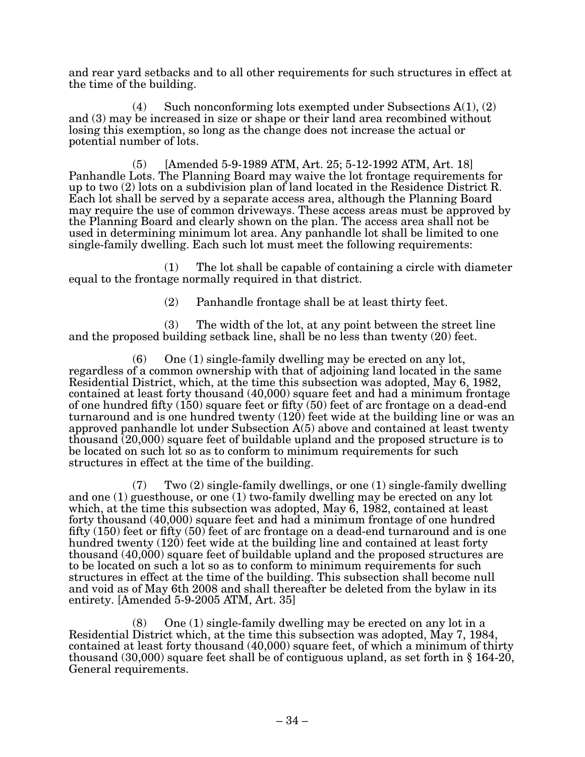and rear yard setbacks and to all other requirements for such structures in effect at the time of the building.

(4) Such nonconforming lots exempted under Subsections A(1), (2) and (3) may be increased in size or shape or their land area recombined without losing this exemption, so long as the change does not increase the actual or potential number of lots.

(5) [Amended 5-9-1989 ATM, Art. 25; 5-12-1992 ATM, Art. 18] Panhandle Lots. The Planning Board may waive the lot frontage requirements for up to two (2) lots on a subdivision plan of land located in the Residence District R. Each lot shall be served by a separate access area, although the Planning Board may require the use of common driveways. These access areas must be approved by the Planning Board and clearly shown on the plan. The access area shall not be used in determining minimum lot area. Any panhandle lot shall be limited to one single-family dwelling. Each such lot must meet the following requirements:

(1) The lot shall be capable of containing a circle with diameter equal to the frontage normally required in that district.

(2) Panhandle frontage shall be at least thirty feet.

(3) The width of the lot, at any point between the street line and the proposed building setback line, shall be no less than twenty (20) feet.

(6) One (1) single-family dwelling may be erected on any lot, regardless of a common ownership with that of adjoining land located in the same Residential District, which, at the time this subsection was adopted, May 6, 1982, contained at least forty thousand (40,000) square feet and had a minimum frontage of one hundred fifty (150) square feet or fifty (50) feet of arc frontage on a dead-end turnaround and is one hundred twenty (120) feet wide at the building line or was an approved panhandle lot under Subsection A(5) above and contained at least twenty thousand (20,000) square feet of buildable upland and the proposed structure is to be located on such lot so as to conform to minimum requirements for such structures in effect at the time of the building.

(7) Two (2) single-family dwellings, or one (1) single-family dwelling and one (1) guesthouse, or one (1) two-family dwelling may be erected on any lot which, at the time this subsection was adopted, May 6, 1982, contained at least forty thousand (40,000) square feet and had a minimum frontage of one hundred fifty (150) feet or fifty (50) feet of arc frontage on a dead-end turnaround and is one hundred twenty (120) feet wide at the building line and contained at least forty thousand (40,000) square feet of buildable upland and the proposed structures are to be located on such a lot so as to conform to minimum requirements for such structures in effect at the time of the building. This subsection shall become null and void as of May 6th 2008 and shall thereafter be deleted from the bylaw in its entirety. [Amended 5-9-2005 ATM, Art. 35]

(8) One (1) single-family dwelling may be erected on any lot in a Residential District which, at the time this subsection was adopted, May 7, 1984, contained at least forty thousand (40,000) square feet, of which a minimum of thirty thousand (30,000) square feet shall be of contiguous upland, as set forth in § 164-20, General requirements.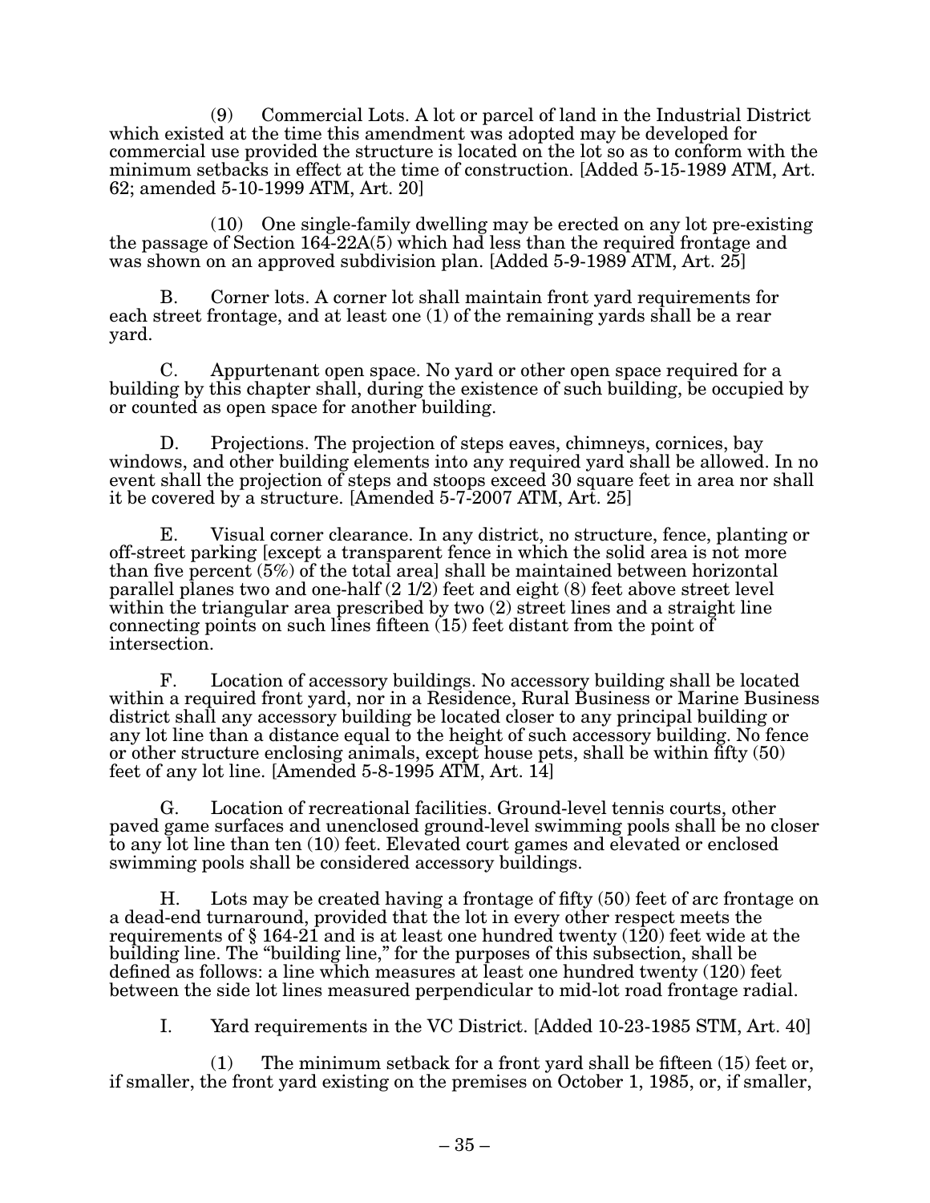(9) Commercial Lots. A lot or parcel of land in the Industrial District which existed at the time this amendment was adopted may be developed for commercial use provided the structure is located on the lot so as to conform with the minimum setbacks in effect at the time of construction. [Added 5-15-1989 ATM, Art. 62; amended 5-10-1999 ATM, Art. 20]

(10) One single-family dwelling may be erected on any lot pre-existing the passage of Section 164-22A(5) which had less than the required frontage and was shown on an approved subdivision plan. [Added 5-9-1989 ATM, Art. 25]

B. Corner lots. A corner lot shall maintain front yard requirements for each street frontage, and at least one (1) of the remaining yards shall be a rear yard.

C. Appurtenant open space. No yard or other open space required for a building by this chapter shall, during the existence of such building, be occupied by or counted as open space for another building.

D. Projections. The projection of steps eaves, chimneys, cornices, bay windows, and other building elements into any required yard shall be allowed. In no event shall the projection of steps and stoops exceed 30 square feet in area nor shall it be covered by a structure. [Amended 5-7-2007 ATM, Art. 25]

E. Visual corner clearance. In any district, no structure, fence, planting or off-street parking [except a transparent fence in which the solid area is not more than five percent (5%) of the total area] shall be maintained between horizontal parallel planes two and one-half (2 1/2) feet and eight (8) feet above street level within the triangular area prescribed by two (2) street lines and a straight line connecting points on such lines fifteen (15) feet distant from the point of intersection.

F. Location of accessory buildings. No accessory building shall be located within a required front yard, nor in a Residence, Rural Business or Marine Business district shall any accessory building be located closer to any principal building or any lot line than a distance equal to the height of such accessory building. No fence or other structure enclosing animals, except house pets, shall be within fifty (50) feet of any lot line. [Amended 5-8-1995 ATM, Art. 14]

G. Location of recreational facilities. Ground-level tennis courts, other paved game surfaces and unenclosed ground-level swimming pools shall be no closer to any lot line than ten (10) feet. Elevated court games and elevated or enclosed swimming pools shall be considered accessory buildings.

H. Lots may be created having a frontage of fifty (50) feet of arc frontage on a dead-end turnaround, provided that the lot in every other respect meets the requirements of § 164-21 and is at least one hundred twenty (120) feet wide at the building line. The "building line," for the purposes of this subsection, shall be defined as follows: a line which measures at least one hundred twenty (120) feet between the side lot lines measured perpendicular to mid-lot road frontage radial.

I. Yard requirements in the VC District. [Added 10-23-1985 STM, Art. 40]

(1) The minimum setback for a front yard shall be fifteen (15) feet or, if smaller, the front yard existing on the premises on October 1, 1985, or, if smaller,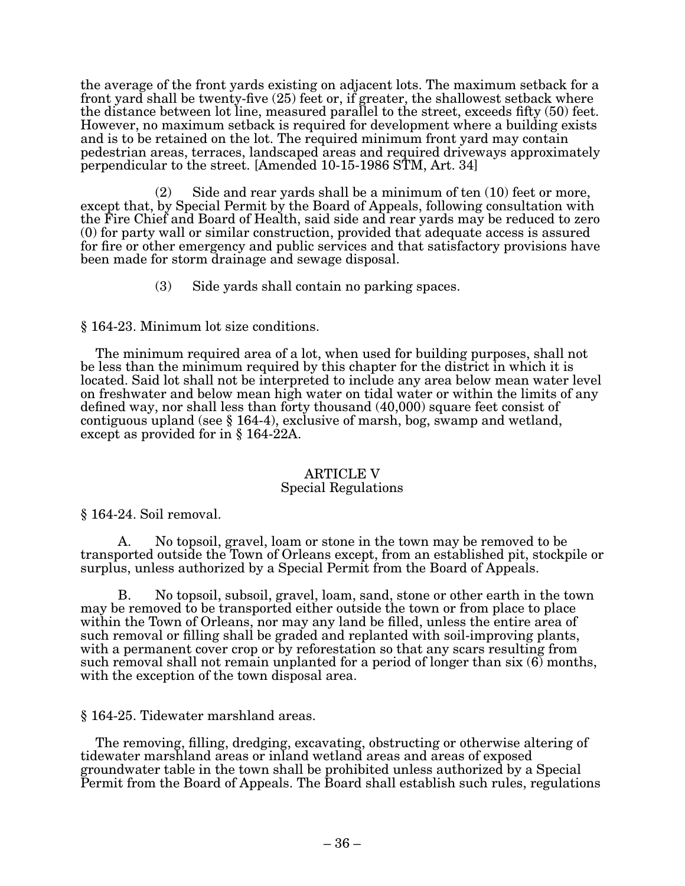the average of the front yards existing on adjacent lots. The maximum setback for a front yard shall be twenty-five (25) feet or, if greater, the shallowest setback where the distance between lot line, measured parallel to the street, exceeds fifty (50) feet. However, no maximum setback is required for development where a building exists and is to be retained on the lot. The required minimum front yard may contain pedestrian areas, terraces, landscaped areas and required driveways approximately perpendicular to the street. [Amended 10-15-1986 STM, Art. 34]

(2) Side and rear yards shall be a minimum of ten (10) feet or more, except that, by Special Permit by the Board of Appeals, following consultation with the Fire Chief and Board of Health, said side and rear yards may be reduced to zero (0) for party wall or similar construction, provided that adequate access is assured for fire or other emergency and public services and that satisfactory provisions have been made for storm drainage and sewage disposal.

(3) Side yards shall contain no parking spaces.

§ 164-23. Minimum lot size conditions.

The minimum required area of a lot, when used for building purposes, shall not be less than the minimum required by this chapter for the district in which it is located. Said lot shall not be interpreted to include any area below mean water level on freshwater and below mean high water on tidal water or within the limits of any defined way, nor shall less than forty thousand (40,000) square feet consist of contiguous upland (see § 164-4), exclusive of marsh, bog, swamp and wetland, except as provided for in § 164-22A.

## ARTICLE V
## Special Regulations

§ 164-24. Soil removal.

A. No topsoil, gravel, loam or stone in the town may be removed to be transported outside the Town of Orleans except, from an established pit, stockpile or surplus, unless authorized by a Special Permit from the Board of Appeals.

B. No topsoil, subsoil, gravel, loam, sand, stone or other earth in the town may be removed to be transported either outside the town or from place to place within the Town of Orleans, nor may any land be filled, unless the entire area of such removal or filling shall be graded and replanted with soil-improving plants, with a permanent cover crop or by reforestation so that any scars resulting from such removal shall not remain unplanted for a period of longer than six (6) months, with the exception of the town disposal area.

§ 164-25. Tidewater marshland areas.

The removing, filling, dredging, excavating, obstructing or otherwise altering of tidewater marshland areas or inland wetland areas and areas of exposed groundwater table in the town shall be prohibited unless authorized by a Special Permit from the Board of Appeals. The Board shall establish such rules, regulations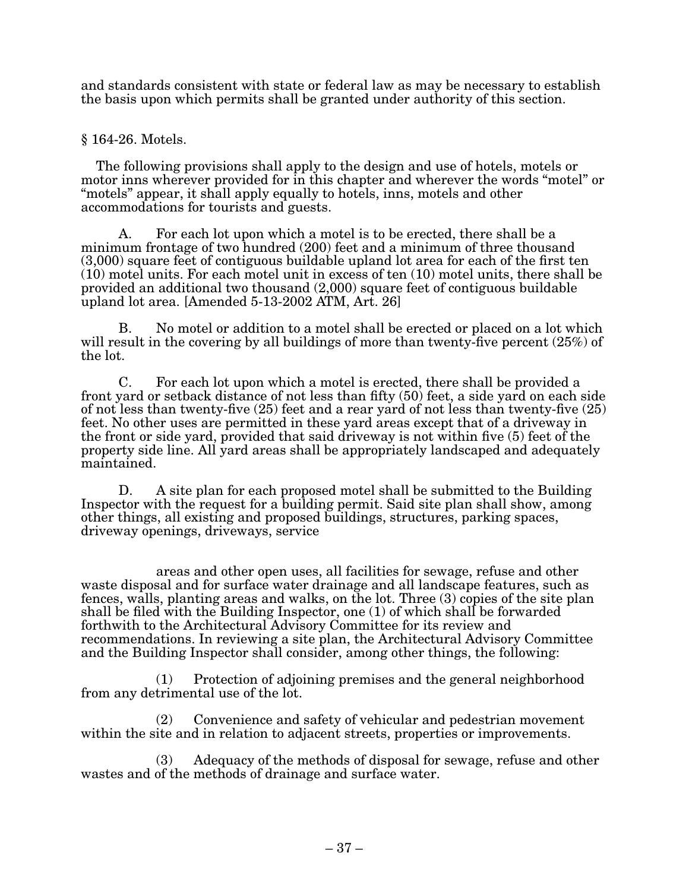and standards consistent with state or federal law as may be necessary to establish the basis upon which permits shall be granted under authority of this section.

## § 164-26. Motels.

The following provisions shall apply to the design and use of hotels, motels or motor inns wherever provided for in this chapter and wherever the words "motel" or "motels" appear, it shall apply equally to hotels, inns, motels and other accommodations for tourists and guests.

A. For each lot upon which a motel is to be erected, there shall be a minimum frontage of two hundred (200) feet and a minimum of three thousand (3,000) square feet of contiguous buildable upland lot area for each of the first ten (10) motel units. For each motel unit in excess of ten (10) motel units, there shall be provided an additional two thousand (2,000) square feet of contiguous buildable upland lot area. [Amended 5-13-2002 ATM, Art. 26]

B. No motel or addition to a motel shall be erected or placed on a lot which will result in the covering by all buildings of more than twenty-five percent (25%) of the lot.

C. For each lot upon which a motel is erected, there shall be provided a front yard or setback distance of not less than fifty (50) feet, a side yard on each side of not less than twenty-five (25) feet and a rear yard of not less than twenty-five (25) feet. No other uses are permitted in these yard areas except that of a driveway in the front or side yard, provided that said driveway is not within five (5) feet of the property side line. All yard areas shall be appropriately landscaped and adequately maintained.

D. A site plan for each proposed motel shall be submitted to the Building Inspector with the request for a building permit. Said site plan shall show, among other things, all existing and proposed buildings, structures, parking spaces, driveway openings, driveways, service areas and other open uses, all facilities for sewage, refuse and other waste disposal and for surface water drainage and all landscape features, such as fences, walls, planting areas and walks, on the lot. Three (3) copies of the site plan shall be filed with the Building Inspector, one (1) of which shall be forwarded forthwith to the Architectural Advisory Committee for its review and recommendations. In reviewing a site plan, the Architectural Advisory Committee and the Building Inspector shall consider, among other things, the following:

(1) Protection of adjoining premises and the general neighborhood from any detrimental use of the lot.

(2) Convenience and safety of vehicular and pedestrian movement within the site and in relation to adjacent streets, properties or improvements.

(3) Adequacy of the methods of disposal for sewage, refuse and other wastes and of the methods of drainage and surface water.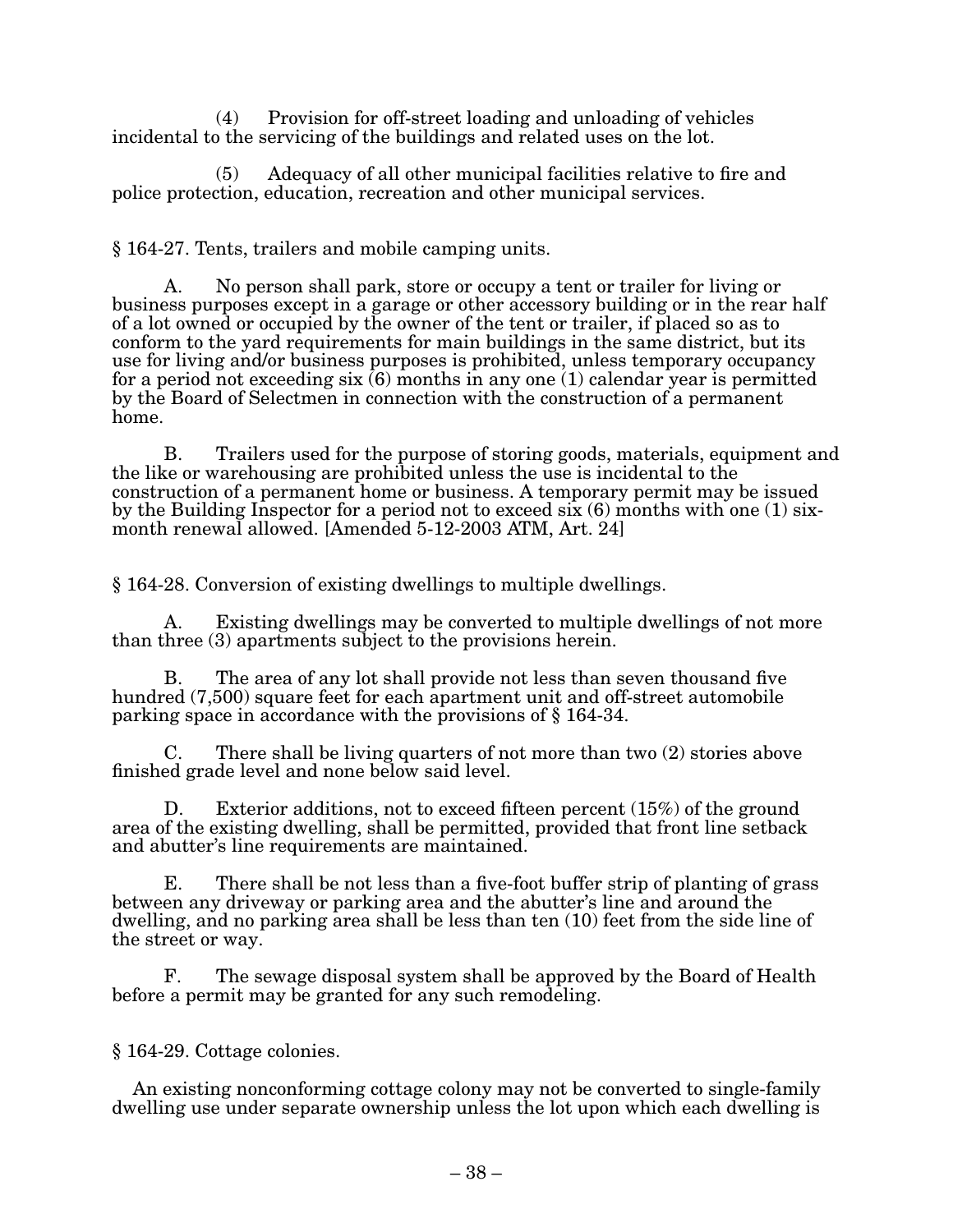(4) Provision for off-street loading and unloading of vehicles incidental to the servicing of the buildings and related uses on the lot.

(5) Adequacy of all other municipal facilities relative to fire and police protection, education, recreation and other municipal services.

## § 164-27. Tents, trailers and mobile camping units.

A. No person shall park, store or occupy a tent or trailer for living or business purposes except in a garage or other accessory building or in the rear half of a lot owned or occupied by the owner of the tent or trailer, if placed so as to conform to the yard requirements for main buildings in the same district, but its use for living and/or business purposes is prohibited, unless temporary occupancy for a period not exceeding six (6) months in any one (1) calendar year is permitted by the Board of Selectmen in connection with the construction of a permanent home.

B. Trailers used for the purpose of storing goods, materials, equipment and the like or warehousing are prohibited unless the use is incidental to the construction of a permanent home or business. A temporary permit may be issued by the Building Inspector for a period not to exceed six (6) months with one (1) six-month renewal allowed. [Amended 5-12-2003 ATM, Art. 24]

## § 164-28. Conversion of existing dwellings to multiple dwellings.

A. Existing dwellings may be converted to multiple dwellings of not more than three (3) apartments subject to the provisions herein.

B. The area of any lot shall provide not less than seven thousand five hundred (7,500) square feet for each apartment unit and off-street automobile parking space in accordance with the provisions of § 164-34.

C. There shall be living quarters of not more than two (2) stories above finished grade level and none below said level.

D. Exterior additions, not to exceed fifteen percent (15%) of the ground area of the existing dwelling, shall be permitted, provided that front line setback and abutter's line requirements are maintained.

E. There shall be not less than a five-foot buffer strip of planting of grass between any driveway or parking area and the abutter's line and around the dwelling, and no parking area shall be less than ten (10) feet from the side line of the street or way.

F. The sewage disposal system shall be approved by the Board of Health before a permit may be granted for any such remodeling.

## § 164-29. Cottage colonies.

An existing nonconforming cottage colony may not be converted to single-family dwelling use under separate ownership unless the lot upon which each dwelling is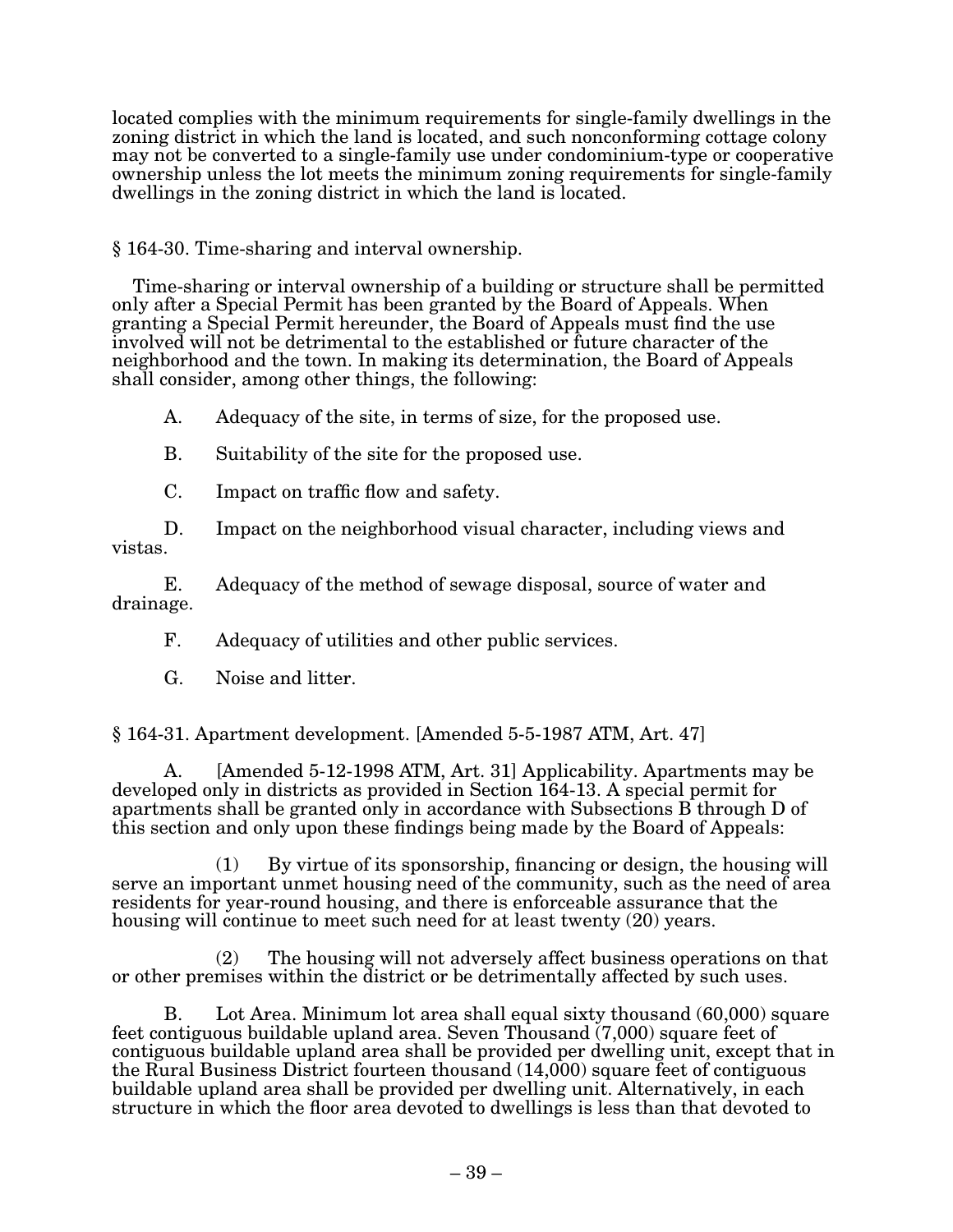located complies with the minimum requirements for single-family dwellings in the zoning district in which the land is located, and such nonconforming cottage colony may not be converted to a single-family use under condominium-type or cooperative ownership unless the lot meets the minimum zoning requirements for single-family dwellings in the zoning district in which the land is located.

§ 164-30. Time-sharing and interval ownership.

Time-sharing or interval ownership of a building or structure shall be permitted only after a Special Permit has been granted by the Board of Appeals. When granting a Special Permit hereunder, the Board of Appeals must find the use involved will not be detrimental to the established or future character of the neighborhood and the town. In making its determination, the Board of Appeals shall consider, among other things, the following:

A. Adequacy of the site, in terms of size, for the proposed use.

B. Suitability of the site for the proposed use.

C. Impact on traffic flow and safety.

D. Impact on the neighborhood visual character, including views and vistas.

E. Adequacy of the method of sewage disposal, source of water and drainage.

F. Adequacy of utilities and other public services.

G. Noise and litter.

§ 164-31. Apartment development. [Amended 5-5-1987 ATM, Art. 47]

A. [Amended 5-12-1998 ATM, Art. 31] Applicability. Apartments may be developed only in districts as provided in Section 164-13. A special permit for apartments shall be granted only in accordance with Subsections B through D of this section and only upon these findings being made by the Board of Appeals:

(1) By virtue of its sponsorship, financing or design, the housing will serve an important unmet housing need of the community, such as the need of area residents for year-round housing, and there is enforceable assurance that the housing will continue to meet such need for at least twenty (20) years.

(2) The housing will not adversely affect business operations on that or other premises within the district or be detrimentally affected by such uses.

B. Lot Area. Minimum lot area shall equal sixty thousand (60,000) square feet contiguous buildable upland area. Seven Thousand (7,000) square feet of contiguous buildable upland area shall be provided per dwelling unit, except that in the Rural Business District fourteen thousand (14,000) square feet of contiguous buildable upland area shall be provided per dwelling unit. Alternatively, in each structure in which the floor area devoted to dwellings is less than that devoted to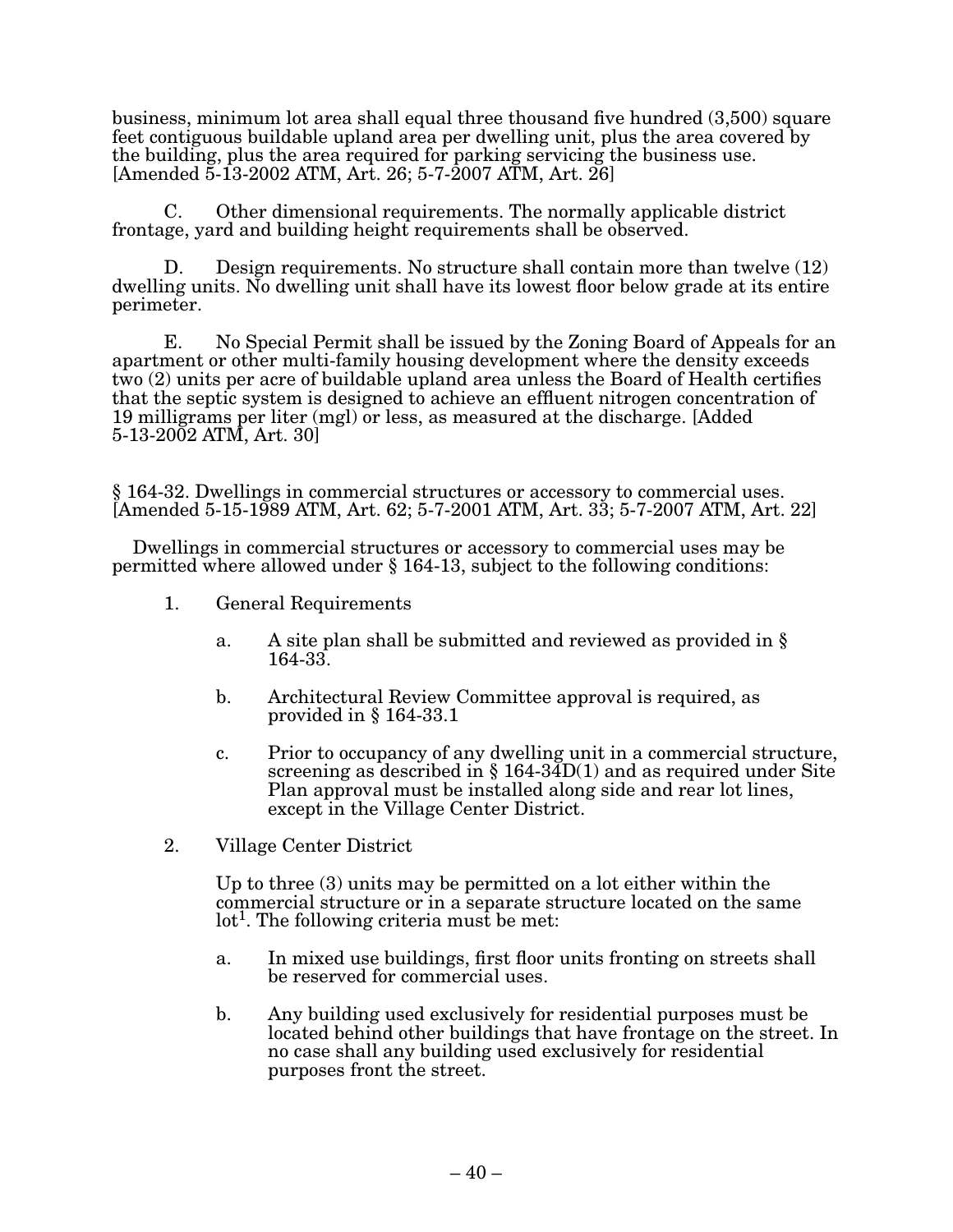business, minimum lot area shall equal three thousand five hundred (3,500) square feet contiguous buildable upland area per dwelling unit, plus the area covered by the building, plus the area required for parking servicing the business use. [Amended 5-13-2002 ATM, Art. 26; 5-7-2007 ATM, Art. 26]

C. Other dimensional requirements. The normally applicable district frontage, yard and building height requirements shall be observed.

D. Design requirements. No structure shall contain more than twelve (12) dwelling units. No dwelling unit shall have its lowest floor below grade at its entire perimeter.

E. No Special Permit shall be issued by the Zoning Board of Appeals for an apartment or other multi-family housing development where the density exceeds two (2) units per acre of buildable upland area unless the Board of Health certifies that the septic system is designed to achieve an effluent nitrogen concentration of 19 milligrams per liter (mgl) or less, as measured at the discharge. [Added 5-13-2002 ATM, Art. 30]

§ 164-32. Dwellings in commercial structures or accessory to commercial uses. [Amended 5-15-1989 ATM, Art. 62; 5-7-2001 ATM, Art. 33; 5-7-2007 ATM, Art. 22]

Dwellings in commercial structures or accessory to commercial uses may be permitted where allowed under § 164-13, subject to the following conditions:

1. General Requirements

   a. A site plan shall be submitted and reviewed as provided in § 164-33.

   b. Architectural Review Committee approval is required, as provided in § 164-33.1

   c. Prior to occupancy of any dwelling unit in a commercial structure, screening as described in § 164-34D(1) and as required under Site Plan approval must be installed along side and rear lot lines, except in the Village Center District.

2. Village Center District

   Up to three (3) units may be permitted on a lot either within the commercial structure or in a separate structure located on the same lot[1]. The following criteria must be met:

   a. In mixed use buildings, first floor units fronting on streets shall be reserved for commercial uses.

   b. Any building used exclusively for residential purposes must be located behind other buildings that have frontage on the street. In no case shall any building used exclusively for residential purposes front the street.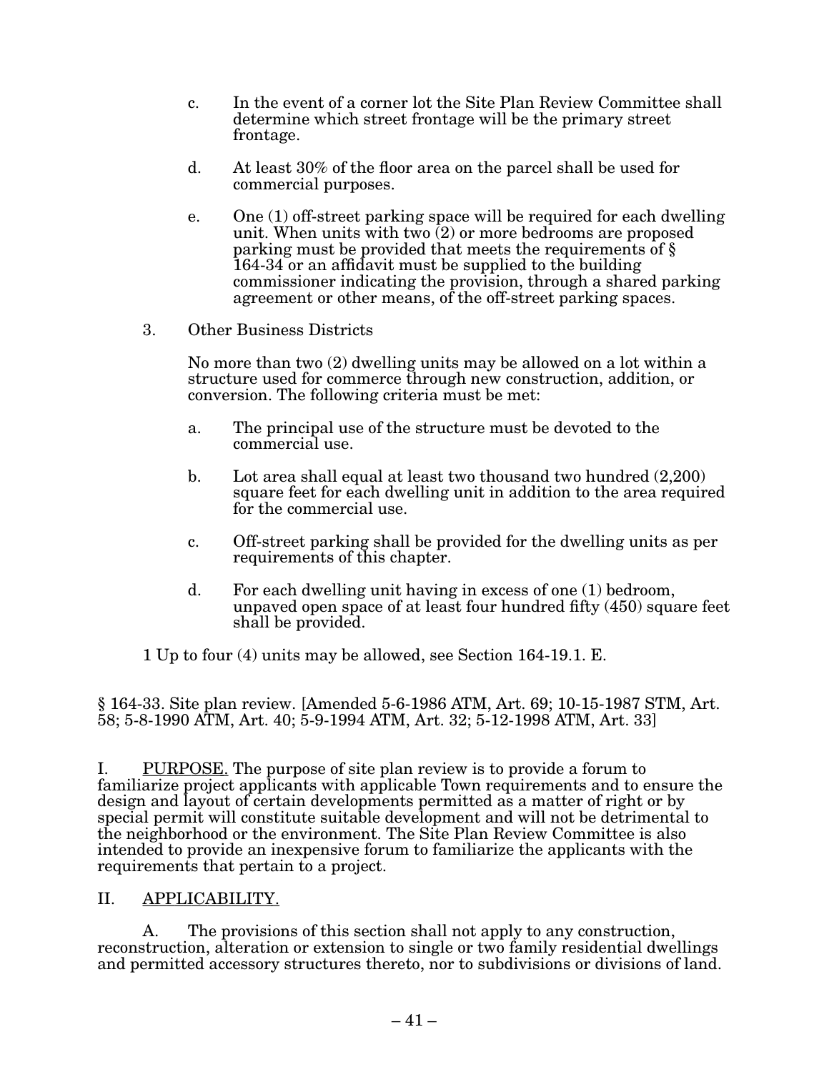c. In the event of a corner lot the Site Plan Review Committee shall determine which street frontage will be the primary street frontage.

d. At least 30% of the floor area on the parcel shall be used for commercial purposes.

e. One (1) off-street parking space will be required for each dwelling unit. When units with two (2) or more bedrooms are proposed parking must be provided that meets the requirements of § 164-34 or an affidavit must be supplied to the building commissioner indicating the provision, through a shared parking agreement or other means, of the off-street parking spaces.

3. Other Business Districts

No more than two (2) dwelling units may be allowed on a lot within a structure used for commerce through new construction, addition, or conversion. The following criteria must be met:

a. The principal use of the structure must be devoted to the commercial use.

b. Lot area shall equal at least two thousand two hundred (2,200) square feet for each dwelling unit in addition to the area required for the commercial use.

c. Off-street parking shall be provided for the dwelling units as per requirements of this chapter.

d. For each dwelling unit having in excess of one (1) bedroom, unpaved open space of at least four hundred fifty (450) square feet shall be provided.

1 Up to four (4) units may be allowed, see Section 164-19.1. E.

§ 164-33. Site plan review. [Amended 5-6-1986 ATM, Art. 69; 10-15-1987 STM, Art. 58; 5-8-1990 ATM, Art. 40; 5-9-1994 ATM, Art. 32; 5-12-1998 ATM, Art. 33]

I. PURPOSE. The purpose of site plan review is to provide a forum to familiarize project applicants with applicable Town requirements and to ensure the design and layout of certain developments permitted as a matter of right or by special permit will constitute suitable development and will not be detrimental to the neighborhood or the environment. The Site Plan Review Committee is also intended to provide an inexpensive forum to familiarize the applicants with the requirements that pertain to a project.

II. APPLICABILITY.

A. The provisions of this section shall not apply to any construction, reconstruction, alteration or extension to single or two family residential dwellings and permitted accessory structures thereto, nor to subdivisions or divisions of land.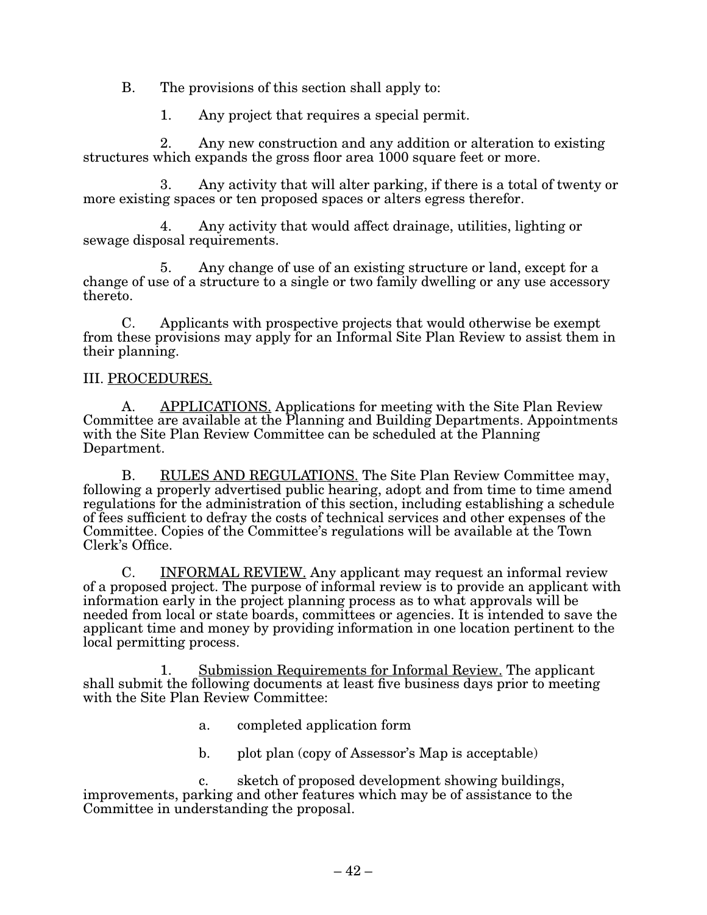B. The provisions of this section shall apply to:

1. Any project that requires a special permit.

2. Any new construction and any addition or alteration to existing structures which expands the gross floor area 1000 square feet or more.

3. Any activity that will alter parking, if there is a total of twenty or more existing spaces or ten proposed spaces or alters egress therefor.

4. Any activity that would affect drainage, utilities, lighting or sewage disposal requirements.

5. Any change of use of an existing structure or land, except for a change of use of a structure to a single or two family dwelling or any use accessory thereto.

C. Applicants with prospective projects that would otherwise be exempt from these provisions may apply for an Informal Site Plan Review to assist them in their planning.

III. <u>PROCEDURES.</u>

A. <u>APPLICATIONS.</u> Applications for meeting with the Site Plan Review Committee are available at the Planning and Building Departments. Appointments with the Site Plan Review Committee can be scheduled at the Planning Department.

B. <u>RULES AND REGULATIONS.</u> The Site Plan Review Committee may, following a properly advertised public hearing, adopt and from time to time amend regulations for the administration of this section, including establishing a schedule of fees sufficient to defray the costs of technical services and other expenses of the Committee. Copies of the Committee's regulations will be available at the Town Clerk's Office.

C. <u>INFORMAL REVIEW.</u> Any applicant may request an informal review of a proposed project. The purpose of informal review is to provide an applicant with information early in the project planning process as to what approvals will be needed from local or state boards, committees or agencies. It is intended to save the applicant time and money by providing information in one location pertinent to the local permitting process.

1. <u>Submission Requirements for Informal Review.</u> The applicant shall submit the following documents at least five business days prior to meeting with the Site Plan Review Committee:

a. completed application form

b. plot plan (copy of Assessor's Map is acceptable)

c. sketch of proposed development showing buildings, improvements, parking and other features which may be of assistance to the Committee in understanding the proposal.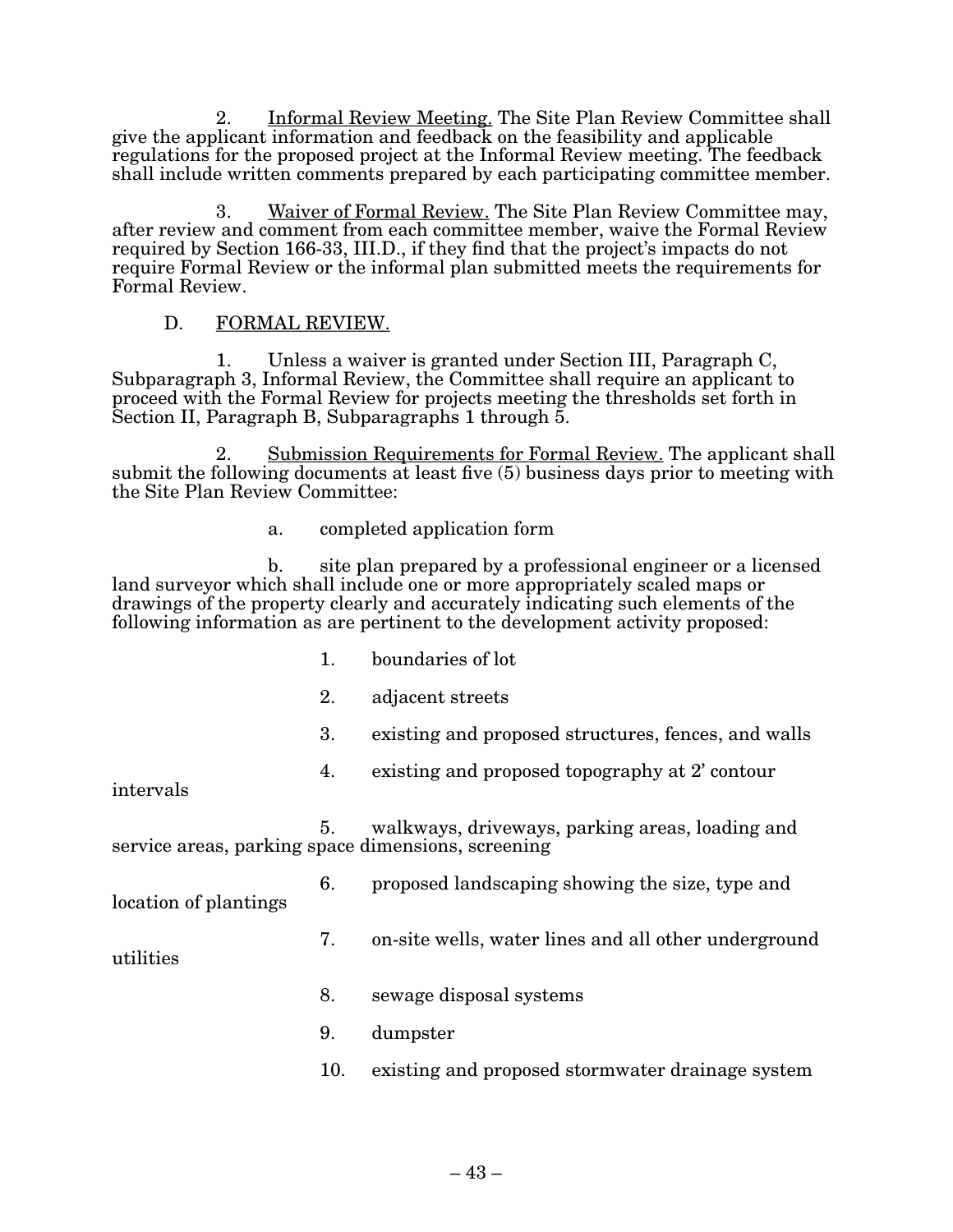2. Informal Review Meeting. The Site Plan Review Committee shall give the applicant information and feedback on the feasibility and applicable regulations for the proposed project at the Informal Review meeting. The feedback shall include written comments prepared by each participating committee member.

3. Waiver of Formal Review. The Site Plan Review Committee may, after review and comment from each committee member, waive the Formal Review required by Section 166-33, III.D., if they find that the project's impacts do not require Formal Review or the informal plan submitted meets the requirements for Formal Review.

D. FORMAL REVIEW.

1. Unless a waiver is granted under Section III, Paragraph C, Subparagraph 3, Informal Review, the Committee shall require an applicant to proceed with the Formal Review for projects meeting the thresholds set forth in Section II, Paragraph B, Subparagraphs 1 through 5.

2. Submission Requirements for Formal Review. The applicant shall submit the following documents at least five (5) business days prior to meeting with the Site Plan Review Committee:

a. completed application form

b. site plan prepared by a professional engineer or a licensed land surveyor which shall include one or more appropriately scaled maps or drawings of the property clearly and accurately indicating such elements of the following information as are pertinent to the development activity proposed:

1. boundaries of lot
2. adjacent streets
3. existing and proposed structures, fences, and walls
4. existing and proposed topography at 2' contour intervals
5. walkways, driveways, parking areas, loading and service areas, parking space dimensions, screening
6. proposed landscaping showing the size, type and location of plantings
7. on-site wells, water lines and all other underground utilities
8. sewage disposal systems
9. dumpster
10. existing and proposed stormwater drainage system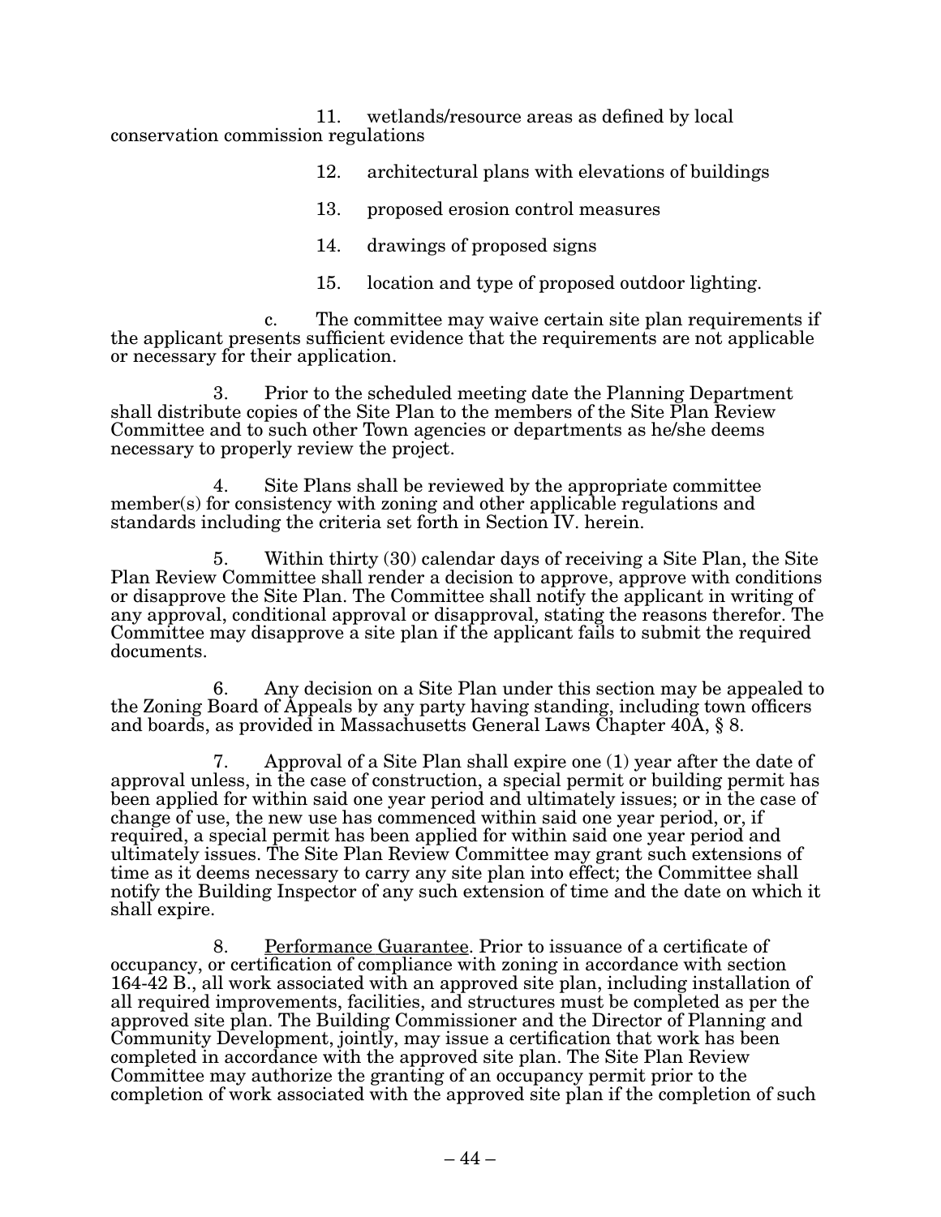11. wetlands/resource areas as defined by local conservation commission regulations

12. architectural plans with elevations of buildings

13. proposed erosion control measures

14. drawings of proposed signs

15. location and type of proposed outdoor lighting.

c. The committee may waive certain site plan requirements if the applicant presents sufficient evidence that the requirements are not applicable or necessary for their application.

3. Prior to the scheduled meeting date the Planning Department shall distribute copies of the Site Plan to the members of the Site Plan Review Committee and to such other Town agencies or departments as he/she deems necessary to properly review the project.

4. Site Plans shall be reviewed by the appropriate committee member(s) for consistency with zoning and other applicable regulations and standards including the criteria set forth in Section IV. herein.

5. Within thirty (30) calendar days of receiving a Site Plan, the Site Plan Review Committee shall render a decision to approve, approve with conditions or disapprove the Site Plan. The Committee shall notify the applicant in writing of any approval, conditional approval or disapproval, stating the reasons therefor. The Committee may disapprove a site plan if the applicant fails to submit the required documents.

6. Any decision on a Site Plan under this section may be appealed to the Zoning Board of Appeals by any party having standing, including town officers and boards, as provided in Massachusetts General Laws Chapter 40A, § 8.

7. Approval of a Site Plan shall expire one (1) year after the date of approval unless, in the case of construction, a special permit or building permit has been applied for within said one year period and ultimately issues; or in the case of change of use, the new use has commenced within said one year period, or, if required, a special permit has been applied for within said one year period and ultimately issues. The Site Plan Review Committee may grant such extensions of time as it deems necessary to carry any site plan into effect; the Committee shall notify the Building Inspector of any such extension of time and the date on which it shall expire.

8. Performance Guarantee. Prior to issuance of a certificate of occupancy, or certification of compliance with zoning in accordance with section 164-42 B., all work associated with an approved site plan, including installation of all required improvements, facilities, and structures must be completed as per the approved site plan. The Building Commissioner and the Director of Planning and Community Development, jointly, may issue a certification that work has been completed in accordance with the approved site plan. The Site Plan Review Committee may authorize the granting of an occupancy permit prior to the completion of work associated with the approved site plan if the completion of such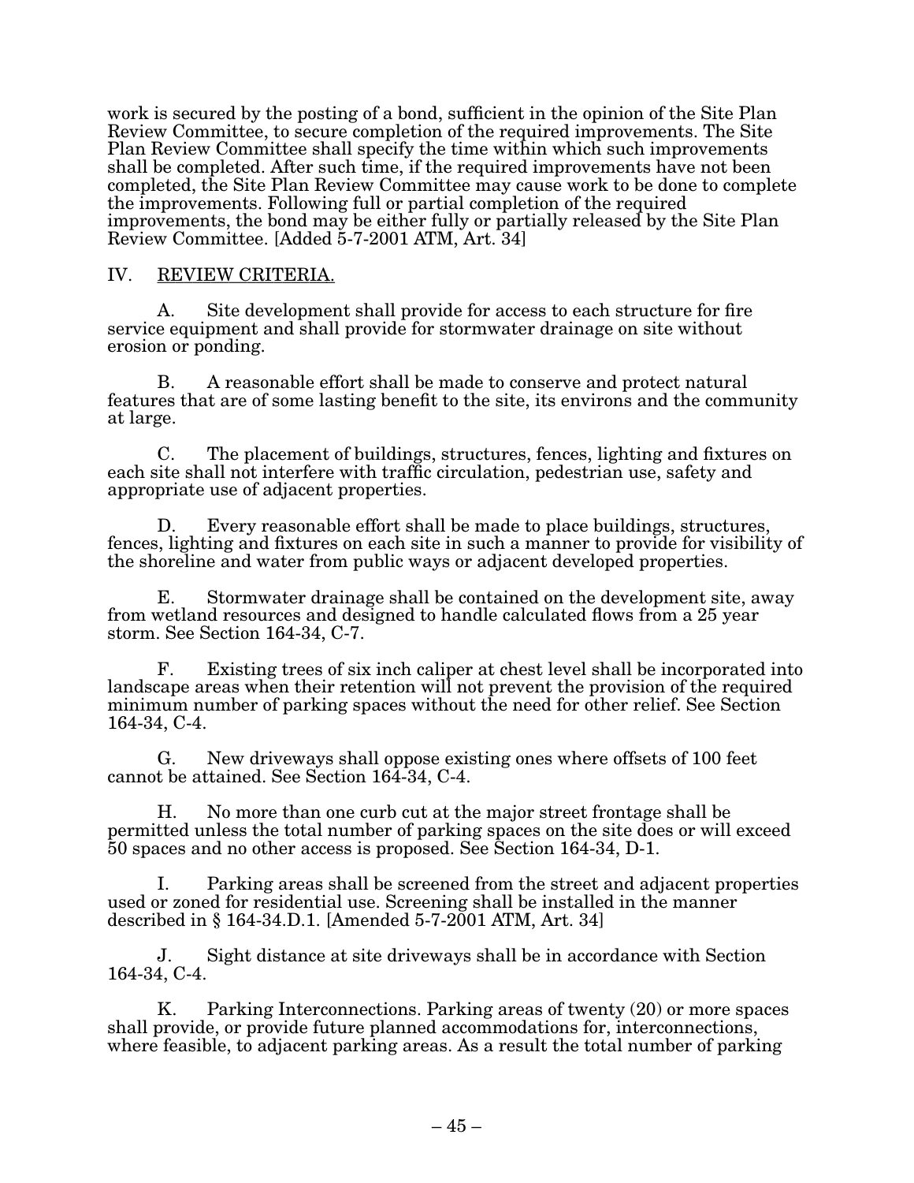work is secured by the posting of a bond, sufficient in the opinion of the Site Plan Review Committee, to secure completion of the required improvements. The Site Plan Review Committee shall specify the time within which such improvements shall be completed. After such time, if the required improvements have not been completed, the Site Plan Review Committee may cause work to be done to complete the improvements. Following full or partial completion of the required improvements, the bond may be either fully or partially released by the Site Plan Review Committee. [Added 5-7-2001 ATM, Art. 34]

## IV. REVIEW CRITERIA.

A. Site development shall provide for access to each structure for fire service equipment and shall provide for stormwater drainage on site without erosion or ponding.

B. A reasonable effort shall be made to conserve and protect natural features that are of some lasting benefit to the site, its environs and the community at large.

C. The placement of buildings, structures, fences, lighting and fixtures on each site shall not interfere with traffic circulation, pedestrian use, safety and appropriate use of adjacent properties.

D. Every reasonable effort shall be made to place buildings, structures, fences, lighting and fixtures on each site in such a manner to provide for visibility of the shoreline and water from public ways or adjacent developed properties.

E. Stormwater drainage shall be contained on the development site, away from wetland resources and designed to handle calculated flows from a 25 year storm. See Section 164-34, C-7.

F. Existing trees of six inch caliper at chest level shall be incorporated into landscape areas when their retention will not prevent the provision of the required minimum number of parking spaces without the need for other relief. See Section 164-34, C-4.

G. New driveways shall oppose existing ones where offsets of 100 feet cannot be attained. See Section 164-34, C-4.

H. No more than one curb cut at the major street frontage shall be permitted unless the total number of parking spaces on the site does or will exceed 50 spaces and no other access is proposed. See Section 164-34, D-1.

I. Parking areas shall be screened from the street and adjacent properties used or zoned for residential use. Screening shall be installed in the manner described in § 164-34.D.1. [Amended 5-7-2001 ATM, Art. 34]

J. Sight distance at site driveways shall be in accordance with Section 164-34, C-4.

K. Parking Interconnections. Parking areas of twenty (20) or more spaces shall provide, or provide future planned accommodations for, interconnections, where feasible, to adjacent parking areas. As a result the total number of parking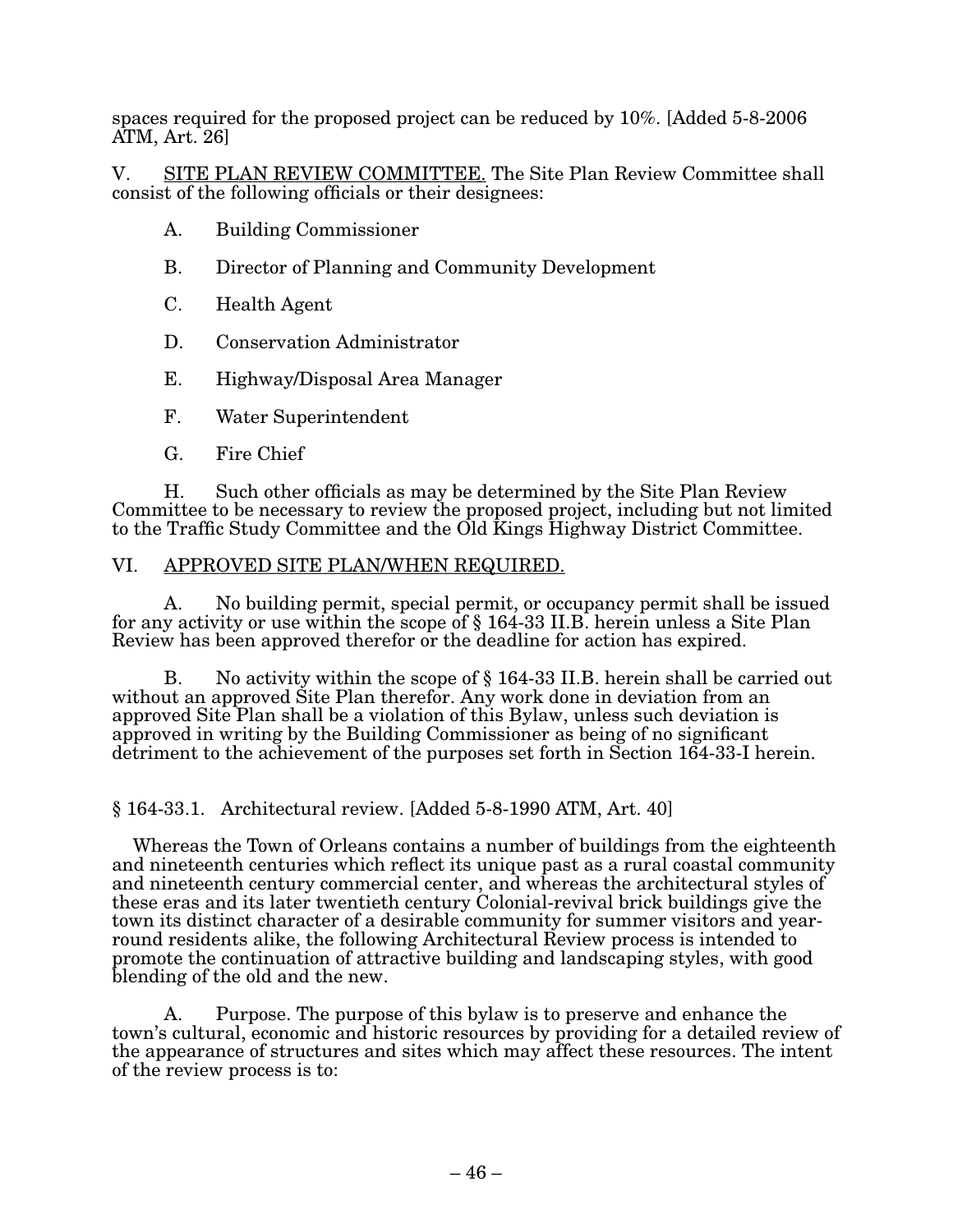spaces required for the proposed project can be reduced by 10%. [Added 5-8-2006 ATM, Art. 26]

V. <u>SITE PLAN REVIEW COMMITTEE.</u> The Site Plan Review Committee shall consist of the following officials or their designees:

A. Building Commissioner

B. Director of Planning and Community Development

C. Health Agent

D. Conservation Administrator

E. Highway/Disposal Area Manager

F. Water Superintendent

G. Fire Chief

H. Such other officials as may be determined by the Site Plan Review Committee to be necessary to review the proposed project, including but not limited to the Traffic Study Committee and the Old Kings Highway District Committee.

VI. <u>APPROVED SITE PLAN/WHEN REQUIRED.</u>

A. No building permit, special permit, or occupancy permit shall be issued for any activity or use within the scope of § 164-33 II.B. herein unless a Site Plan Review has been approved therefor or the deadline for action has expired.

B. No activity within the scope of § 164-33 II.B. herein shall be carried out without an approved Site Plan therefor. Any work done in deviation from an approved Site Plan shall be a violation of this Bylaw, unless such deviation is approved in writing by the Building Commissioner as being of no significant detriment to the achievement of the purposes set forth in Section 164-33-I herein.

§ 164-33.1. Architectural review. [Added 5-8-1990 ATM, Art. 40]

Whereas the Town of Orleans contains a number of buildings from the eighteenth and nineteenth centuries which reflect its unique past as a rural coastal community and nineteenth century commercial center, and whereas the architectural styles of these eras and its later twentieth century Colonial-revival brick buildings give the town its distinct character of a desirable community for summer visitors and year-round residents alike, the following Architectural Review process is intended to promote the continuation of attractive building and landscaping styles, with good blending of the old and the new.

A. Purpose. The purpose of this bylaw is to preserve and enhance the town's cultural, economic and historic resources by providing for a detailed review of the appearance of structures and sites which may affect these resources. The intent of the review process is to: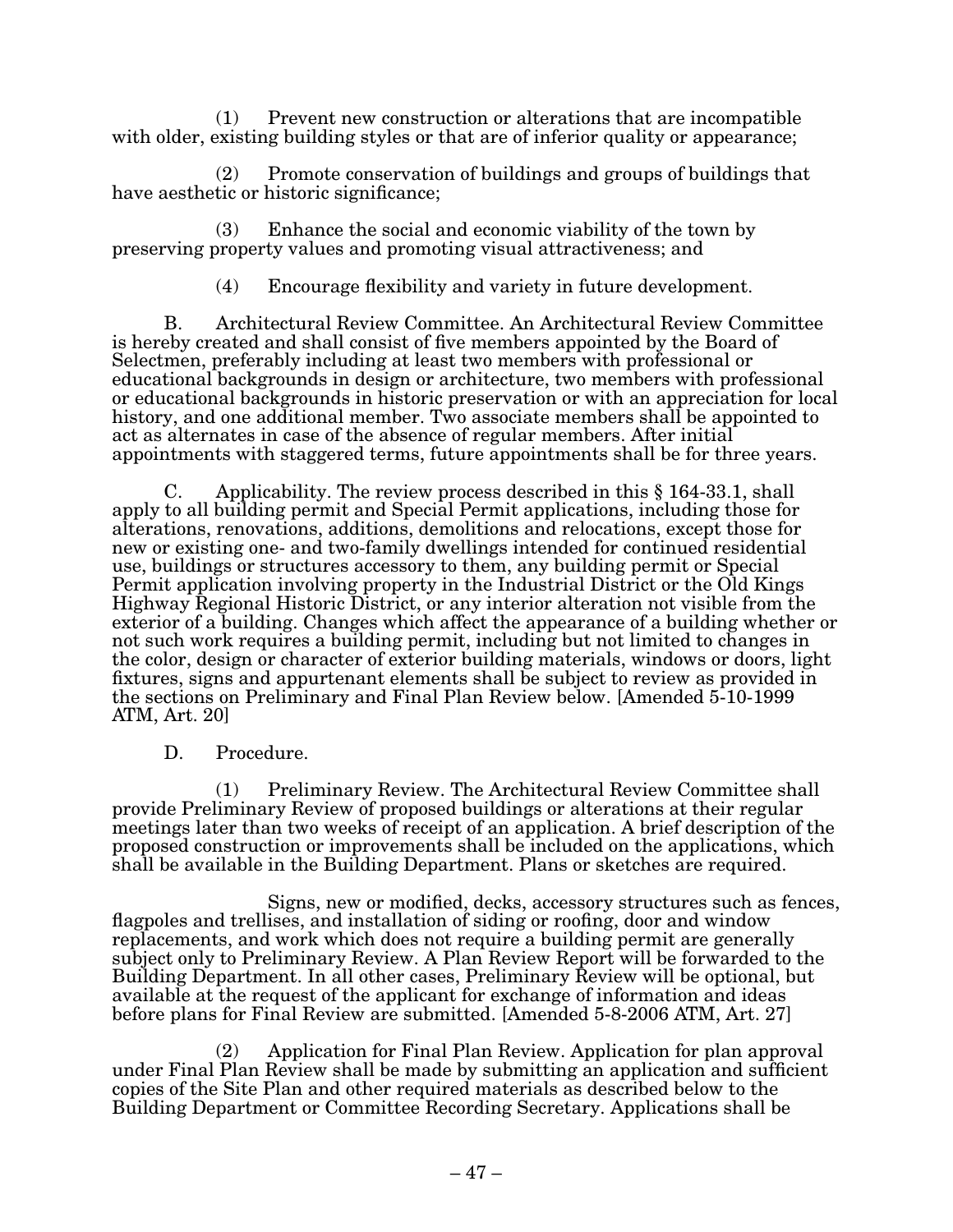(1) Prevent new construction or alterations that are incompatible with older, existing building styles or that are of inferior quality or appearance;

(2) Promote conservation of buildings and groups of buildings that have aesthetic or historic significance;

(3) Enhance the social and economic viability of the town by preserving property values and promoting visual attractiveness; and

(4) Encourage flexibility and variety in future development.

B. Architectural Review Committee. An Architectural Review Committee is hereby created and shall consist of five members appointed by the Board of Selectmen, preferably including at least two members with professional or educational backgrounds in design or architecture, two members with professional or educational backgrounds in historic preservation or with an appreciation for local history, and one additional member. Two associate members shall be appointed to act as alternates in case of the absence of regular members. After initial appointments with staggered terms, future appointments shall be for three years.

C. Applicability. The review process described in this § 164-33.1, shall apply to all building permit and Special Permit applications, including those for alterations, renovations, additions, demolitions and relocations, except those for new or existing one- and two-family dwellings intended for continued residential use, buildings or structures accessory to them, any building permit or Special Permit application involving property in the Industrial District or the Old Kings Highway Regional Historic District, or any interior alteration not visible from the exterior of a building. Changes which affect the appearance of a building whether or not such work requires a building permit, including but not limited to changes in the color, design or character of exterior building materials, windows or doors, light fixtures, signs and appurtenant elements shall be subject to review as provided in the sections on Preliminary and Final Plan Review below. [Amended 5-10-1999 ATM, Art. 20]

D. Procedure.

(1) Preliminary Review. The Architectural Review Committee shall provide Preliminary Review of proposed buildings or alterations at their regular meetings later than two weeks of receipt of an application. A brief description of the proposed construction or improvements shall be included on the applications, which shall be available in the Building Department. Plans or sketches are required.

Signs, new or modified, decks, accessory structures such as fences, flagpoles and trellises, and installation of siding or roofing, door and window replacements, and work which does not require a building permit are generally subject only to Preliminary Review. A Plan Review Report will be forwarded to the Building Department. In all other cases, Preliminary Review will be optional, but available at the request of the applicant for exchange of information and ideas before plans for Final Review are submitted. [Amended 5-8-2006 ATM, Art. 27]

(2) Application for Final Plan Review. Application for plan approval under Final Plan Review shall be made by submitting an application and sufficient copies of the Site Plan and other required materials as described below to the Building Department or Committee Recording Secretary. Applications shall be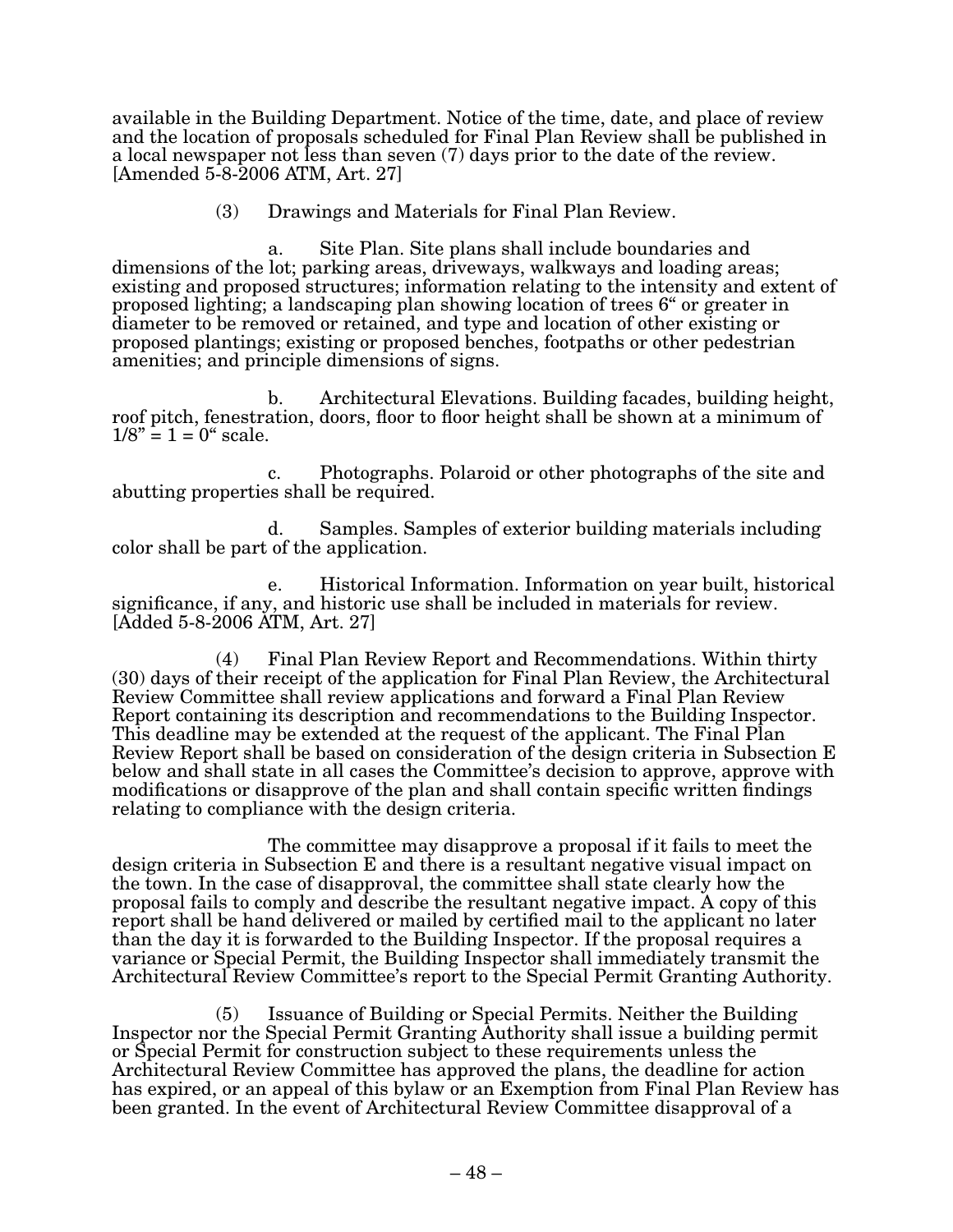available in the Building Department. Notice of the time, date, and place of review and the location of proposals scheduled for Final Plan Review shall be published in a local newspaper not less than seven (7) days prior to the date of the review. [Amended 5-8-2006 ATM, Art. 27]

(3) Drawings and Materials for Final Plan Review.

a. Site Plan. Site plans shall include boundaries and dimensions of the lot; parking areas, driveways, walkways and loading areas; existing and proposed structures; information relating to the intensity and extent of proposed lighting; a landscaping plan showing location of trees 6" or greater in diameter to be removed or retained, and type and location of other existing or proposed plantings; existing or proposed benches, footpaths or other pedestrian amenities; and principle dimensions of signs.

b. Architectural Elevations. Building facades, building height, roof pitch, fenestration, doors, floor to floor height shall be shown at a minimum of 1/8" = 1 = 0" scale.

c. Photographs. Polaroid or other photographs of the site and abutting properties shall be required.

d. Samples. Samples of exterior building materials including color shall be part of the application.

e. Historical Information. Information on year built, historical significance, if any, and historic use shall be included in materials for review. [Added 5-8-2006 ATM, Art. 27]

(4) Final Plan Review Report and Recommendations. Within thirty (30) days of their receipt of the application for Final Plan Review, the Architectural Review Committee shall review applications and forward a Final Plan Review Report containing its description and recommendations to the Building Inspector. This deadline may be extended at the request of the applicant. The Final Plan Review Report shall be based on consideration of the design criteria in Subsection E below and shall state in all cases the Committee's decision to approve, approve with modifications or disapprove of the plan and shall contain specific written findings relating to compliance with the design criteria.

The committee may disapprove a proposal if it fails to meet the design criteria in Subsection E and there is a resultant negative visual impact on the town. In the case of disapproval, the committee shall state clearly how the proposal fails to comply and describe the resultant negative impact. A copy of this report shall be hand delivered or mailed by certified mail to the applicant no later than the day it is forwarded to the Building Inspector. If the proposal requires a variance or Special Permit, the Building Inspector shall immediately transmit the Architectural Review Committee's report to the Special Permit Granting Authority.

(5) Issuance of Building or Special Permits. Neither the Building Inspector nor the Special Permit Granting Authority shall issue a building permit or Special Permit for construction subject to these requirements unless the Architectural Review Committee has approved the plans, the deadline for action has expired, or an appeal of this bylaw or an Exemption from Final Plan Review has been granted. In the event of Architectural Review Committee disapproval of a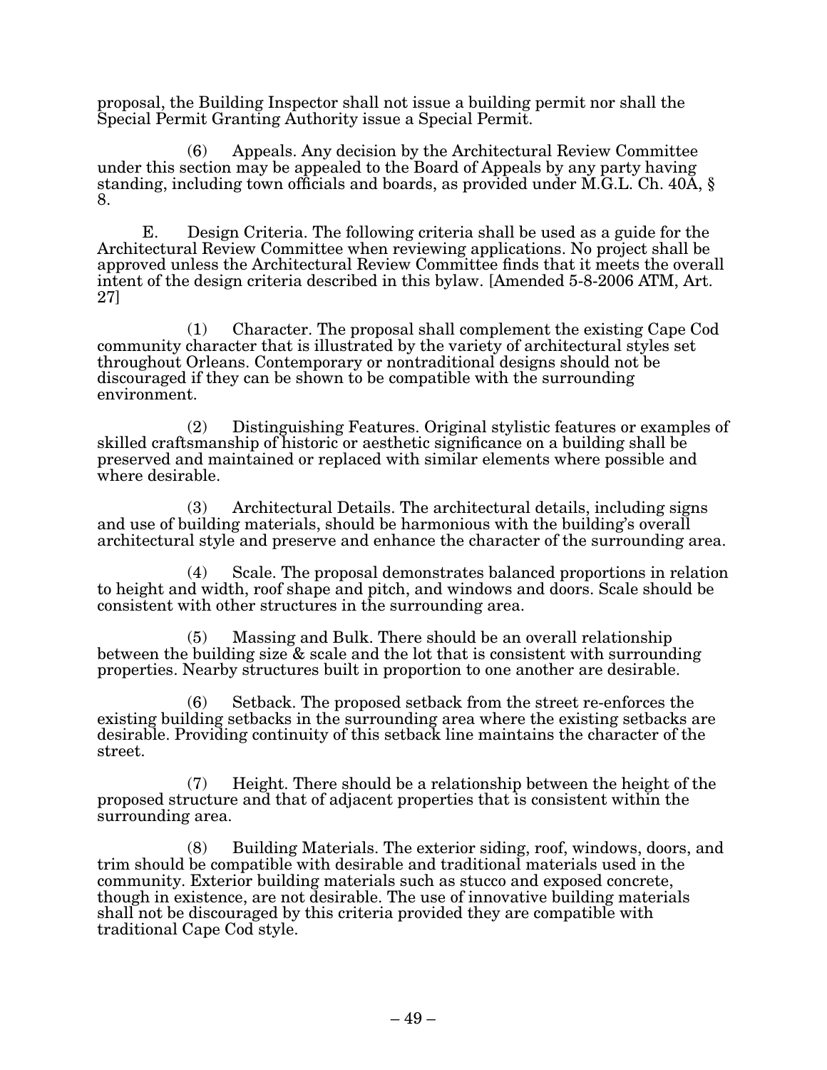proposal, the Building Inspector shall not issue a building permit nor shall the Special Permit Granting Authority issue a Special Permit.

(6) Appeals. Any decision by the Architectural Review Committee under this section may be appealed to the Board of Appeals by any party having standing, including town officials and boards, as provided under M.G.L. Ch. 40A, § 8.

E. Design Criteria. The following criteria shall be used as a guide for the Architectural Review Committee when reviewing applications. No project shall be approved unless the Architectural Review Committee finds that it meets the overall intent of the design criteria described in this bylaw. [Amended 5-8-2006 ATM, Art. 27]

(1) Character. The proposal shall complement the existing Cape Cod community character that is illustrated by the variety of architectural styles set throughout Orleans. Contemporary or nontraditional designs should not be discouraged if they can be shown to be compatible with the surrounding environment.

(2) Distinguishing Features. Original stylistic features or examples of skilled craftsmanship of historic or aesthetic significance on a building shall be preserved and maintained or replaced with similar elements where possible and where desirable.

(3) Architectural Details. The architectural details, including signs and use of building materials, should be harmonious with the building's overall architectural style and preserve and enhance the character of the surrounding area.

(4) Scale. The proposal demonstrates balanced proportions in relation to height and width, roof shape and pitch, and windows and doors. Scale should be consistent with other structures in the surrounding area.

(5) Massing and Bulk. There should be an overall relationship between the building size & scale and the lot that is consistent with surrounding properties. Nearby structures built in proportion to one another are desirable.

(6) Setback. The proposed setback from the street re-enforces the existing building setbacks in the surrounding area where the existing setbacks are desirable. Providing continuity of this setback line maintains the character of the street.

(7) Height. There should be a relationship between the height of the proposed structure and that of adjacent properties that is consistent within the surrounding area.

(8) Building Materials. The exterior siding, roof, windows, doors, and trim should be compatible with desirable and traditional materials used in the community. Exterior building materials such as stucco and exposed concrete, though in existence, are not desirable. The use of innovative building materials shall not be discouraged by this criteria provided they are compatible with traditional Cape Cod style.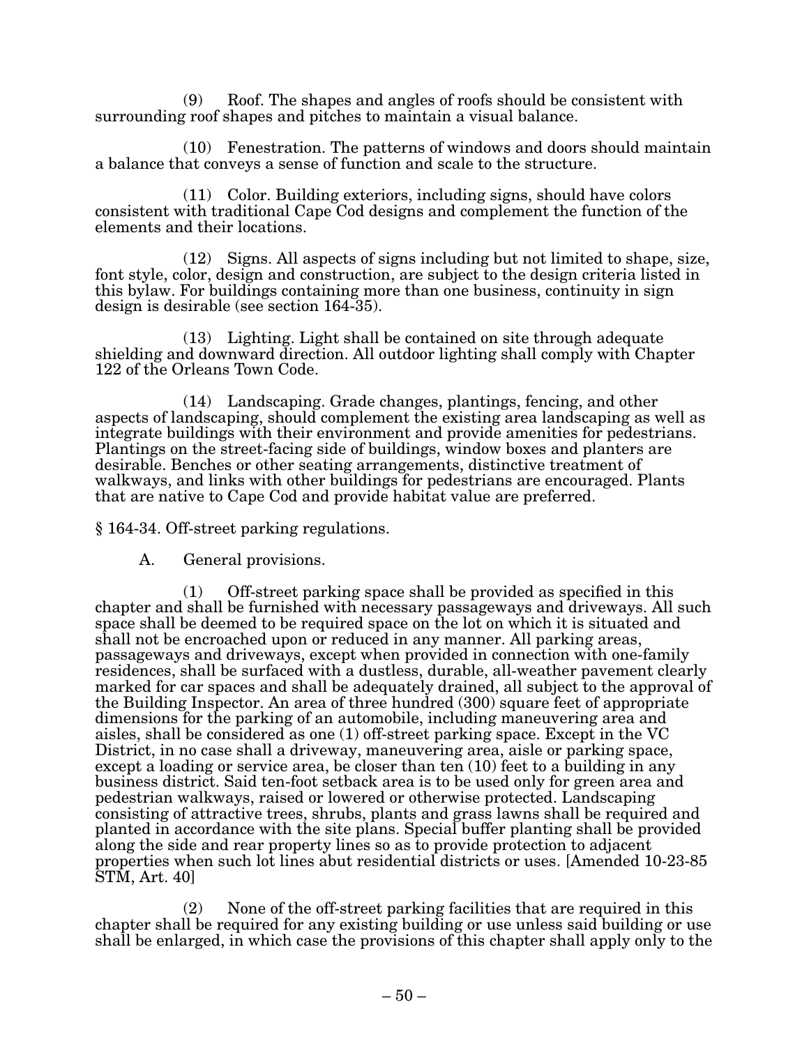(9) Roof. The shapes and angles of roofs should be consistent with surrounding roof shapes and pitches to maintain a visual balance.

(10) Fenestration. The patterns of windows and doors should maintain a balance that conveys a sense of function and scale to the structure.

(11) Color. Building exteriors, including signs, should have colors consistent with traditional Cape Cod designs and complement the function of the elements and their locations.

(12) Signs. All aspects of signs including but not limited to shape, size, font style, color, design and construction, are subject to the design criteria listed in this bylaw. For buildings containing more than one business, continuity in sign design is desirable (see section 164-35).

(13) Lighting. Light shall be contained on site through adequate shielding and downward direction. All outdoor lighting shall comply with Chapter 122 of the Orleans Town Code.

(14) Landscaping. Grade changes, plantings, fencing, and other aspects of landscaping, should complement the existing area landscaping as well as integrate buildings with their environment and provide amenities for pedestrians. Plantings on the street-facing side of buildings, window boxes and planters are desirable. Benches or other seating arrangements, distinctive treatment of walkways, and links with other buildings for pedestrians are encouraged. Plants that are native to Cape Cod and provide habitat value are preferred.

§ 164-34. Off-street parking regulations.

A. General provisions.

(1) Off-street parking space shall be provided as specified in this chapter and shall be furnished with necessary passageways and driveways. All such space shall be deemed to be required space on the lot on which it is situated and shall not be encroached upon or reduced in any manner. All parking areas, passageways and driveways, except when provided in connection with one-family residences, shall be surfaced with a dustless, durable, all-weather pavement clearly marked for car spaces and shall be adequately drained, all subject to the approval of the Building Inspector. An area of three hundred (300) square feet of appropriate dimensions for the parking of an automobile, including maneuvering area and aisles, shall be considered as one (1) off-street parking space. Except in the VC District, in no case shall a driveway, maneuvering area, aisle or parking space, except a loading or service area, be closer than ten (10) feet to a building in any business district. Said ten-foot setback area is to be used only for green area and pedestrian walkways, raised or lowered or otherwise protected. Landscaping consisting of attractive trees, shrubs, plants and grass lawns shall be required and planted in accordance with the site plans. Special buffer planting shall be provided along the side and rear property lines so as to provide protection to adjacent properties when such lot lines abut residential districts or uses. [Amended 10-23-85 STM, Art. 40]

(2) None of the off-street parking facilities that are required in this chapter shall be required for any existing building or use unless said building or use shall be enlarged, in which case the provisions of this chapter shall apply only to the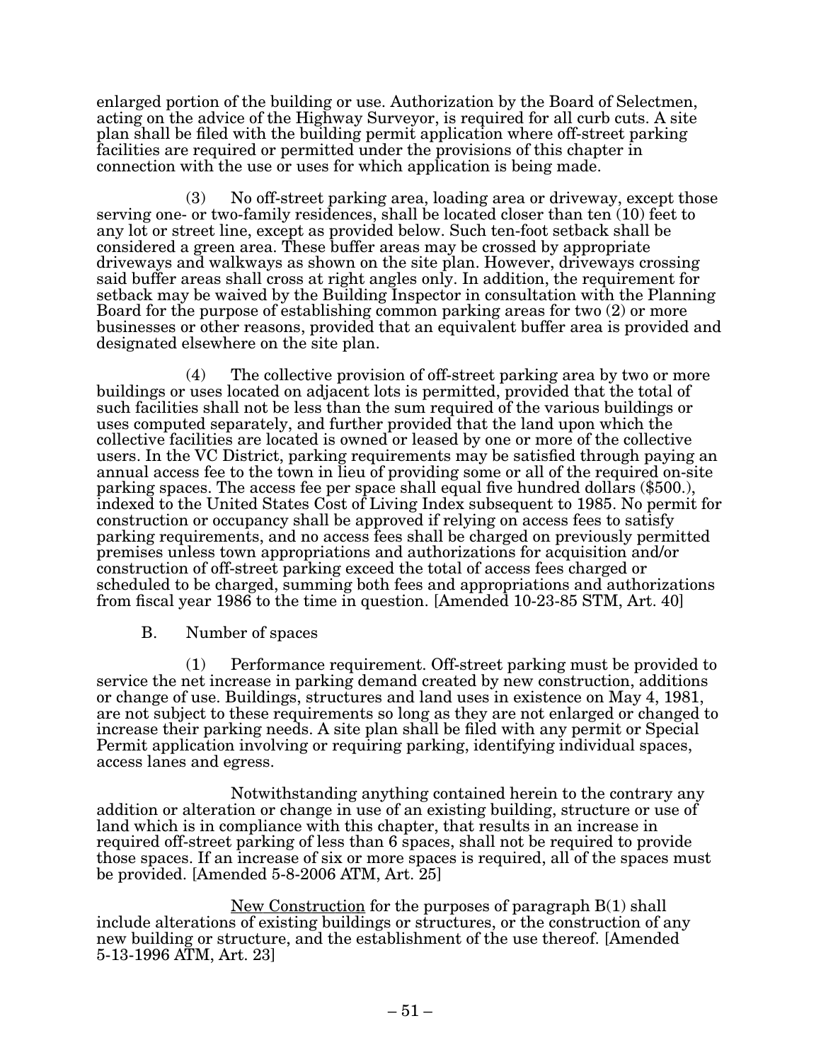enlarged portion of the building or use. Authorization by the Board of Selectmen, acting on the advice of the Highway Surveyor, is required for all curb cuts. A site plan shall be filed with the building permit application where off-street parking facilities are required or permitted under the provisions of this chapter in connection with the use or uses for which application is being made.

(3) No off-street parking area, loading area or driveway, except those serving one- or two-family residences, shall be located closer than ten (10) feet to any lot or street line, except as provided below. Such ten-foot setback shall be considered a green area. These buffer areas may be crossed by appropriate driveways and walkways as shown on the site plan. However, driveways crossing said buffer areas shall cross at right angles only. In addition, the requirement for setback may be waived by the Building Inspector in consultation with the Planning Board for the purpose of establishing common parking areas for two (2) or more businesses or other reasons, provided that an equivalent buffer area is provided and designated elsewhere on the site plan.

(4) The collective provision of off-street parking area by two or more buildings or uses located on adjacent lots is permitted, provided that the total of such facilities shall not be less than the sum required of the various buildings or uses computed separately, and further provided that the land upon which the collective facilities are located is owned or leased by one or more of the collective users. In the VC District, parking requirements may be satisfied through paying an annual access fee to the town in lieu of providing some or all of the required on-site parking spaces. The access fee per space shall equal five hundred dollars ($500.), indexed to the United States Cost of Living Index subsequent to 1985. No permit for construction or occupancy shall be approved if relying on access fees to satisfy parking requirements, and no access fees shall be charged on previously permitted premises unless town appropriations and authorizations for acquisition and/or construction of off-street parking exceed the total of access fees charged or scheduled to be charged, summing both fees and appropriations and authorizations from fiscal year 1986 to the time in question. [Amended 10-23-85 STM, Art. 40]

B. Number of spaces

(1) Performance requirement. Off-street parking must be provided to service the net increase in parking demand created by new construction, additions or change of use. Buildings, structures and land uses in existence on May 4, 1981, are not subject to these requirements so long as they are not enlarged or changed to increase their parking needs. A site plan shall be filed with any permit or Special Permit application involving or requiring parking, identifying individual spaces, access lanes and egress.

Notwithstanding anything contained herein to the contrary any addition or alteration or change in use of an existing building, structure or use of land which is in compliance with this chapter, that results in an increase in required off-street parking of less than 6 spaces, shall not be required to provide those spaces. If an increase of six or more spaces is required, all of the spaces must be provided. [Amended 5-8-2006 ATM, Art. 25]

<u>New Construction</u> for the purposes of paragraph B(1) shall include alterations of existing buildings or structures, or the construction of any new building or structure, and the establishment of the use thereof. [Amended 5-13-1996 ATM, Art. 23]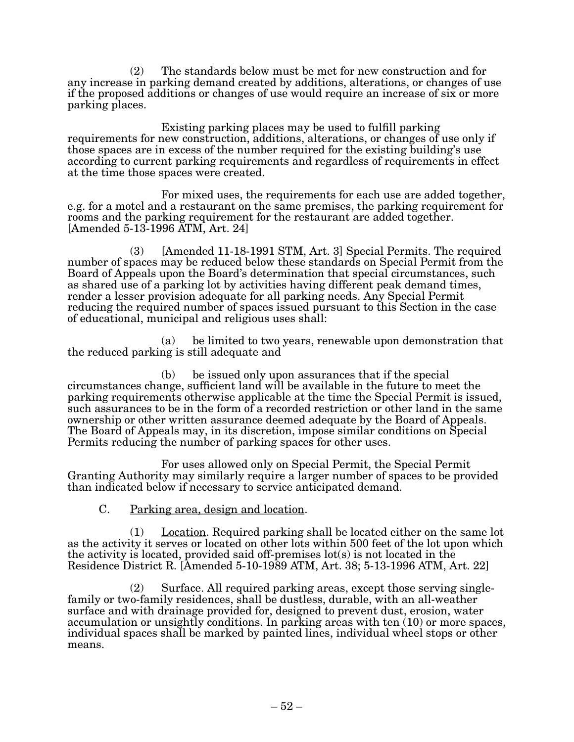(2) The standards below must be met for new construction and for any increase in parking demand created by additions, alterations, or changes of use if the proposed additions or changes of use would require an increase of six or more parking places.

Existing parking places may be used to fulfill parking requirements for new construction, additions, alterations, or changes of use only if those spaces are in excess of the number required for the existing building's use according to current parking requirements and regardless of requirements in effect at the time those spaces were created.

For mixed uses, the requirements for each use are added together, e.g. for a motel and a restaurant on the same premises, the parking requirement for rooms and the parking requirement for the restaurant are added together. [Amended 5-13-1996 ATM, Art. 24]

(3) [Amended 11-18-1991 STM, Art. 3] Special Permits. The required number of spaces may be reduced below these standards on Special Permit from the Board of Appeals upon the Board's determination that special circumstances, such as shared use of a parking lot by activities having different peak demand times, render a lesser provision adequate for all parking needs. Any Special Permit reducing the required number of spaces issued pursuant to this Section in the case of educational, municipal and religious uses shall:

(a) be limited to two years, renewable upon demonstration that the reduced parking is still adequate and

(b) be issued only upon assurances that if the special circumstances change, sufficient land will be available in the future to meet the parking requirements otherwise applicable at the time the Special Permit is issued, such assurances to be in the form of a recorded restriction or other land in the same ownership or other written assurance deemed adequate by the Board of Appeals. The Board of Appeals may, in its discretion, impose similar conditions on Special Permits reducing the number of parking spaces for other uses.

For uses allowed only on Special Permit, the Special Permit Granting Authority may similarly require a larger number of spaces to be provided than indicated below if necessary to service anticipated demand.

C. Parking area, design and location.

(1) Location. Required parking shall be located either on the same lot as the activity it serves or located on other lots within 500 feet of the lot upon which the activity is located, provided said off-premises lot(s) is not located in the Residence District R. [Amended 5-10-1989 ATM, Art. 38; 5-13-1996 ATM, Art. 22]

(2) Surface. All required parking areas, except those serving single-family or two-family residences, shall be dustless, durable, with an all-weather surface and with drainage provided for, designed to prevent dust, erosion, water accumulation or unsightly conditions. In parking areas with ten (10) or more spaces, individual spaces shall be marked by painted lines, individual wheel stops or other means.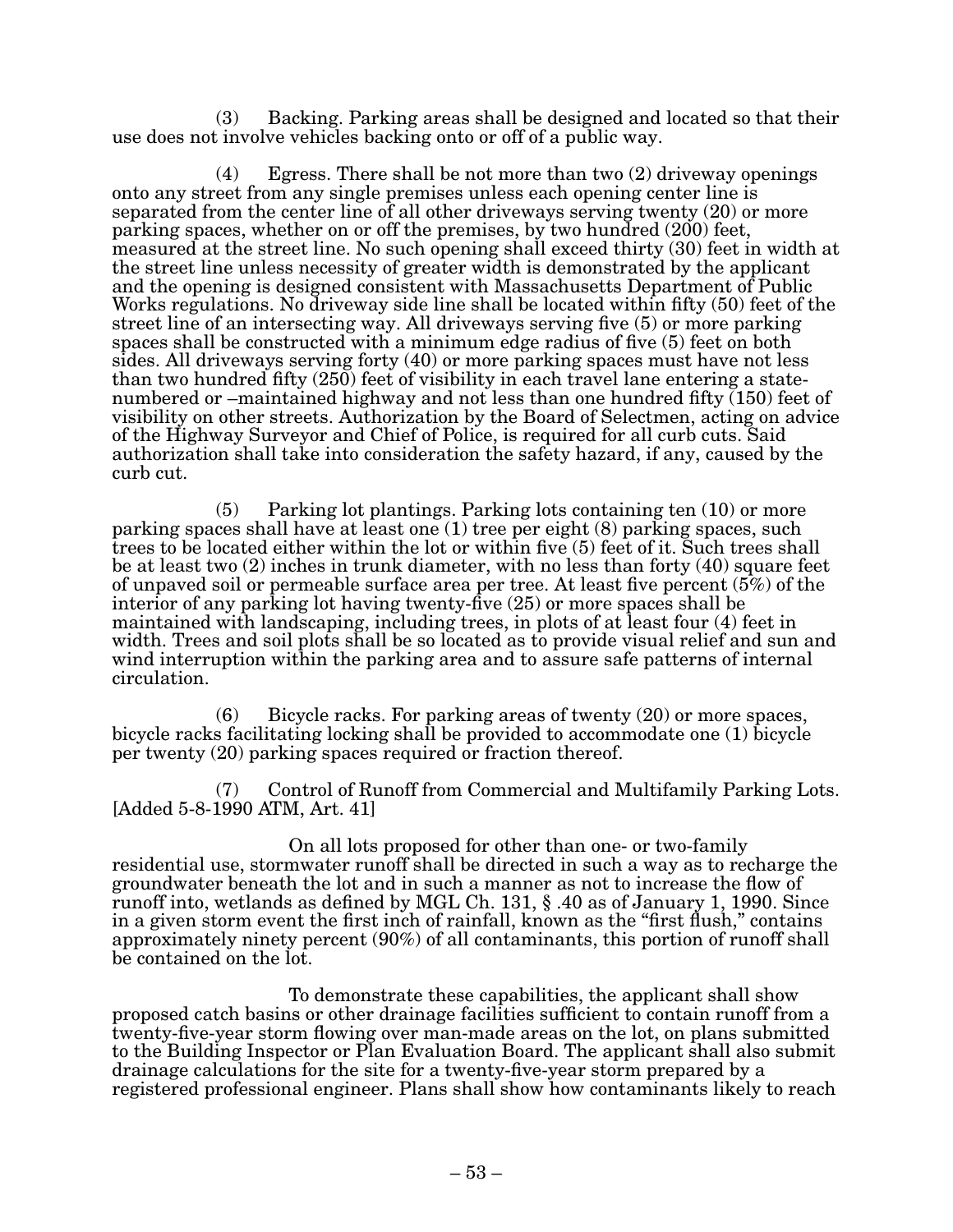(3) Backing. Parking areas shall be designed and located so that their use does not involve vehicles backing onto or off of a public way.

(4) Egress. There shall be not more than two (2) driveway openings onto any street from any single premises unless each opening center line is separated from the center line of all other driveways serving twenty (20) or more parking spaces, whether on or off the premises, by two hundred (200) feet, measured at the street line. No such opening shall exceed thirty (30) feet in width at the street line unless necessity of greater width is demonstrated by the applicant and the opening is designed consistent with Massachusetts Department of Public Works regulations. No driveway side line shall be located within fifty (50) feet of the street line of an intersecting way. All driveways serving five (5) or more parking spaces shall be constructed with a minimum edge radius of five (5) feet on both sides. All driveways serving forty (40) or more parking spaces must have not less than two hundred fifty (250) feet of visibility in each travel lane entering a state-numbered or –maintained highway and not less than one hundred fifty (150) feet of visibility on other streets. Authorization by the Board of Selectmen, acting on advice of the Highway Surveyor and Chief of Police, is required for all curb cuts. Said authorization shall take into consideration the safety hazard, if any, caused by the curb cut.

(5) Parking lot plantings. Parking lots containing ten (10) or more parking spaces shall have at least one (1) tree per eight (8) parking spaces, such trees to be located either within the lot or within five (5) feet of it. Such trees shall be at least two (2) inches in trunk diameter, with no less than forty (40) square feet of unpaved soil or permeable surface area per tree. At least five percent (5%) of the interior of any parking lot having twenty-five (25) or more spaces shall be maintained with landscaping, including trees, in plots of at least four (4) feet in width. Trees and soil plots shall be so located as to provide visual relief and sun and wind interruption within the parking area and to assure safe patterns of internal circulation.

(6) Bicycle racks. For parking areas of twenty (20) or more spaces, bicycle racks facilitating locking shall be provided to accommodate one (1) bicycle per twenty (20) parking spaces required or fraction thereof.

(7) Control of Runoff from Commercial and Multifamily Parking Lots. [Added 5-8-1990 ATM, Art. 41]

On all lots proposed for other than one- or two-family residential use, stormwater runoff shall be directed in such a way as to recharge the groundwater beneath the lot and in such a manner as not to increase the flow of runoff into, wetlands as defined by MGL Ch. 131, § .40 as of January 1, 1990. Since in a given storm event the first inch of rainfall, known as the "first flush," contains approximately ninety percent (90%) of all contaminants, this portion of runoff shall be contained on the lot.

To demonstrate these capabilities, the applicant shall show proposed catch basins or other drainage facilities sufficient to contain runoff from a twenty-five-year storm flowing over man-made areas on the lot, on plans submitted to the Building Inspector or Plan Evaluation Board. The applicant shall also submit drainage calculations for the site for a twenty-five-year storm prepared by a registered professional engineer. Plans shall show how contaminants likely to reach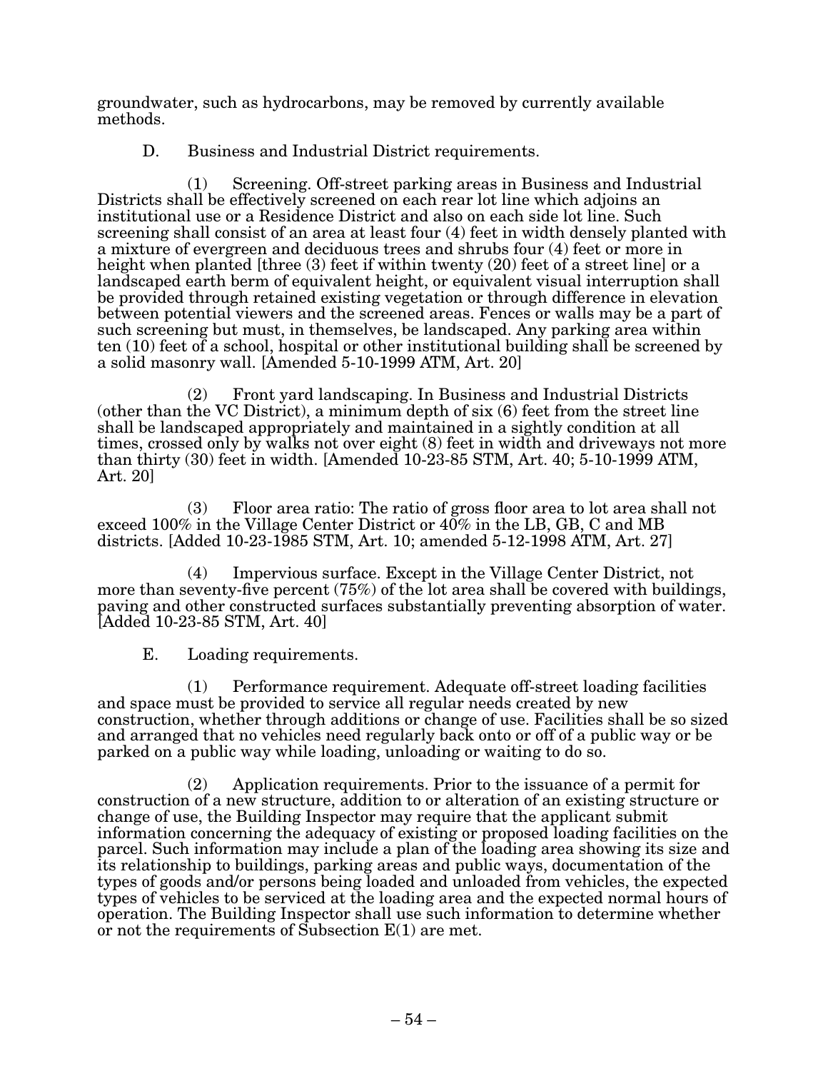groundwater, such as hydrocarbons, may be removed by currently available methods.

D. Business and Industrial District requirements.

(1) Screening. Off-street parking areas in Business and Industrial Districts shall be effectively screened on each rear lot line which adjoins an institutional use or a Residence District and also on each side lot line. Such screening shall consist of an area at least four (4) feet in width densely planted with a mixture of evergreen and deciduous trees and shrubs four (4) feet or more in height when planted [three (3) feet if within twenty (20) feet of a street line] or a landscaped earth berm of equivalent height, or equivalent visual interruption shall be provided through retained existing vegetation or through difference in elevation between potential viewers and the screened areas. Fences or walls may be a part of such screening but must, in themselves, be landscaped. Any parking area within ten (10) feet of a school, hospital or other institutional building shall be screened by a solid masonry wall. [Amended 5-10-1999 ATM, Art. 20]

(2) Front yard landscaping. In Business and Industrial Districts (other than the VC District), a minimum depth of six (6) feet from the street line shall be landscaped appropriately and maintained in a sightly condition at all times, crossed only by walks not over eight (8) feet in width and driveways not more than thirty (30) feet in width. [Amended 10-23-85 STM, Art. 40; 5-10-1999 ATM, Art. 20]

(3) Floor area ratio: The ratio of gross floor area to lot area shall not exceed 100% in the Village Center District or 40% in the LB, GB, C and MB districts. [Added 10-23-1985 STM, Art. 10; amended 5-12-1998 ATM, Art. 27]

(4) Impervious surface. Except in the Village Center District, not more than seventy-five percent (75%) of the lot area shall be covered with buildings, paving and other constructed surfaces substantially preventing absorption of water. [Added 10-23-85 STM, Art. 40]

E. Loading requirements.

(1) Performance requirement. Adequate off-street loading facilities and space must be provided to service all regular needs created by new construction, whether through additions or change of use. Facilities shall be so sized and arranged that no vehicles need regularly back onto or off of a public way or be parked on a public way while loading, unloading or waiting to do so.

(2) Application requirements. Prior to the issuance of a permit for construction of a new structure, addition to or alteration of an existing structure or change of use, the Building Inspector may require that the applicant submit information concerning the adequacy of existing or proposed loading facilities on the parcel. Such information may include a plan of the loading area showing its size and its relationship to buildings, parking areas and public ways, documentation of the types of goods and/or persons being loaded and unloaded from vehicles, the expected types of vehicles to be serviced at the loading area and the expected normal hours of operation. The Building Inspector shall use such information to determine whether or not the requirements of Subsection E(1) are met.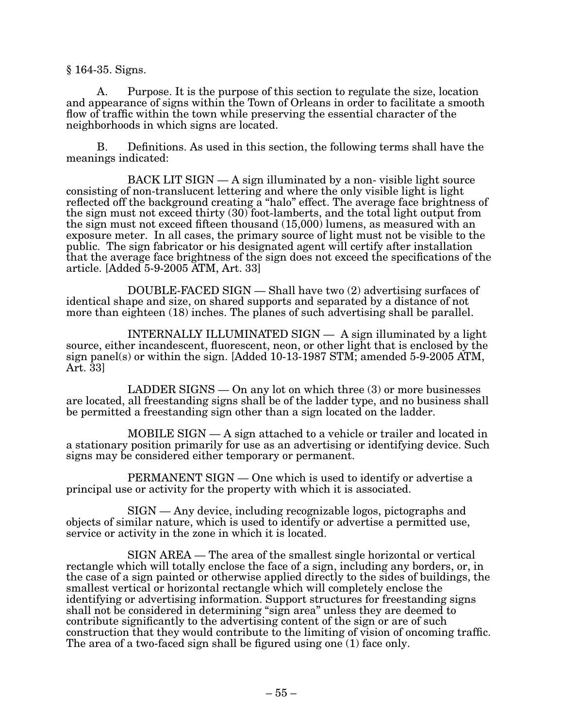§ 164-35. Signs.

A. Purpose. It is the purpose of this section to regulate the size, location and appearance of signs within the Town of Orleans in order to facilitate a smooth flow of traffic within the town while preserving the essential character of the neighborhoods in which signs are located.

B. Definitions. As used in this section, the following terms shall have the meanings indicated:

BACK LIT SIGN — A sign illuminated by a non- visible light source consisting of non-translucent lettering and where the only visible light is light reflected off the background creating a "halo" effect. The average face brightness of the sign must not exceed thirty (30) foot-lamberts, and the total light output from the sign must not exceed fifteen thousand (15,000) lumens, as measured with an exposure meter. In all cases, the primary source of light must not be visible to the public. The sign fabricator or his designated agent will certify after installation that the average face brightness of the sign does not exceed the specifications of the article. [Added 5-9-2005 ATM, Art. 33]

DOUBLE-FACED SIGN — Shall have two (2) advertising surfaces of identical shape and size, on shared supports and separated by a distance of not more than eighteen (18) inches. The planes of such advertising shall be parallel.

INTERNALLY ILLUMINATED SIGN — A sign illuminated by a light source, either incandescent, fluorescent, neon, or other light that is enclosed by the sign panel(s) or within the sign. [Added 10-13-1987 STM; amended 5-9-2005 ATM, Art. 33]

LADDER SIGNS — On any lot on which three (3) or more businesses are located, all freestanding signs shall be of the ladder type, and no business shall be permitted a freestanding sign other than a sign located on the ladder.

MOBILE SIGN — A sign attached to a vehicle or trailer and located in a stationary position primarily for use as an advertising or identifying device. Such signs may be considered either temporary or permanent.

PERMANENT SIGN — One which is used to identify or advertise a principal use or activity for the property with which it is associated.

SIGN — Any device, including recognizable logos, pictographs and objects of similar nature, which is used to identify or advertise a permitted use, service or activity in the zone in which it is located.

SIGN AREA — The area of the smallest single horizontal or vertical rectangle which will totally enclose the face of a sign, including any borders, or, in the case of a sign painted or otherwise applied directly to the sides of buildings, the smallest vertical or horizontal rectangle which will completely enclose the identifying or advertising information. Support structures for freestanding signs shall not be considered in determining "sign area" unless they are deemed to contribute significantly to the advertising content of the sign or are of such construction that they would contribute to the limiting of vision of oncoming traffic. The area of a two-faced sign shall be figured using one (1) face only.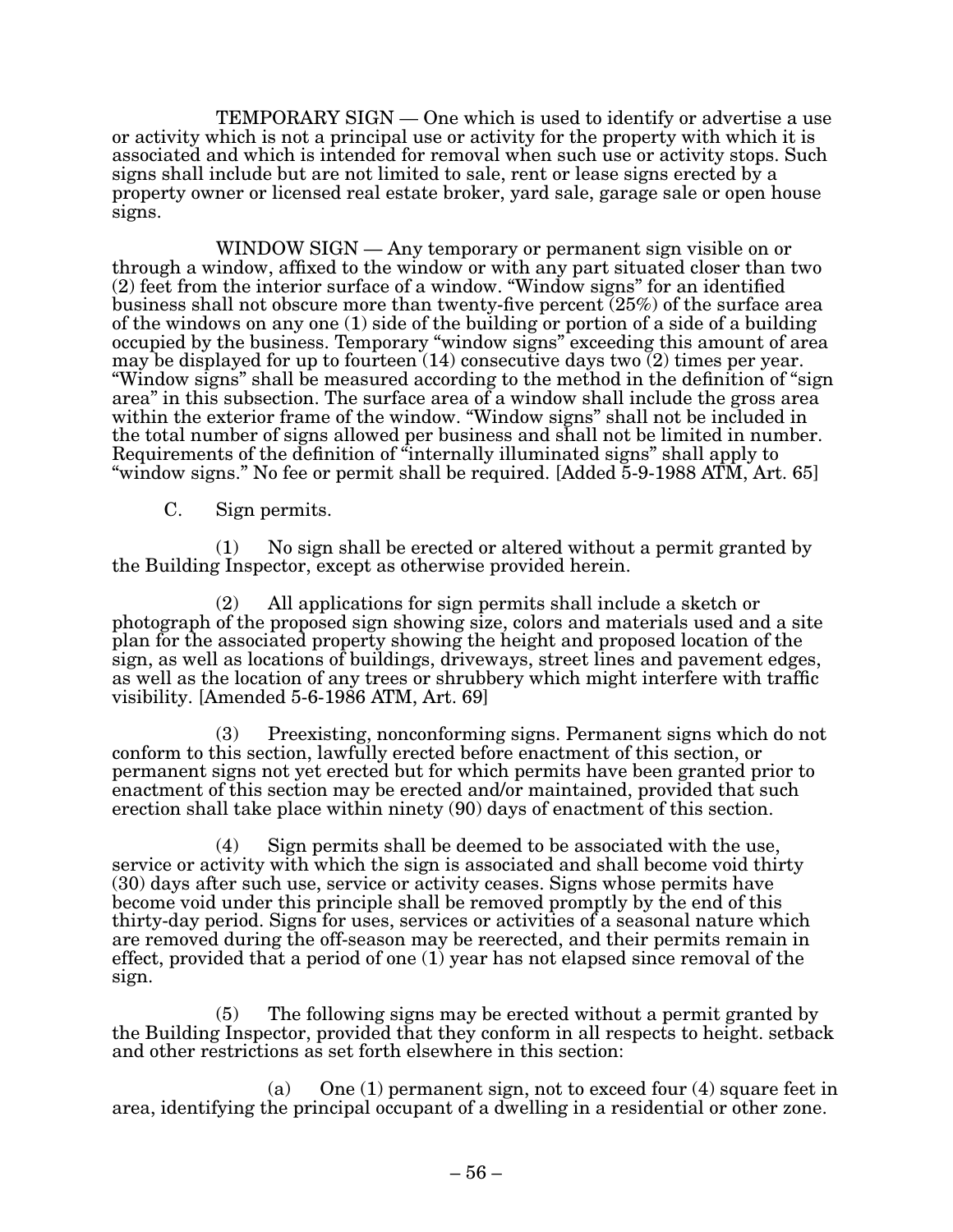TEMPORARY SIGN — One which is used to identify or advertise a use or activity which is not a principal use or activity for the property with which it is associated and which is intended for removal when such use or activity stops. Such signs shall include but are not limited to sale, rent or lease signs erected by a property owner or licensed real estate broker, yard sale, garage sale or open house signs.

WINDOW SIGN — Any temporary or permanent sign visible on or through a window, affixed to the window or with any part situated closer than two (2) feet from the interior surface of a window. "Window signs" for an identified business shall not obscure more than twenty-five percent (25%) of the surface area of the windows on any one (1) side of the building or portion of a side of a building occupied by the business. Temporary "window signs" exceeding this amount of area may be displayed for up to fourteen (14) consecutive days two (2) times per year. "Window signs" shall be measured according to the method in the definition of "sign area" in this subsection. The surface area of a window shall include the gross area within the exterior frame of the window. "Window signs" shall not be included in the total number of signs allowed per business and shall not be limited in number. Requirements of the definition of "internally illuminated signs" shall apply to "window signs." No fee or permit shall be required. [Added 5-9-1988 ATM, Art. 65]

C. Sign permits.

(1) No sign shall be erected or altered without a permit granted by the Building Inspector, except as otherwise provided herein.

(2) All applications for sign permits shall include a sketch or photograph of the proposed sign showing size, colors and materials used and a site plan for the associated property showing the height and proposed location of the sign, as well as locations of buildings, driveways, street lines and pavement edges, as well as the location of any trees or shrubbery which might interfere with traffic visibility. [Amended 5-6-1986 ATM, Art. 69]

(3) Preexisting, nonconforming signs. Permanent signs which do not conform to this section, lawfully erected before enactment of this section, or permanent signs not yet erected but for which permits have been granted prior to enactment of this section may be erected and/or maintained, provided that such erection shall take place within ninety (90) days of enactment of this section.

(4) Sign permits shall be deemed to be associated with the use, service or activity with which the sign is associated and shall become void thirty (30) days after such use, service or activity ceases. Signs whose permits have become void under this principle shall be removed promptly by the end of this thirty-day period. Signs for uses, services or activities of a seasonal nature which are removed during the off-season may be reerected, and their permits remain in effect, provided that a period of one (1) year has not elapsed since removal of the sign.

(5) The following signs may be erected without a permit granted by the Building Inspector, provided that they conform in all respects to height. setback and other restrictions as set forth elsewhere in this section:

(a) One (1) permanent sign, not to exceed four (4) square feet in area, identifying the principal occupant of a dwelling in a residential or other zone.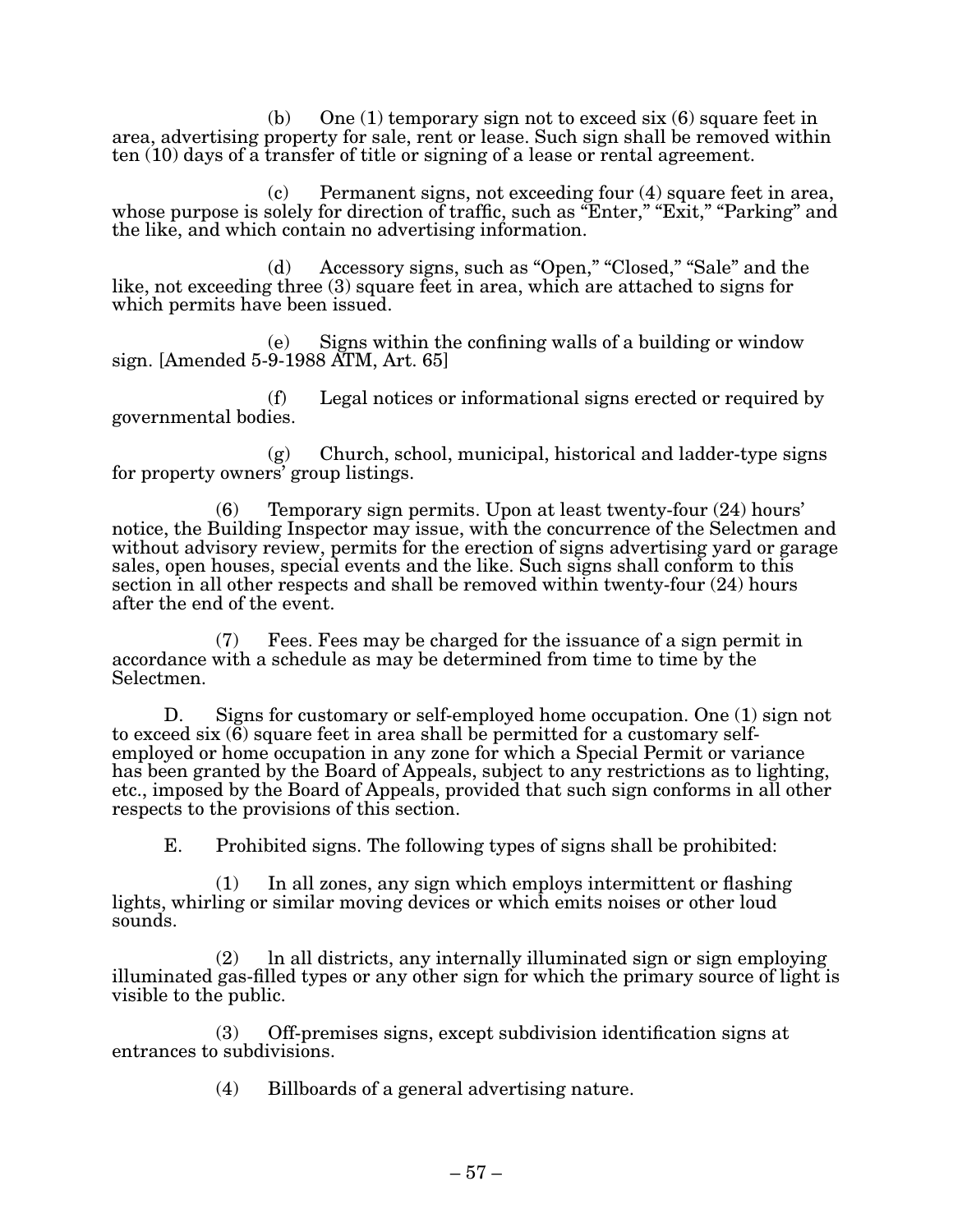(b) One (1) temporary sign not to exceed six (6) square feet in area, advertising property for sale, rent or lease. Such sign shall be removed within ten (10) days of a transfer of title or signing of a lease or rental agreement.

(c) Permanent signs, not exceeding four (4) square feet in area, whose purpose is solely for direction of traffic, such as "Enter," "Exit," "Parking" and the like, and which contain no advertising information.

(d) Accessory signs, such as "Open," "Closed," "Sale" and the like, not exceeding three (3) square feet in area, which are attached to signs for which permits have been issued.

(e) Signs within the confining walls of a building or window sign. [Amended 5-9-1988 ATM, Art. 65]

(f) Legal notices or informational signs erected or required by governmental bodies.

(g) Church, school, municipal, historical and ladder-type signs for property owners' group listings.

(6) Temporary sign permits. Upon at least twenty-four (24) hours' notice, the Building Inspector may issue, with the concurrence of the Selectmen and without advisory review, permits for the erection of signs advertising yard or garage sales, open houses, special events and the like. Such signs shall conform to this section in all other respects and shall be removed within twenty-four (24) hours after the end of the event.

(7) Fees. Fees may be charged for the issuance of a sign permit in accordance with a schedule as may be determined from time to time by the Selectmen.

D. Signs for customary or self-employed home occupation. One (1) sign not to exceed six (6) square feet in area shall be permitted for a customary self-employed or home occupation in any zone for which a Special Permit or variance has been granted by the Board of Appeals, subject to any restrictions as to lighting, etc., imposed by the Board of Appeals, provided that such sign conforms in all other respects to the provisions of this section.

E. Prohibited signs. The following types of signs shall be prohibited:

(1) In all zones, any sign which employs intermittent or flashing lights, whirling or similar moving devices or which emits noises or other loud sounds.

(2) In all districts, any internally illuminated sign or sign employing illuminated gas-filled types or any other sign for which the primary source of light is visible to the public.

(3) Off-premises signs, except subdivision identification signs at entrances to subdivisions.

(4) Billboards of a general advertising nature.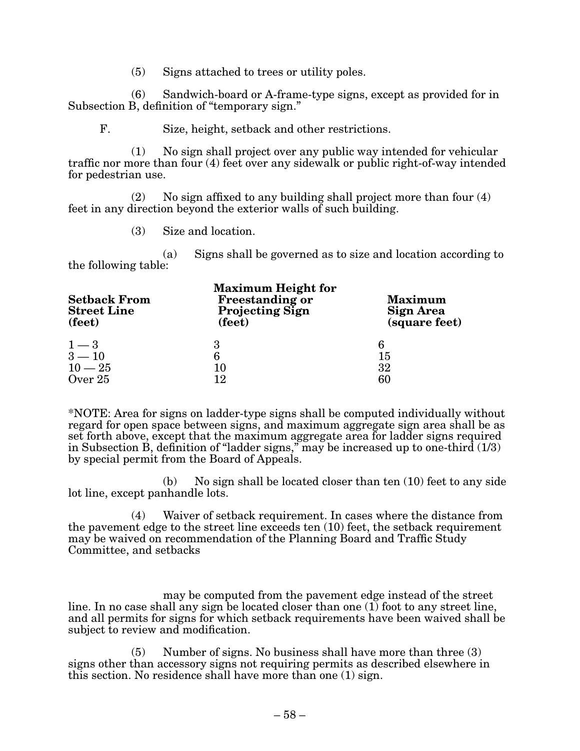(5) Signs attached to trees or utility poles.

(6) Sandwich-board or A-frame-type signs, except as provided for in Subsection B, definition of "temporary sign."

F. Size, height, setback and other restrictions.

(1) No sign shall project over any public way intended for vehicular traffic nor more than four (4) feet over any sidewalk or public right-of-way intended for pedestrian use.

(2) No sign affixed to any building shall project more than four (4) feet in any direction beyond the exterior walls of such building.

(3) Size and location.

(a) Signs shall be governed as to size and location according to the following table:

| Setback From Street Line (feet) | Maximum Height for Freestanding or Projecting Sign (feet) | Maximum Sign Area (square feet) |
|---|---|---|
| 1 — 3 | 3 | 6 |
| 3 — 10 | 6 | 15 |
| 10 — 25 | 10 | 32 |
| Over 25 | 12 | 60 |

*NOTE: Area for signs on ladder-type signs shall be computed individually without regard for open space between signs, and maximum aggregate sign area shall be as set forth above, except that the maximum aggregate area for ladder signs required in Subsection B, definition of "ladder signs," may be increased up to one-third (1/3) by special permit from the Board of Appeals.

(b) No sign shall be located closer than ten (10) feet to any side lot line, except panhandle lots.

(4) Waiver of setback requirement. In cases where the distance from the pavement edge to the street line exceeds ten (10) feet, the setback requirement may be waived on recommendation of the Planning Board and Traffic Study Committee, and setbacks may be computed from the pavement edge instead of the street line. In no case shall any sign be located closer than one (1) foot to any street line, and all permits for signs for which setback requirements have been waived shall be subject to review and modification.

(5) Number of signs. No business shall have more than three (3) signs other than accessory signs not requiring permits as described elsewhere in this section. No residence shall have more than one (1) sign.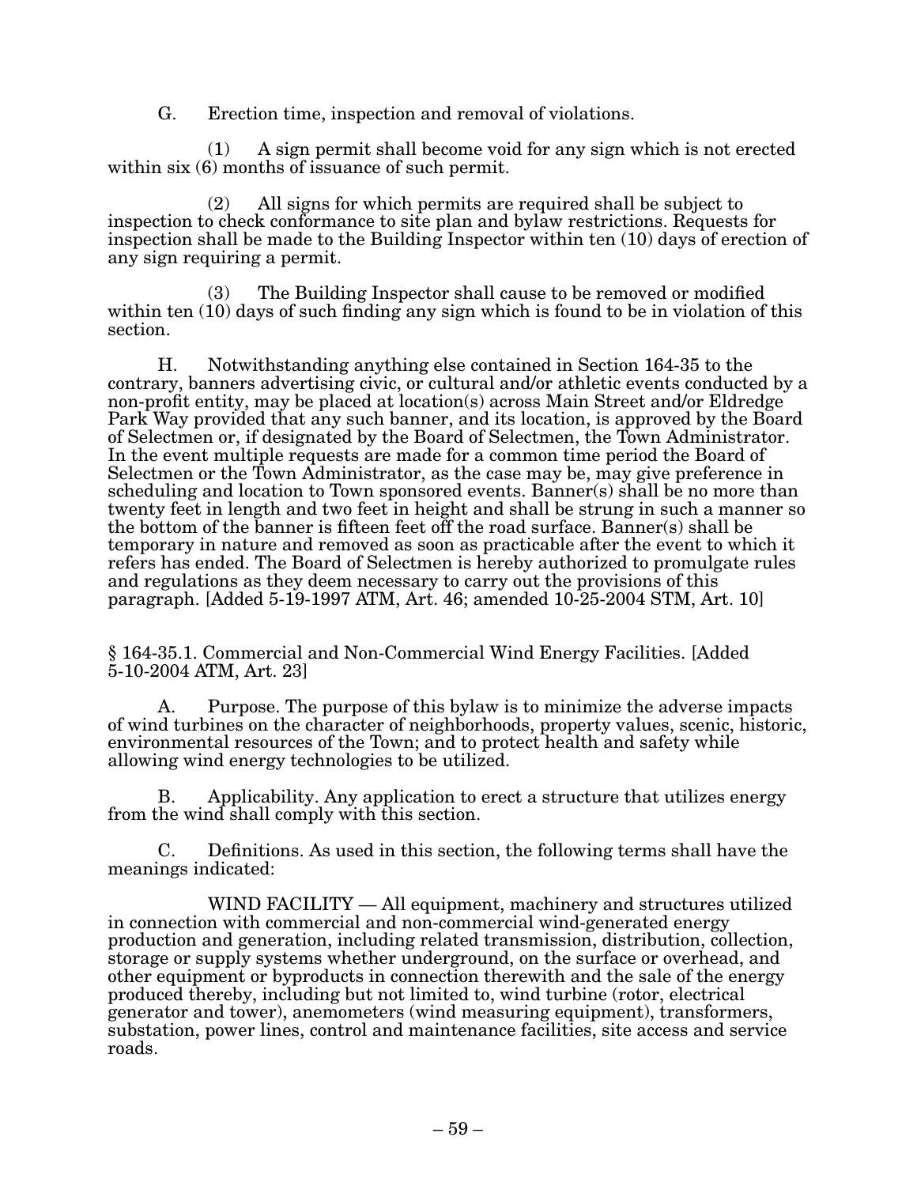G. Erection time, inspection and removal of violations.

(1) A sign permit shall become void for any sign which is not erected within six (6) months of issuance of such permit.

(2) All signs for which permits are required shall be subject to inspection to check conformance to site plan and bylaw restrictions. Requests for inspection shall be made to the Building Inspector within ten (10) days of erection of any sign requiring a permit.

(3) The Building Inspector shall cause to be removed or modified within ten (10) days of such finding any sign which is found to be in violation of this section.

H. Notwithstanding anything else contained in Section 164-35 to the contrary, banners advertising civic, or cultural and/or athletic events conducted by a non-profit entity, may be placed at location(s) across Main Street and/or Eldredge Park Way provided that any such banner, and its location, is approved by the Board of Selectmen or, if designated by the Board of Selectmen, the Town Administrator. In the event multiple requests are made for a common time period the Board of Selectmen or the Town Administrator, as the case may be, may give preference in scheduling and location to Town sponsored events. Banner(s) shall be no more than twenty feet in length and two feet in height and shall be strung in such a manner so the bottom of the banner is fifteen feet off the road surface. Banner(s) shall be temporary in nature and removed as soon as practicable after the event to which it refers has ended. The Board of Selectmen is hereby authorized to promulgate rules and regulations as they deem necessary to carry out the provisions of this paragraph. [Added 5-19-1997 ATM, Art. 46; amended 10-25-2004 STM, Art. 10]

§ 164-35.1. Commercial and Non-Commercial Wind Energy Facilities. [Added 5-10-2004 ATM, Art. 23]

A. Purpose. The purpose of this bylaw is to minimize the adverse impacts of wind turbines on the character of neighborhoods, property values, scenic, historic, environmental resources of the Town; and to protect health and safety while allowing wind energy technologies to be utilized.

B. Applicability. Any application to erect a structure that utilizes energy from the wind shall comply with this section.

C. Definitions. As used in this section, the following terms shall have the meanings indicated:

WIND FACILITY — All equipment, machinery and structures utilized in connection with commercial and non-commercial wind-generated energy production and generation, including related transmission, distribution, collection, storage or supply systems whether underground, on the surface or overhead, and other equipment or byproducts in connection therewith and the sale of the energy produced thereby, including but not limited to, wind turbine (rotor, electrical generator and tower), anemometers (wind measuring equipment), transformers, substation, power lines, control and maintenance facilities, site access and service roads.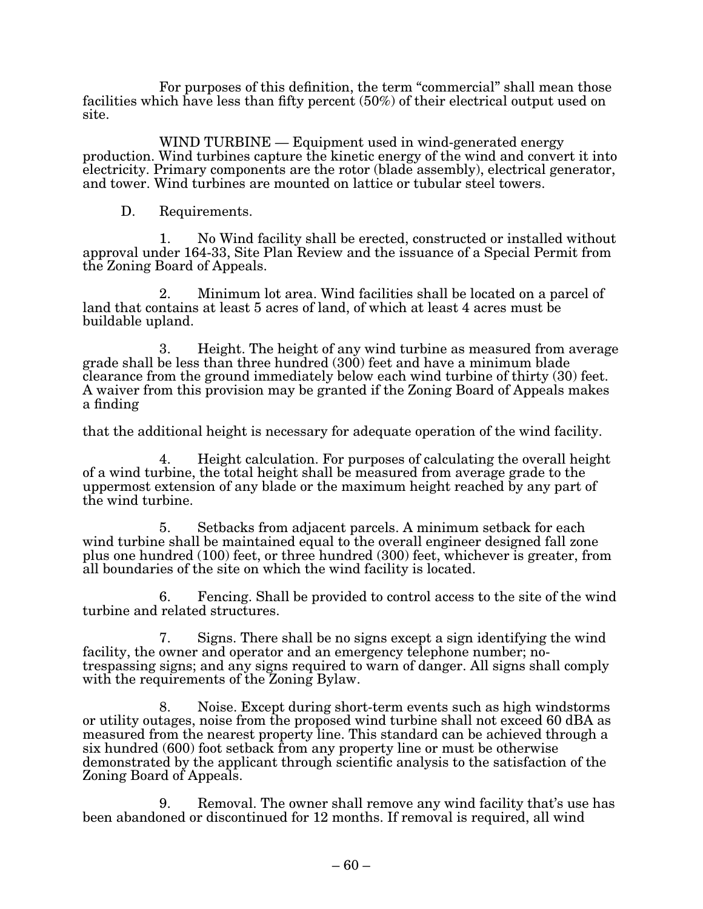For purposes of this definition, the term "commercial" shall mean those facilities which have less than fifty percent (50%) of their electrical output used on site.

WIND TURBINE — Equipment used in wind-generated energy production. Wind turbines capture the kinetic energy of the wind and convert it into electricity. Primary components are the rotor (blade assembly), electrical generator, and tower. Wind turbines are mounted on lattice or tubular steel towers.

D. Requirements.

1. No Wind facility shall be erected, constructed or installed without approval under 164-33, Site Plan Review and the issuance of a Special Permit from the Zoning Board of Appeals.

2. Minimum lot area. Wind facilities shall be located on a parcel of land that contains at least 5 acres of land, of which at least 4 acres must be buildable upland.

3. Height. The height of any wind turbine as measured from average grade shall be less than three hundred (300) feet and have a minimum blade clearance from the ground immediately below each wind turbine of thirty (30) feet. A waiver from this provision may be granted if the Zoning Board of Appeals makes a finding that the additional height is necessary for adequate operation of the wind facility.

4. Height calculation. For purposes of calculating the overall height of a wind turbine, the total height shall be measured from average grade to the uppermost extension of any blade or the maximum height reached by any part of the wind turbine.

5. Setbacks from adjacent parcels. A minimum setback for each wind turbine shall be maintained equal to the overall engineer designed fall zone plus one hundred (100) feet, or three hundred (300) feet, whichever is greater, from all boundaries of the site on which the wind facility is located.

6. Fencing. Shall be provided to control access to the site of the wind turbine and related structures.

7. Signs. There shall be no signs except a sign identifying the wind facility, the owner and operator and an emergency telephone number; no-trespassing signs; and any signs required to warn of danger. All signs shall comply with the requirements of the Zoning Bylaw.

8. Noise. Except during short-term events such as high windstorms or utility outages, noise from the proposed wind turbine shall not exceed 60 dBA as measured from the nearest property line. This standard can be achieved through a six hundred (600) foot setback from any property line or must be otherwise demonstrated by the applicant through scientific analysis to the satisfaction of the Zoning Board of Appeals.

9. Removal. The owner shall remove any wind facility that's use has been abandoned or discontinued for 12 months. If removal is required, all wind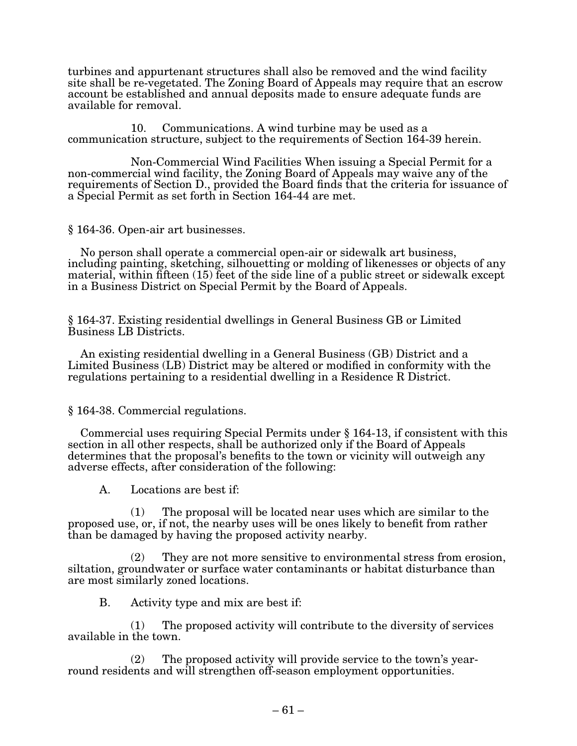turbines and appurtenant structures shall also be removed and the wind facility site shall be re-vegetated. The Zoning Board of Appeals may require that an escrow account be established and annual deposits made to ensure adequate funds are available for removal.

10. Communications. A wind turbine may be used as a communication structure, subject to the requirements of Section 164-39 herein.

Non-Commercial Wind Facilities When issuing a Special Permit for a non-commercial wind facility, the Zoning Board of Appeals may waive any of the requirements of Section D., provided the Board finds that the criteria for issuance of a Special Permit as set forth in Section 164-44 are met.

§ 164-36. Open-air art businesses.

No person shall operate a commercial open-air or sidewalk art business, including painting, sketching, silhouetting or molding of likenesses or objects of any material, within fifteen (15) feet of the side line of a public street or sidewalk except in a Business District on Special Permit by the Board of Appeals.

§ 164-37. Existing residential dwellings in General Business GB or Limited Business LB Districts.

An existing residential dwelling in a General Business (GB) District and a Limited Business (LB) District may be altered or modified in conformity with the regulations pertaining to a residential dwelling in a Residence R District.

§ 164-38. Commercial regulations.

Commercial uses requiring Special Permits under § 164-13, if consistent with this section in all other respects, shall be authorized only if the Board of Appeals determines that the proposal's benefits to the town or vicinity will outweigh any adverse effects, after consideration of the following:

A. Locations are best if:

(1) The proposal will be located near uses which are similar to the proposed use, or, if not, the nearby uses will be ones likely to benefit from rather than be damaged by having the proposed activity nearby.

(2) They are not more sensitive to environmental stress from erosion, siltation, groundwater or surface water contaminants or habitat disturbance than are most similarly zoned locations.

B. Activity type and mix are best if:

(1) The proposed activity will contribute to the diversity of services available in the town.

(2) The proposed activity will provide service to the town's year-round residents and will strengthen off-season employment opportunities.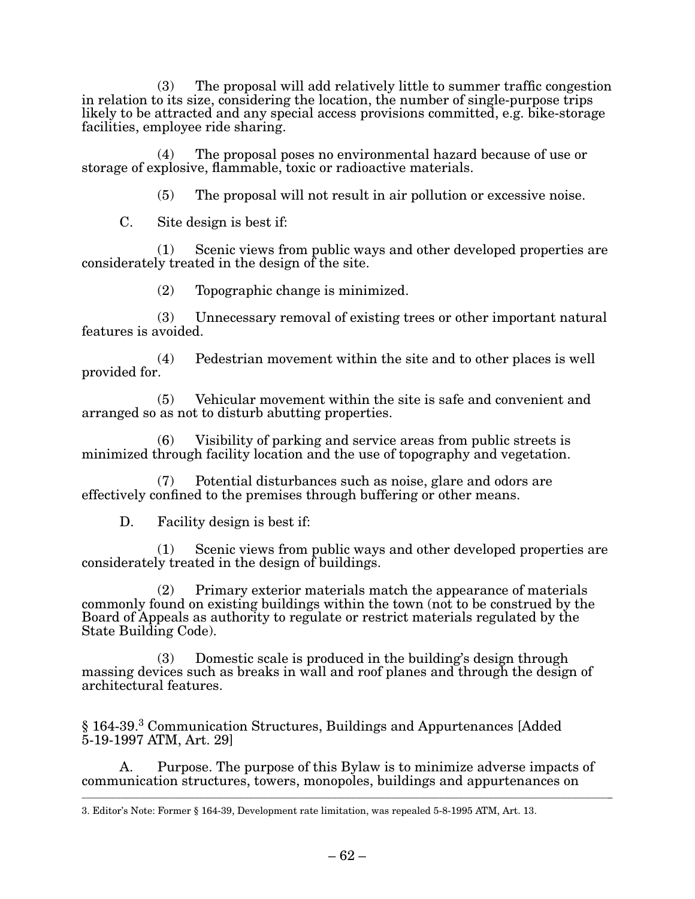(3) The proposal will add relatively little to summer traffic congestion in relation to its size, considering the location, the number of single-purpose trips likely to be attracted and any special access provisions committed, e.g. bike-storage facilities, employee ride sharing.

(4) The proposal poses no environmental hazard because of use or storage of explosive, flammable, toxic or radioactive materials.

(5) The proposal will not result in air pollution or excessive noise.

C. Site design is best if:

(1) Scenic views from public ways and other developed properties are considerately treated in the design of the site.

(2) Topographic change is minimized.

(3) Unnecessary removal of existing trees or other important natural features is avoided.

(4) Pedestrian movement within the site and to other places is well provided for.

(5) Vehicular movement within the site is safe and convenient and arranged so as not to disturb abutting properties.

(6) Visibility of parking and service areas from public streets is minimized through facility location and the use of topography and vegetation.

(7) Potential disturbances such as noise, glare and odors are effectively confined to the premises through buffering or other means.

D. Facility design is best if:

(1) Scenic views from public ways and other developed properties are considerately treated in the design of buildings.

(2) Primary exterior materials match the appearance of materials commonly found on existing buildings within the town (not to be construed by the Board of Appeals as authority to regulate or restrict materials regulated by the State Building Code).

(3) Domestic scale is produced in the building's design through massing devices such as breaks in wall and roof planes and through the design of architectural features.

§ 164-39.[3] Communication Structures, Buildings and Appurtenances [Added 5-19-1997 ATM, Art. 29]

A. Purpose. The purpose of this Bylaw is to minimize adverse impacts of communication structures, towers, monopoles, buildings and appurtenances on

---

3. Editor's Note: Former § 164-39, Development rate limitation, was repealed 5-8-1995 ATM, Art. 13.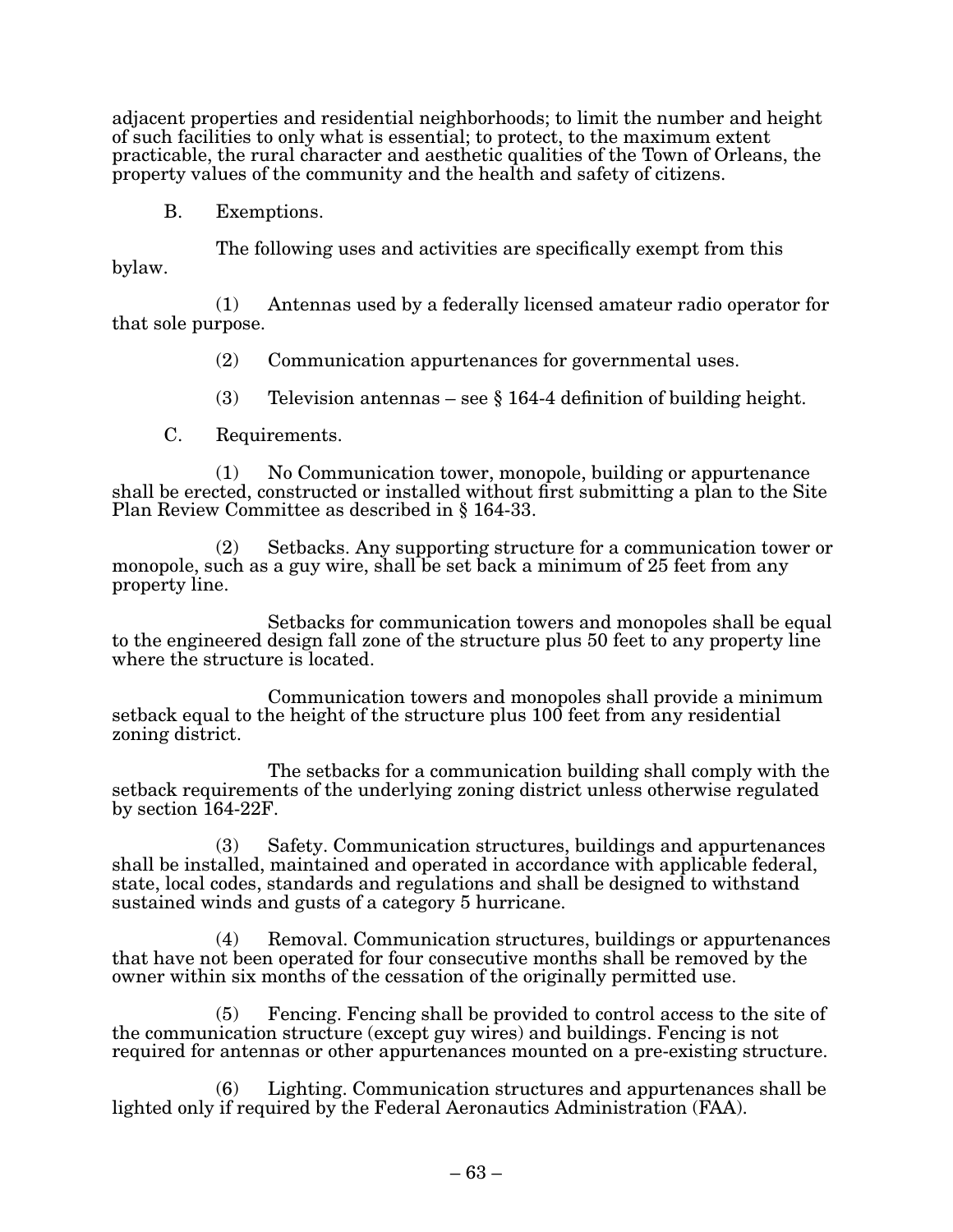adjacent properties and residential neighborhoods; to limit the number and height of such facilities to only what is essential; to protect, to the maximum extent practicable, the rural character and aesthetic qualities of the Town of Orleans, the property values of the community and the health and safety of citizens.

B. Exemptions.

The following uses and activities are specifically exempt from this bylaw.

(1) Antennas used by a federally licensed amateur radio operator for that sole purpose.

(2) Communication appurtenances for governmental uses.

(3) Television antennas – see § 164-4 definition of building height.

C. Requirements.

(1) No Communication tower, monopole, building or appurtenance shall be erected, constructed or installed without first submitting a plan to the Site Plan Review Committee as described in § 164-33.

(2) Setbacks. Any supporting structure for a communication tower or monopole, such as a guy wire, shall be set back a minimum of 25 feet from any property line.

Setbacks for communication towers and monopoles shall be equal to the engineered design fall zone of the structure plus 50 feet to any property line where the structure is located.

Communication towers and monopoles shall provide a minimum setback equal to the height of the structure plus 100 feet from any residential zoning district.

The setbacks for a communication building shall comply with the setback requirements of the underlying zoning district unless otherwise regulated by section 164-22F.

(3) Safety. Communication structures, buildings and appurtenances shall be installed, maintained and operated in accordance with applicable federal, state, local codes, standards and regulations and shall be designed to withstand sustained winds and gusts of a category 5 hurricane.

(4) Removal. Communication structures, buildings or appurtenances that have not been operated for four consecutive months shall be removed by the owner within six months of the cessation of the originally permitted use.

(5) Fencing. Fencing shall be provided to control access to the site of the communication structure (except guy wires) and buildings. Fencing is not required for antennas or other appurtenances mounted on a pre-existing structure.

(6) Lighting. Communication structures and appurtenances shall be lighted only if required by the Federal Aeronautics Administration (FAA).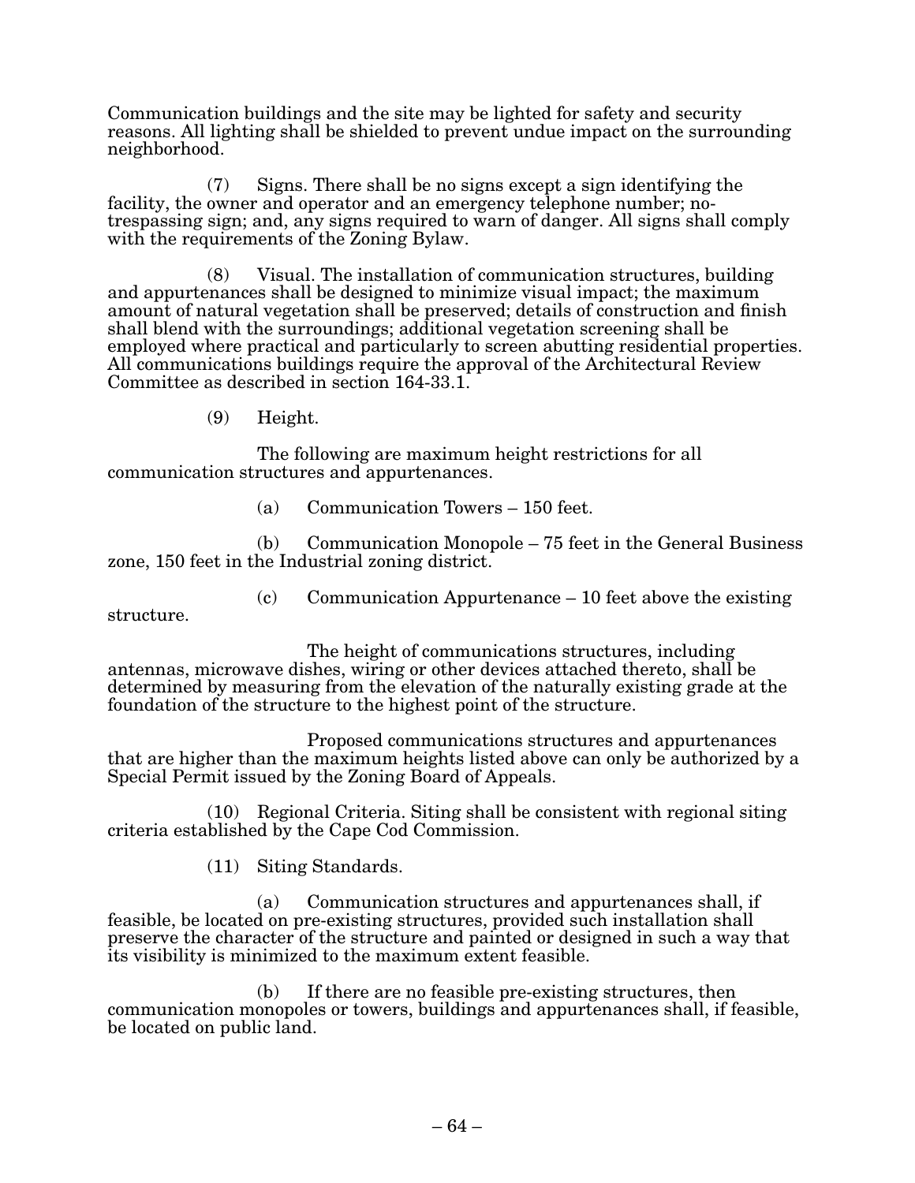Communication buildings and the site may be lighted for safety and security reasons. All lighting shall be shielded to prevent undue impact on the surrounding neighborhood.

(7) Signs. There shall be no signs except a sign identifying the facility, the owner and operator and an emergency telephone number; no-trespassing sign; and, any signs required to warn of danger. All signs shall comply with the requirements of the Zoning Bylaw.

(8) Visual. The installation of communication structures, building and appurtenances shall be designed to minimize visual impact; the maximum amount of natural vegetation shall be preserved; details of construction and finish shall blend with the surroundings; additional vegetation screening shall be employed where practical and particularly to screen abutting residential properties. All communications buildings require the approval of the Architectural Review Committee as described in section 164-33.1.

(9) Height.

The following are maximum height restrictions for all communication structures and appurtenances.

(a) Communication Towers – 150 feet.

(b) Communication Monopole – 75 feet in the General Business zone, 150 feet in the Industrial zoning district.

(c) Communication Appurtenance – 10 feet above the existing structure.

The height of communications structures, including antennas, microwave dishes, wiring or other devices attached thereto, shall be determined by measuring from the elevation of the naturally existing grade at the foundation of the structure to the highest point of the structure.

Proposed communications structures and appurtenances that are higher than the maximum heights listed above can only be authorized by a Special Permit issued by the Zoning Board of Appeals.

(10) Regional Criteria. Siting shall be consistent with regional siting criteria established by the Cape Cod Commission.

(11) Siting Standards.

(a) Communication structures and appurtenances shall, if feasible, be located on pre-existing structures, provided such installation shall preserve the character of the structure and painted or designed in such a way that its visibility is minimized to the maximum extent feasible.

(b) If there are no feasible pre-existing structures, then communication monopoles or towers, buildings and appurtenances shall, if feasible, be located on public land.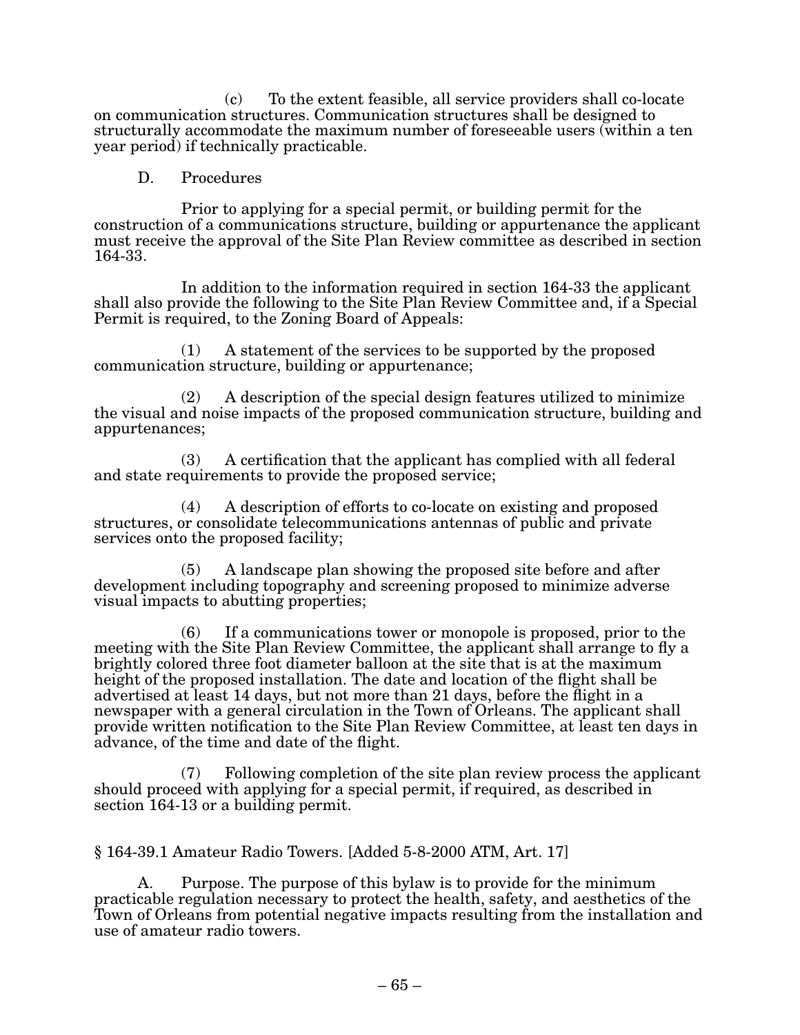(c) To the extent feasible, all service providers shall co-locate on communication structures. Communication structures shall be designed to structurally accommodate the maximum number of foreseeable users (within a ten year period) if technically practicable.

D. Procedures

Prior to applying for a special permit, or building permit for the construction of a communications structure, building or appurtenance the applicant must receive the approval of the Site Plan Review committee as described in section 164-33.

In addition to the information required in section 164-33 the applicant shall also provide the following to the Site Plan Review Committee and, if a Special Permit is required, to the Zoning Board of Appeals:

(1) A statement of the services to be supported by the proposed communication structure, building or appurtenance;

(2) A description of the special design features utilized to minimize the visual and noise impacts of the proposed communication structure, building and appurtenances;

(3) A certification that the applicant has complied with all federal and state requirements to provide the proposed service;

(4) A description of efforts to co-locate on existing and proposed structures, or consolidate telecommunications antennas of public and private services onto the proposed facility;

(5) A landscape plan showing the proposed site before and after development including topography and screening proposed to minimize adverse visual impacts to abutting properties;

(6) If a communications tower or monopole is proposed, prior to the meeting with the Site Plan Review Committee, the applicant shall arrange to fly a brightly colored three foot diameter balloon at the site that is at the maximum height of the proposed installation. The date and location of the flight shall be advertised at least 14 days, but not more than 21 days, before the flight in a newspaper with a general circulation in the Town of Orleans. The applicant shall provide written notification to the Site Plan Review Committee, at least ten days in advance, of the time and date of the flight.

(7) Following completion of the site plan review process the applicant should proceed with applying for a special permit, if required, as described in section 164-13 or a building permit.

§ 164-39.1 Amateur Radio Towers. [Added 5-8-2000 ATM, Art. 17]

A. Purpose. The purpose of this bylaw is to provide for the minimum practicable regulation necessary to protect the health, safety, and aesthetics of the Town of Orleans from potential negative impacts resulting from the installation and use of amateur radio towers.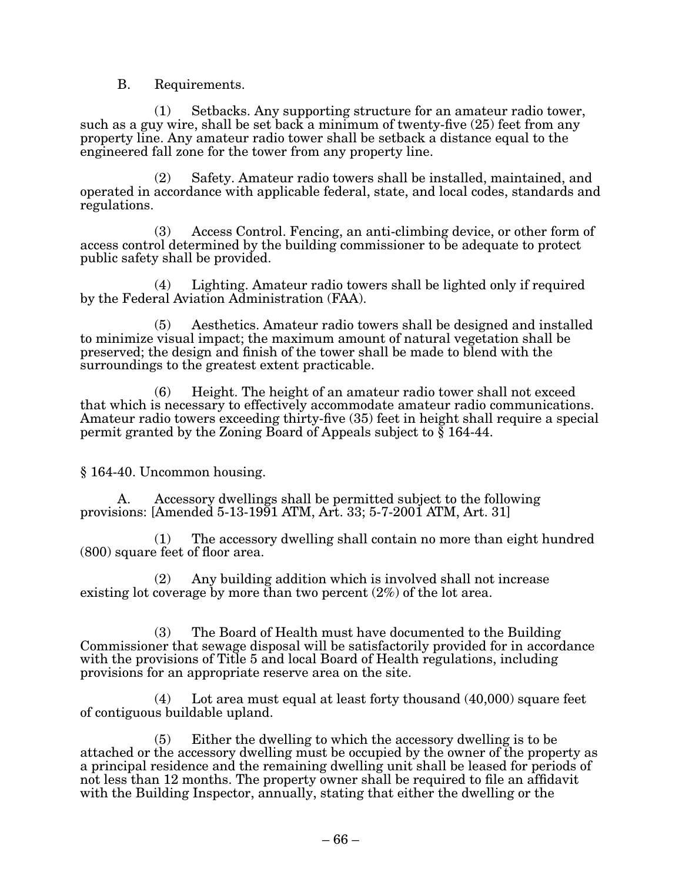B. Requirements.

(1) Setbacks. Any supporting structure for an amateur radio tower, such as a guy wire, shall be set back a minimum of twenty-five (25) feet from any property line. Any amateur radio tower shall be setback a distance equal to the engineered fall zone for the tower from any property line.

(2) Safety. Amateur radio towers shall be installed, maintained, and operated in accordance with applicable federal, state, and local codes, standards and regulations.

(3) Access Control. Fencing, an anti-climbing device, or other form of access control determined by the building commissioner to be adequate to protect public safety shall be provided.

(4) Lighting. Amateur radio towers shall be lighted only if required by the Federal Aviation Administration (FAA).

(5) Aesthetics. Amateur radio towers shall be designed and installed to minimize visual impact; the maximum amount of natural vegetation shall be preserved; the design and finish of the tower shall be made to blend with the surroundings to the greatest extent practicable.

(6) Height. The height of an amateur radio tower shall not exceed that which is necessary to effectively accommodate amateur radio communications. Amateur radio towers exceeding thirty-five (35) feet in height shall require a special permit granted by the Zoning Board of Appeals subject to § 164-44.

§ 164-40. Uncommon housing.

A. Accessory dwellings shall be permitted subject to the following provisions: [Amended 5-13-1991 ATM, Art. 33; 5-7-2001 ATM, Art. 31]

(1) The accessory dwelling shall contain no more than eight hundred (800) square feet of floor area.

(2) Any building addition which is involved shall not increase existing lot coverage by more than two percent (2%) of the lot area.

(3) The Board of Health must have documented to the Building Commissioner that sewage disposal will be satisfactorily provided for in accordance with the provisions of Title 5 and local Board of Health regulations, including provisions for an appropriate reserve area on the site.

(4) Lot area must equal at least forty thousand (40,000) square feet of contiguous buildable upland.

(5) Either the dwelling to which the accessory dwelling is to be attached or the accessory dwelling must be occupied by the owner of the property as a principal residence and the remaining dwelling unit shall be leased for periods of not less than 12 months. The property owner shall be required to file an affidavit with the Building Inspector, annually, stating that either the dwelling or the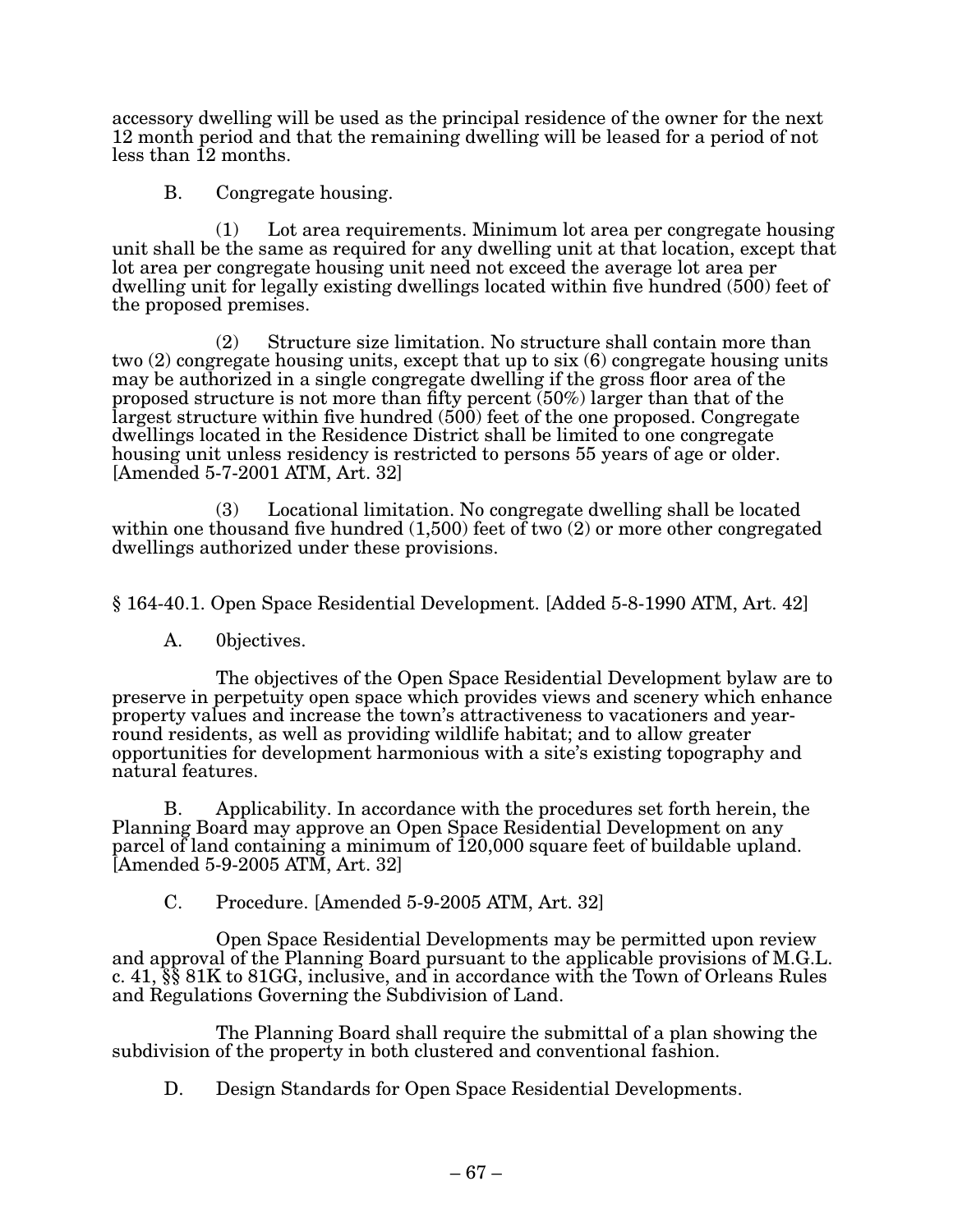accessory dwelling will be used as the principal residence of the owner for the next 12 month period and that the remaining dwelling will be leased for a period of not less than 12 months.

B. Congregate housing.

(1) Lot area requirements. Minimum lot area per congregate housing unit shall be the same as required for any dwelling unit at that location, except that lot area per congregate housing unit need not exceed the average lot area per dwelling unit for legally existing dwellings located within five hundred (500) feet of the proposed premises.

(2) Structure size limitation. No structure shall contain more than two (2) congregate housing units, except that up to six (6) congregate housing units may be authorized in a single congregate dwelling if the gross floor area of the proposed structure is not more than fifty percent (50%) larger than that of the largest structure within five hundred (500) feet of the one proposed. Congregate dwellings located in the Residence District shall be limited to one congregate housing unit unless residency is restricted to persons 55 years of age or older. [Amended 5-7-2001 ATM, Art. 32]

(3) Locational limitation. No congregate dwelling shall be located within one thousand five hundred (1,500) feet of two (2) or more other congregated dwellings authorized under these provisions.

## § 164-40.1. Open Space Residential Development. [Added 5-8-1990 ATM, Art. 42]

A. 0bjectives.

The objectives of the Open Space Residential Development bylaw are to preserve in perpetuity open space which provides views and scenery which enhance property values and increase the town's attractiveness to vacationers and year-round residents, as well as providing wildlife habitat; and to allow greater opportunities for development harmonious with a site's existing topography and natural features.

B. Applicability. In accordance with the procedures set forth herein, the Planning Board may approve an Open Space Residential Development on any parcel of land containing a minimum of 120,000 square feet of buildable upland. [Amended 5-9-2005 ATM, Art. 32]

C. Procedure. [Amended 5-9-2005 ATM, Art. 32]

Open Space Residential Developments may be permitted upon review and approval of the Planning Board pursuant to the applicable provisions of M.G.L. c. 41, §§ 81K to 81GG, inclusive, and in accordance with the Town of Orleans Rules and Regulations Governing the Subdivision of Land.

The Planning Board shall require the submittal of a plan showing the subdivision of the property in both clustered and conventional fashion.

D. Design Standards for Open Space Residential Developments.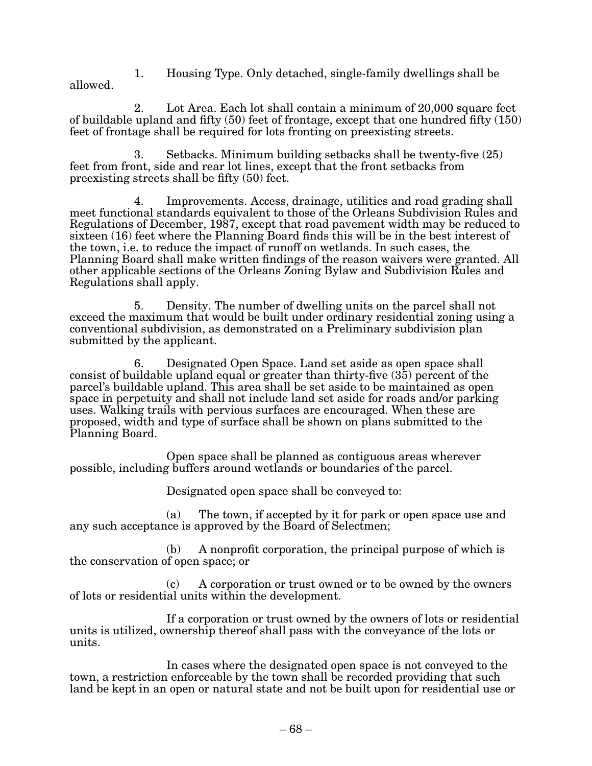1. Housing Type. Only detached, single-family dwellings shall be allowed.

2. Lot Area. Each lot shall contain a minimum of 20,000 square feet of buildable upland and fifty (50) feet of frontage, except that one hundred fifty (150) feet of frontage shall be required for lots fronting on preexisting streets.

3. Setbacks. Minimum building setbacks shall be twenty-five (25) feet from front, side and rear lot lines, except that the front setbacks from preexisting streets shall be fifty (50) feet.

4. Improvements. Access, drainage, utilities and road grading shall meet functional standards equivalent to those of the Orleans Subdivision Rules and Regulations of December, 1987, except that road pavement width may be reduced to sixteen (16) feet where the Planning Board finds this will be in the best interest of the town, i.e. to reduce the impact of runoff on wetlands. In such cases, the Planning Board shall make written findings of the reason waivers were granted. All other applicable sections of the Orleans Zoning Bylaw and Subdivision Rules and Regulations shall apply.

5. Density. The number of dwelling units on the parcel shall not exceed the maximum that would be built under ordinary residential zoning using a conventional subdivision, as demonstrated on a Preliminary subdivision plan submitted by the applicant.

6. Designated Open Space. Land set aside as open space shall consist of buildable upland equal or greater than thirty-five (35) percent of the parcel's buildable upland. This area shall be set aside to be maintained as open space in perpetuity and shall not include land set aside for roads and/or parking uses. Walking trails with pervious surfaces are encouraged. When these are proposed, width and type of surface shall be shown on plans submitted to the Planning Board.

Open space shall be planned as contiguous areas wherever possible, including buffers around wetlands or boundaries of the parcel.

Designated open space shall be conveyed to:

(a) The town, if accepted by it for park or open space use and any such acceptance is approved by the Board of Selectmen;

(b) A nonprofit corporation, the principal purpose of which is the conservation of open space; or

(c) A corporation or trust owned or to be owned by the owners of lots or residential units within the development.

If a corporation or trust owned by the owners of lots or residential units is utilized, ownership thereof shall pass with the conveyance of the lots or units.

In cases where the designated open space is not conveyed to the town, a restriction enforceable by the town shall be recorded providing that such land be kept in an open or natural state and not be built upon for residential use or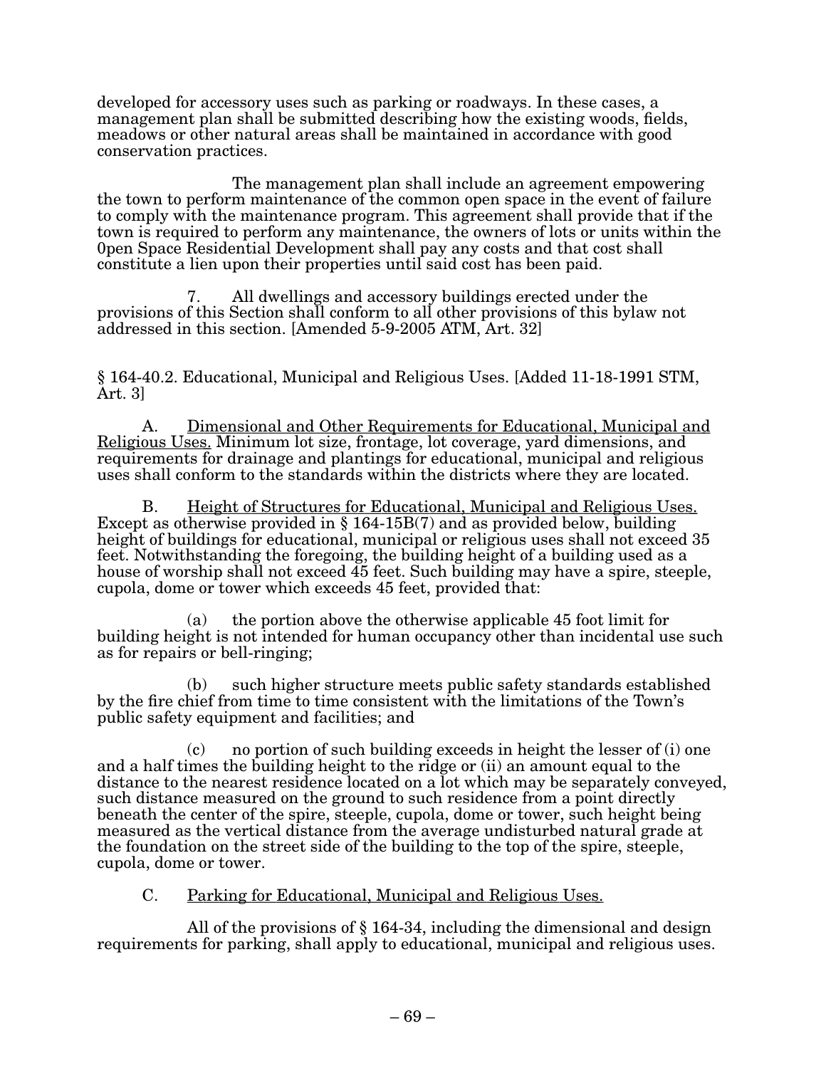developed for accessory uses such as parking or roadways. In these cases, a management plan shall be submitted describing how the existing woods, fields, meadows or other natural areas shall be maintained in accordance with good conservation practices.

The management plan shall include an agreement empowering the town to perform maintenance of the common open space in the event of failure to comply with the maintenance program. This agreement shall provide that if the town is required to perform any maintenance, the owners of lots or units within the 0pen Space Residential Development shall pay any costs and that cost shall constitute a lien upon their properties until said cost has been paid.

7. All dwellings and accessory buildings erected under the provisions of this Section shall conform to all other provisions of this bylaw not addressed in this section. [Amended 5-9-2005 ATM, Art. 32]

§ 164-40.2. Educational, Municipal and Religious Uses. [Added 11-18-1991 STM, Art. 3]

A. Dimensional and Other Requirements for Educational, Municipal and Religious Uses. Minimum lot size, frontage, lot coverage, yard dimensions, and requirements for drainage and plantings for educational, municipal and religious uses shall conform to the standards within the districts where they are located.

B. Height of Structures for Educational, Municipal and Religious Uses. Except as otherwise provided in § 164-15B(7) and as provided below, building height of buildings for educational, municipal or religious uses shall not exceed 35 feet. Notwithstanding the foregoing, the building height of a building used as a house of worship shall not exceed 45 feet. Such building may have a spire, steeple, cupola, dome or tower which exceeds 45 feet, provided that:

(a) the portion above the otherwise applicable 45 foot limit for building height is not intended for human occupancy other than incidental use such as for repairs or bell-ringing;

(b) such higher structure meets public safety standards established by the fire chief from time to time consistent with the limitations of the Town's public safety equipment and facilities; and

(c) no portion of such building exceeds in height the lesser of (i) one and a half times the building height to the ridge or (ii) an amount equal to the distance to the nearest residence located on a lot which may be separately conveyed, such distance measured on the ground to such residence from a point directly beneath the center of the spire, steeple, cupola, dome or tower, such height being measured as the vertical distance from the average undisturbed natural grade at the foundation on the street side of the building to the top of the spire, steeple, cupola, dome or tower.

C. Parking for Educational, Municipal and Religious Uses.

All of the provisions of § 164-34, including the dimensional and design requirements for parking, shall apply to educational, municipal and religious uses.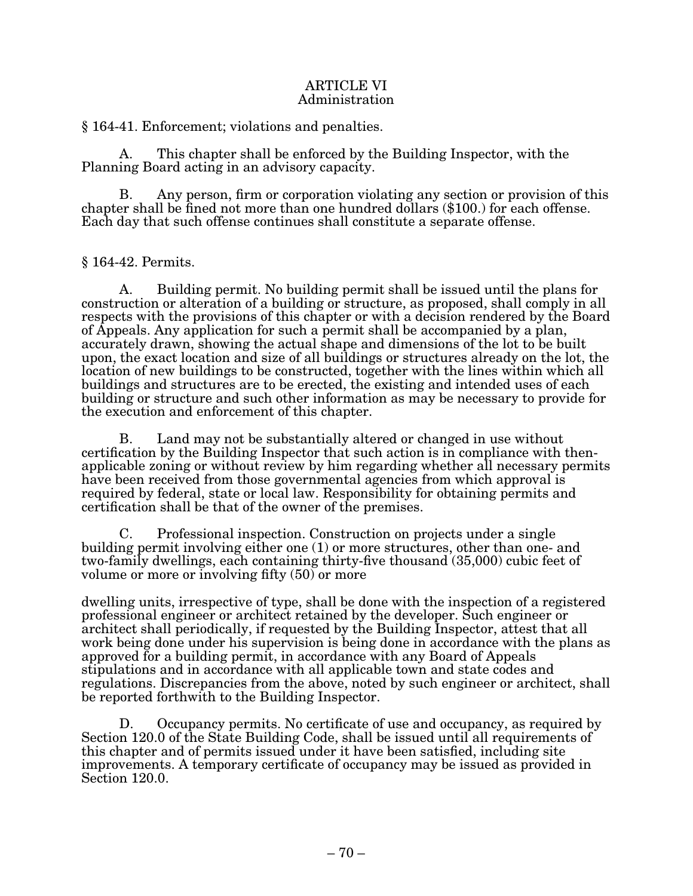# ARTICLE VI
## Administration

### § 164-41. Enforcement; violations and penalties.

A. This chapter shall be enforced by the Building Inspector, with the Planning Board acting in an advisory capacity.

B. Any person, firm or corporation violating any section or provision of this chapter shall be fined not more than one hundred dollars ($100.) for each offense. Each day that such offense continues shall constitute a separate offense.

### § 164-42. Permits.

A. Building permit. No building permit shall be issued until the plans for construction or alteration of a building or structure, as proposed, shall comply in all respects with the provisions of this chapter or with a decision rendered by the Board of Appeals. Any application for such a permit shall be accompanied by a plan, accurately drawn, showing the actual shape and dimensions of the lot to be built upon, the exact location and size of all buildings or structures already on the lot, the location of new buildings to be constructed, together with the lines within which all buildings and structures are to be erected, the existing and intended uses of each building or structure and such other information as may be necessary to provide for the execution and enforcement of this chapter.

B. Land may not be substantially altered or changed in use without certification by the Building Inspector that such action is in compliance with then-applicable zoning or without review by him regarding whether all necessary permits have been received from those governmental agencies from which approval is required by federal, state or local law. Responsibility for obtaining permits and certification shall be that of the owner of the premises.

C. Professional inspection. Construction on projects under a single building permit involving either one (1) or more structures, other than one- and two-family dwellings, each containing thirty-five thousand (35,000) cubic feet of volume or more or involving fifty (50) or more dwelling units, irrespective of type, shall be done with the inspection of a registered professional engineer or architect retained by the developer. Such engineer or architect shall periodically, if requested by the Building Inspector, attest that all work being done under his supervision is being done in accordance with the plans as approved for a building permit, in accordance with any Board of Appeals stipulations and in accordance with all applicable town and state codes and regulations. Discrepancies from the above, noted by such engineer or architect, shall be reported forthwith to the Building Inspector.

D. Occupancy permits. No certificate of use and occupancy, as required by Section 120.0 of the State Building Code, shall be issued until all requirements of this chapter and of permits issued under it have been satisfied, including site improvements. A temporary certificate of occupancy may be issued as provided in Section 120.0.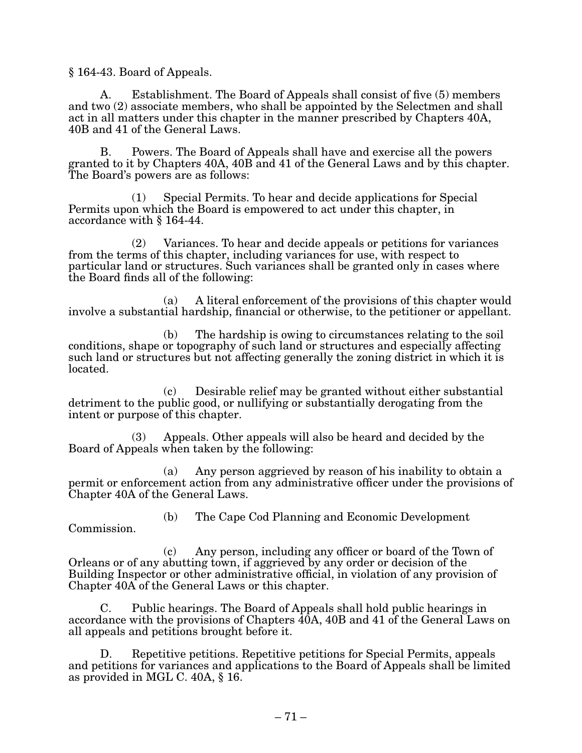§ 164-43. Board of Appeals.

A. Establishment. The Board of Appeals shall consist of five (5) members and two (2) associate members, who shall be appointed by the Selectmen and shall act in all matters under this chapter in the manner prescribed by Chapters 40A, 40B and 41 of the General Laws.

B. Powers. The Board of Appeals shall have and exercise all the powers granted to it by Chapters 40A, 40B and 41 of the General Laws and by this chapter. The Board's powers are as follows:

(1) Special Permits. To hear and decide applications for Special Permits upon which the Board is empowered to act under this chapter, in accordance with § 164-44.

(2) Variances. To hear and decide appeals or petitions for variances from the terms of this chapter, including variances for use, with respect to particular land or structures. Such variances shall be granted only in cases where the Board finds all of the following:

(a) A literal enforcement of the provisions of this chapter would involve a substantial hardship, financial or otherwise, to the petitioner or appellant.

(b) The hardship is owing to circumstances relating to the soil conditions, shape or topography of such land or structures and especially affecting such land or structures but not affecting generally the zoning district in which it is located.

(c) Desirable relief may be granted without either substantial detriment to the public good, or nullifying or substantially derogating from the intent or purpose of this chapter.

(3) Appeals. Other appeals will also be heard and decided by the Board of Appeals when taken by the following:

(a) Any person aggrieved by reason of his inability to obtain a permit or enforcement action from any administrative officer under the provisions of Chapter 40A of the General Laws.

(b) The Cape Cod Planning and Economic Development Commission.

(c) Any person, including any officer or board of the Town of Orleans or of any abutting town, if aggrieved by any order or decision of the Building Inspector or other administrative official, in violation of any provision of Chapter 40A of the General Laws or this chapter.

C. Public hearings. The Board of Appeals shall hold public hearings in accordance with the provisions of Chapters 40A, 40B and 41 of the General Laws on all appeals and petitions brought before it.

D. Repetitive petitions. Repetitive petitions for Special Permits, appeals and petitions for variances and applications to the Board of Appeals shall be limited as provided in MGL C. 40A, § 16.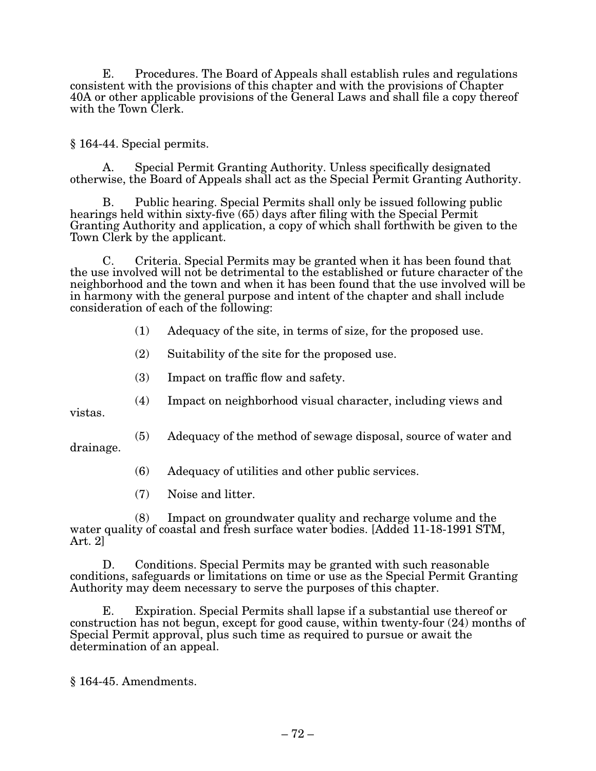E. Procedures. The Board of Appeals shall establish rules and regulations consistent with the provisions of this chapter and with the provisions of Chapter 40A or other applicable provisions of the General Laws and shall file a copy thereof with the Town Clerk.

## § 164-44. Special permits.

A. Special Permit Granting Authority. Unless specifically designated otherwise, the Board of Appeals shall act as the Special Permit Granting Authority.

B. Public hearing. Special Permits shall only be issued following public hearings held within sixty-five (65) days after filing with the Special Permit Granting Authority and application, a copy of which shall forthwith be given to the Town Clerk by the applicant.

C. Criteria. Special Permits may be granted when it has been found that the use involved will not be detrimental to the established or future character of the neighborhood and the town and when it has been found that the use involved will be in harmony with the general purpose and intent of the chapter and shall include consideration of each of the following:

(1) Adequacy of the site, in terms of size, for the proposed use.

(2) Suitability of the site for the proposed use.

(3) Impact on traffic flow and safety.

(4) Impact on neighborhood visual character, including views and vistas.

(5) Adequacy of the method of sewage disposal, source of water and drainage.

(6) Adequacy of utilities and other public services.

(7) Noise and litter.

(8) Impact on groundwater quality and recharge volume and the water quality of coastal and fresh surface water bodies. [Added 11-18-1991 STM, Art. 2]

D. Conditions. Special Permits may be granted with such reasonable conditions, safeguards or limitations on time or use as the Special Permit Granting Authority may deem necessary to serve the purposes of this chapter.

E. Expiration. Special Permits shall lapse if a substantial use thereof or construction has not begun, except for good cause, within twenty-four (24) months of Special Permit approval, plus such time as required to pursue or await the determination of an appeal.

## § 164-45. Amendments.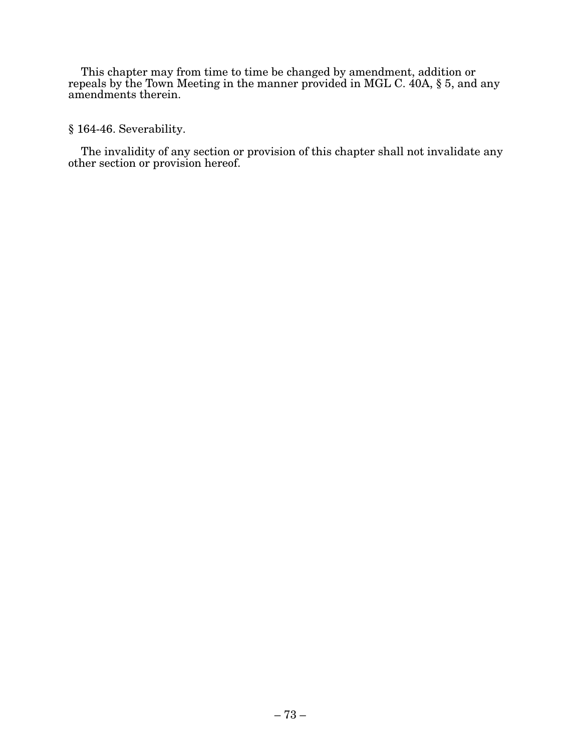This chapter may from time to time be changed by amendment, addition or repeals by the Town Meeting in the manner provided in MGL C. 40A, § 5, and any amendments therein.

## § 164-46. Severability.

The invalidity of any section or provision of this chapter shall not invalidate any other section or provision hereof.